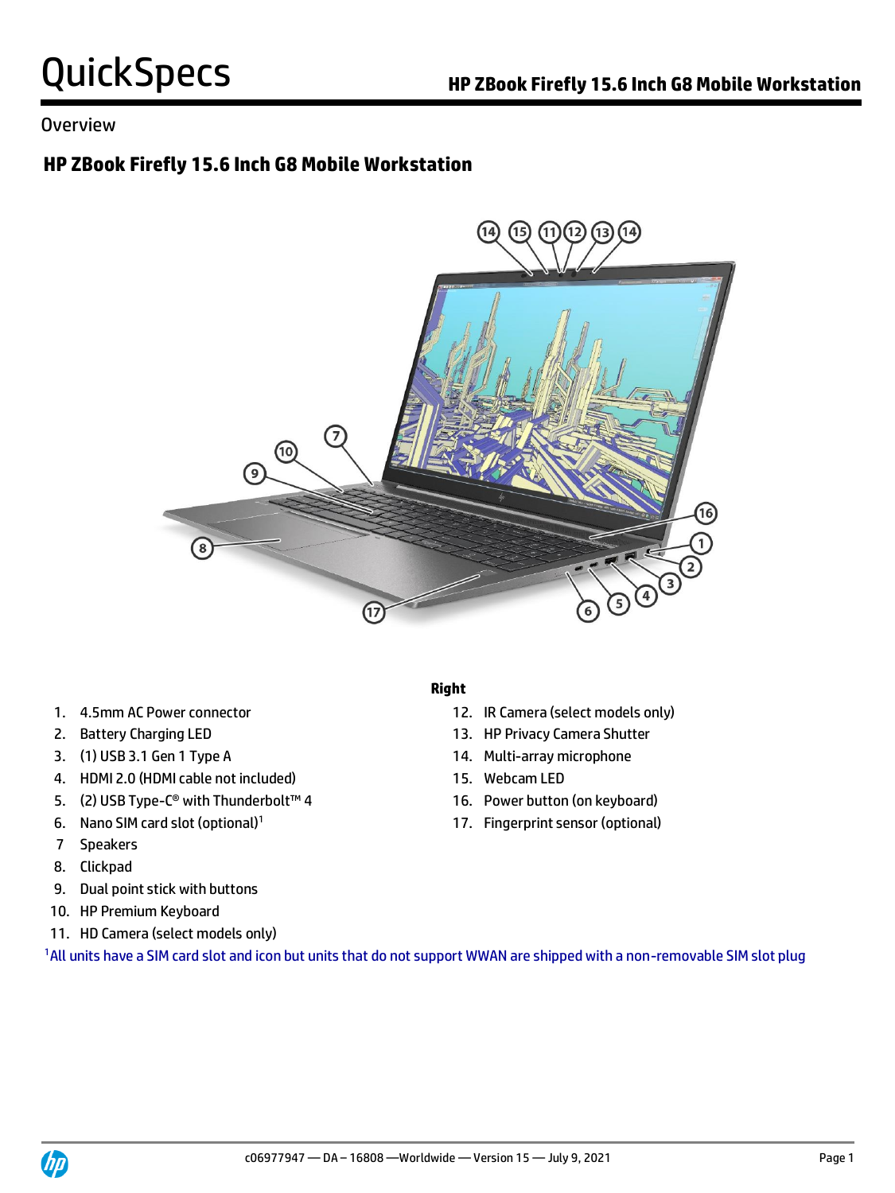# QuickSpecs

Overview

## HP ZBook Firefly 15.6 Inch G8 Mobile Workstation

1. 4.5mm AC Power connector
2. Battery Charging LED
3. (1) USB 3.1 Gen 1 Type A
4. HDMI 2.0 (HDMI cable not included)
5. (2) USB Type-C® with Thunderbolt™ 4
6. Nano SIM card slot (optional)[1]
7. Speakers
8. Clickpad
9. Dual point stick with buttons
10. HP Premium Keyboard
11. HD Camera (select models only)

**Right**

12. IR Camera (select models only)
13. HP Privacy Camera Shutter
14. Multi-array microphone
15. Webcam LED
16. Power button (on keyboard)
17. Fingerprint sensor (optional)

[1]All units have a SIM card slot and icon but units that do not support WWAN are shipped with a non-removable SIM slot plug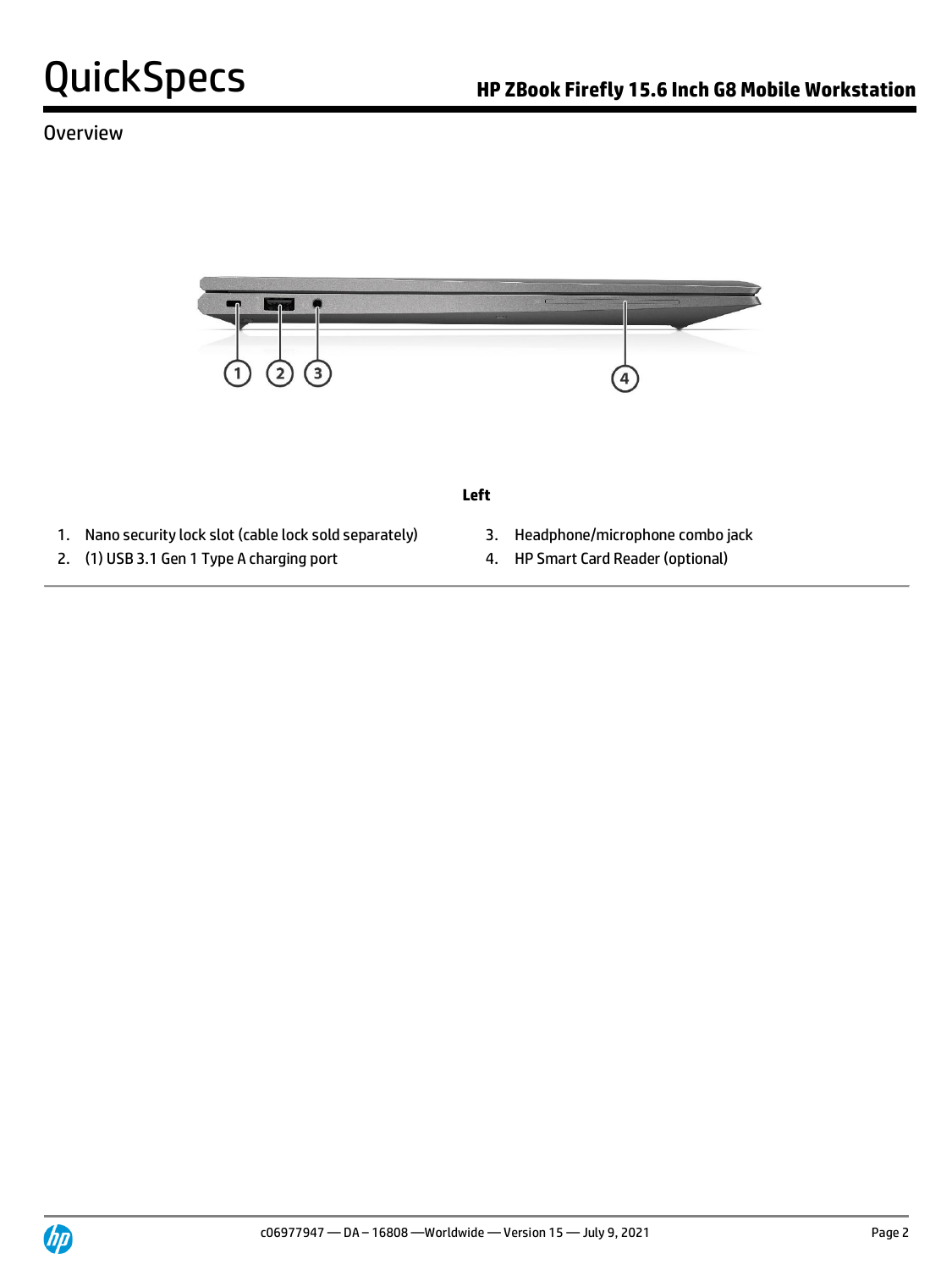Overview

**Left**

1. Nano security lock slot (cable lock sold separately)
2. (1) USB 3.1 Gen 1 Type A charging port
3. Headphone/microphone combo jack
4. HP Smart Card Reader (optional)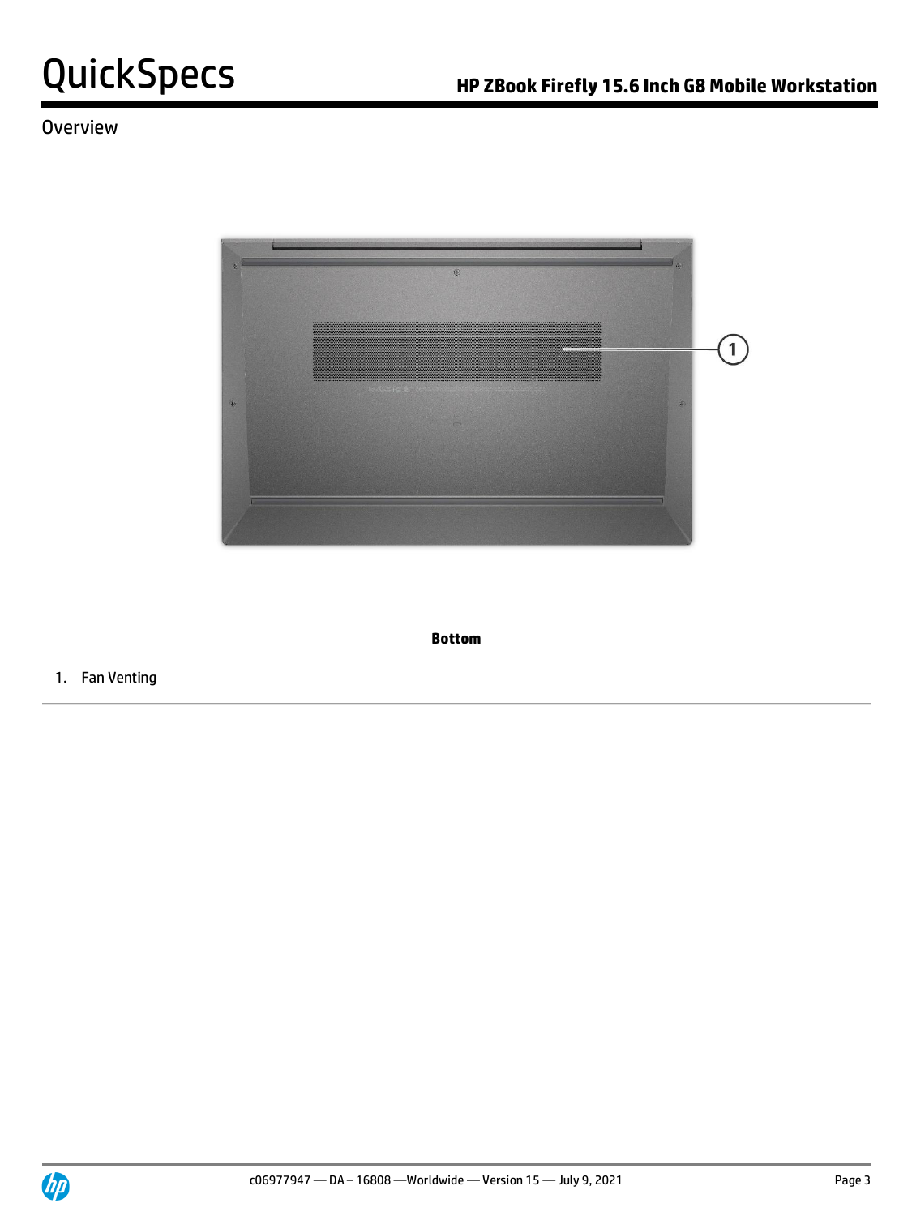Overview

**Bottom**

1. Fan Venting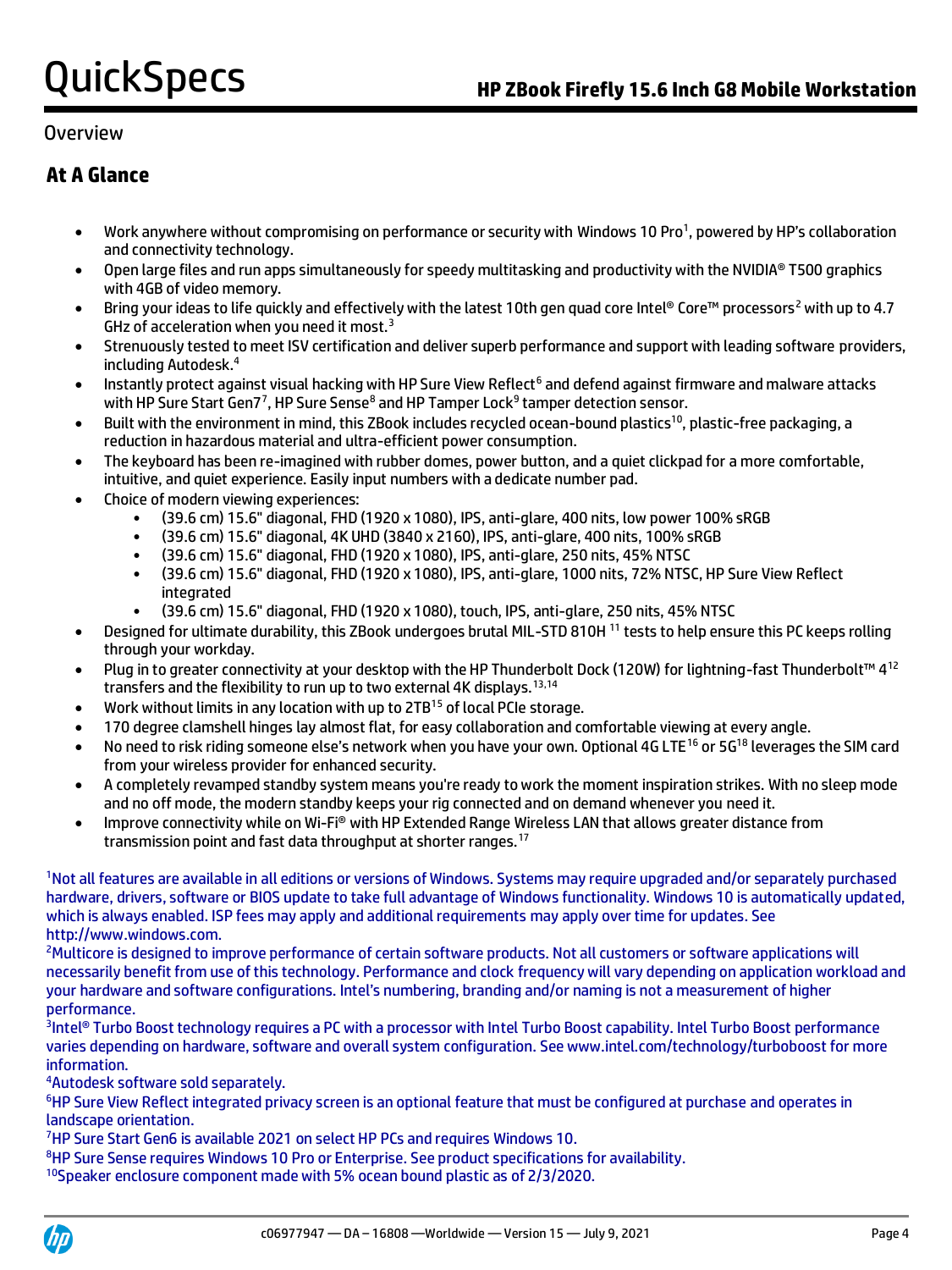## Overview

### At A Glance

- Work anywhere without compromising on performance or security with Windows 10 Pro[1], powered by HP's collaboration and connectivity technology.
- Open large files and run apps simultaneously for speedy multitasking and productivity with the NVIDIA® T500 graphics with 4GB of video memory.
- Bring your ideas to life quickly and effectively with the latest 10th gen quad core Intel® Core™ processors[2] with up to 4.7 GHz of acceleration when you need it most.[3]
- Strenuously tested to meet ISV certification and deliver superb performance and support with leading software providers, including Autodesk.[4]
- Instantly protect against visual hacking with HP Sure View Reflect[6] and defend against firmware and malware attacks with HP Sure Start Gen7[7], HP Sure Sense[8] and HP Tamper Lock[9] tamper detection sensor.
- Built with the environment in mind, this ZBook includes recycled ocean-bound plastics[10], plastic-free packaging, a reduction in hazardous material and ultra-efficient power consumption.
- The keyboard has been re-imagined with rubber domes, power button, and a quiet clickpad for a more comfortable, intuitive, and quiet experience. Easily input numbers with a dedicate number pad.
- Choice of modern viewing experiences:
  - (39.6 cm) 15.6" diagonal, FHD (1920 x 1080), IPS, anti-glare, 400 nits, low power 100% sRGB
  - (39.6 cm) 15.6" diagonal, 4K UHD (3840 x 2160), IPS, anti-glare, 400 nits, 100% sRGB
  - (39.6 cm) 15.6" diagonal, FHD (1920 x 1080), IPS, anti-glare, 250 nits, 45% NTSC
  - (39.6 cm) 15.6" diagonal, FHD (1920 x 1080), IPS, anti-glare, 1000 nits, 72% NTSC, HP Sure View Reflect integrated
  - (39.6 cm) 15.6" diagonal, FHD (1920 x 1080), touch, IPS, anti-glare, 250 nits, 45% NTSC
- Designed for ultimate durability, this ZBook undergoes brutal MIL-STD 810H [11] tests to help ensure this PC keeps rolling through your workday.
- Plug in to greater connectivity at your desktop with the HP Thunderbolt Dock (120W) for lightning-fast Thunderbolt™ 4[12] transfers and the flexibility to run up to two external 4K displays.[13,14]
- Work without limits in any location with up to 2TB[15] of local PCIe storage.
- 170 degree clamshell hinges lay almost flat, for easy collaboration and comfortable viewing at every angle.
- No need to risk riding someone else's network when you have your own. Optional 4G LTE[16] or 5G[18] leverages the SIM card from your wireless provider for enhanced security.
- A completely revamped standby system means you're ready to work the moment inspiration strikes. With no sleep mode and no off mode, the modern standby keeps your rig connected and on demand whenever you need it.
- Improve connectivity while on Wi-Fi® with HP Extended Range Wireless LAN that allows greater distance from transmission point and fast data throughput at shorter ranges.[17]

[1]Not all features are available in all editions or versions of Windows. Systems may require upgraded and/or separately purchased hardware, drivers, software or BIOS update to take full advantage of Windows functionality. Windows 10 is automatically updated, which is always enabled. ISP fees may apply and additional requirements may apply over time for updates. See http://www.windows.com.

[2]Multicore is designed to improve performance of certain software products. Not all customers or software applications will necessarily benefit from use of this technology. Performance and clock frequency will vary depending on application workload and your hardware and software configurations. Intel's numbering, branding and/or naming is not a measurement of higher performance.

[3]Intel® Turbo Boost technology requires a PC with a processor with Intel Turbo Boost capability. Intel Turbo Boost performance varies depending on hardware, software and overall system configuration. See www.intel.com/technology/turboboost for more information.

[4]Autodesk software sold separately.

[6]HP Sure View Reflect integrated privacy screen is an optional feature that must be configured at purchase and operates in landscape orientation.

[7]HP Sure Start Gen6 is available 2021 on select HP PCs and requires Windows 10.

[8]HP Sure Sense requires Windows 10 Pro or Enterprise. See product specifications for availability.

[10]Speaker enclosure component made with 5% ocean bound plastic as of 2/3/2020.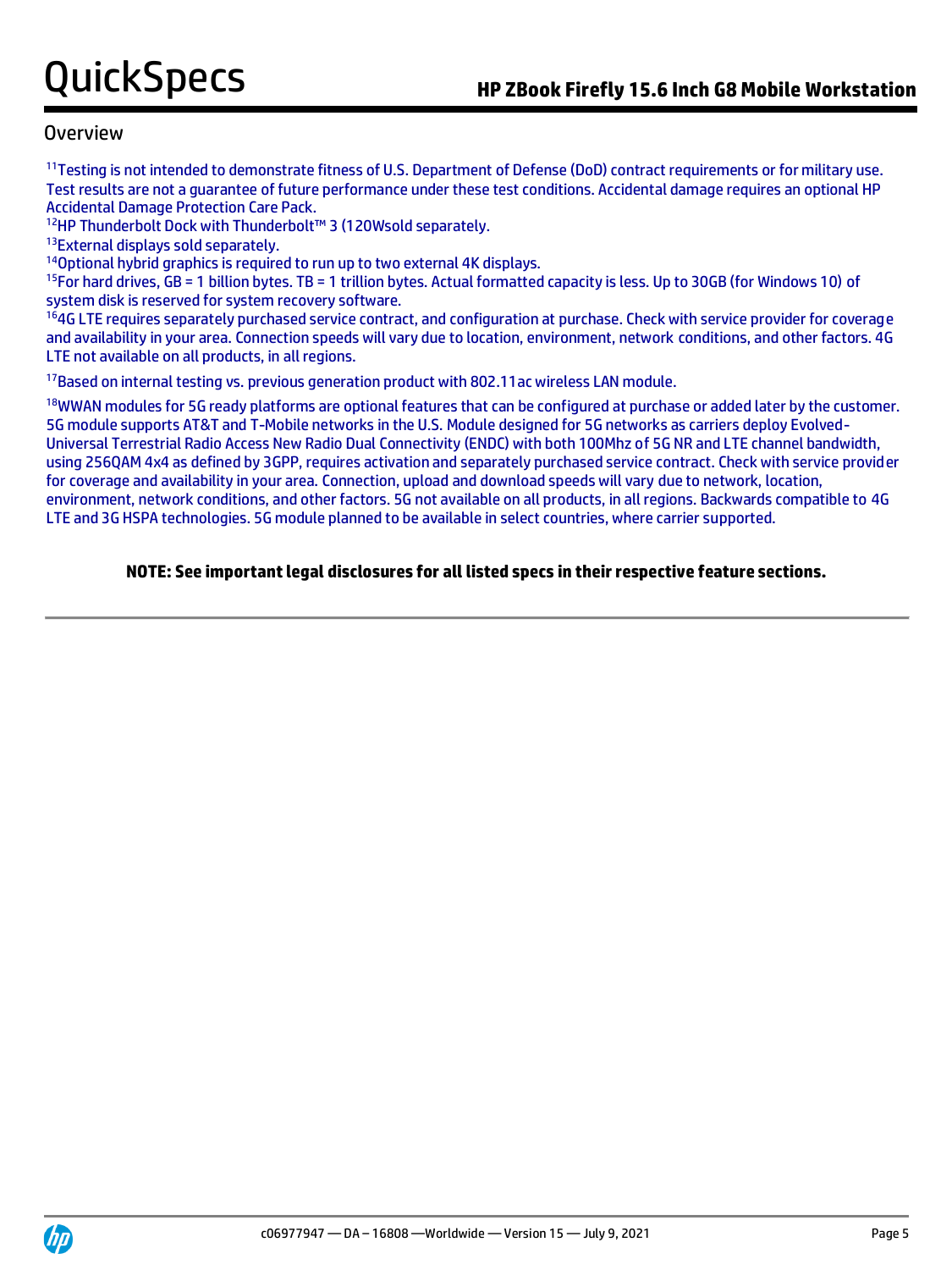## Overview

[11]Testing is not intended to demonstrate fitness of U.S. Department of Defense (DoD) contract requirements or for military use. Test results are not a guarantee of future performance under these test conditions. Accidental damage requires an optional HP Accidental Damage Protection Care Pack.

[12]HP Thunderbolt Dock with Thunderbolt™ 3 (120Wsold separately.

[13]External displays sold separately.

[14]Optional hybrid graphics is required to run up to two external 4K displays.

[15]For hard drives, GB = 1 billion bytes. TB = 1 trillion bytes. Actual formatted capacity is less. Up to 30GB (for Windows 10) of system disk is reserved for system recovery software.

[16]4G LTE requires separately purchased service contract, and configuration at purchase. Check with service provider for coverage and availability in your area. Connection speeds will vary due to location, environment, network conditions, and other factors. 4G LTE not available on all products, in all regions.

[17]Based on internal testing vs. previous generation product with 802.11ac wireless LAN module.

[18]WWAN modules for 5G ready platforms are optional features that can be configured at purchase or added later by the customer. 5G module supports AT&T and T-Mobile networks in the U.S. Module designed for 5G networks as carriers deploy Evolved-Universal Terrestrial Radio Access New Radio Dual Connectivity (ENDC) with both 100Mhz of 5G NR and LTE channel bandwidth, using 256QAM 4x4 as defined by 3GPP, requires activation and separately purchased service contract. Check with service provider for coverage and availability in your area. Connection, upload and download speeds will vary due to network, location, environment, network conditions, and other factors. 5G not available on all products, in all regions. Backwards compatible to 4G LTE and 3G HSPA technologies. 5G module planned to be available in select countries, where carrier supported.

**NOTE: See important legal disclosures for all listed specs in their respective feature sections.**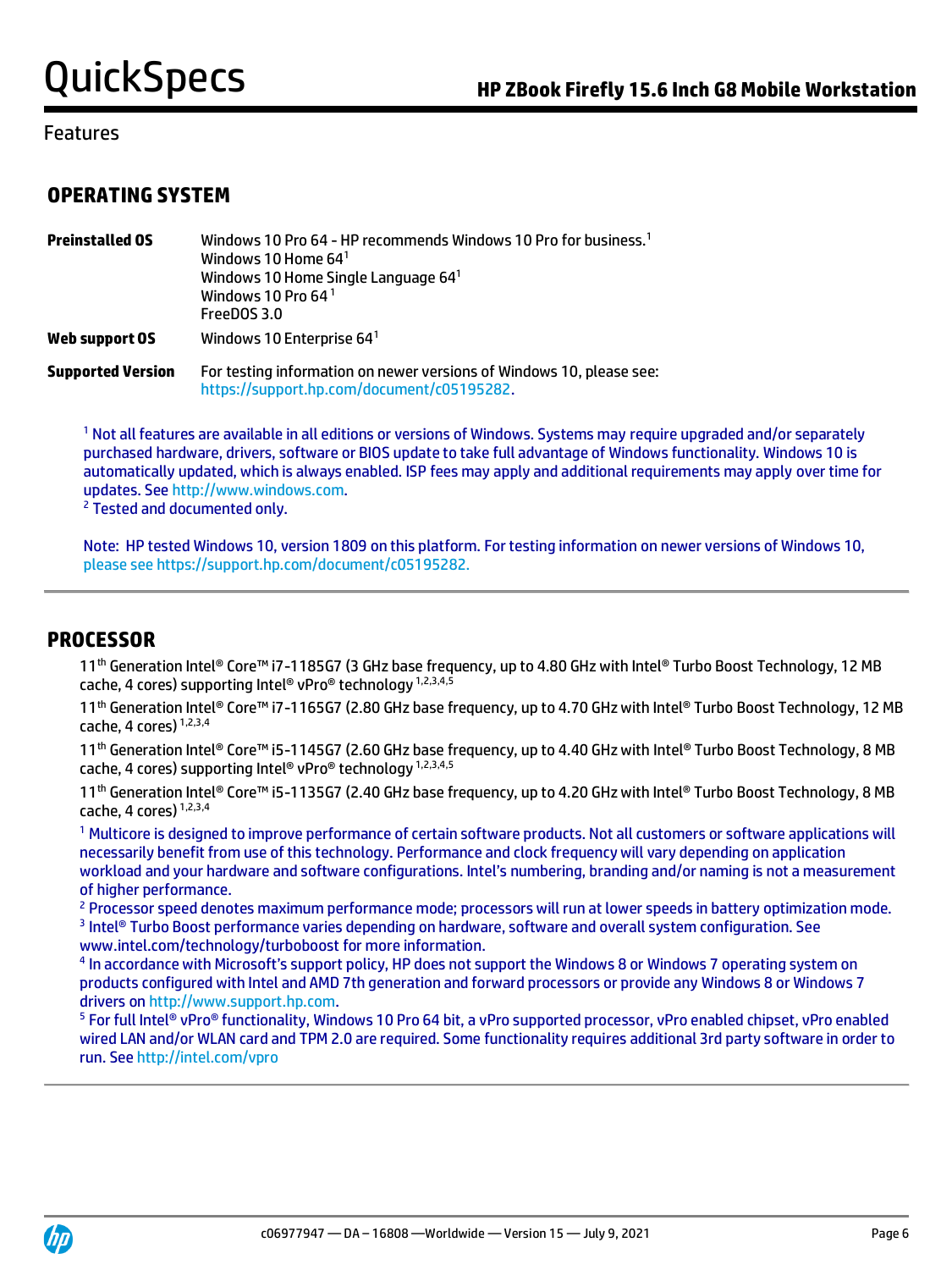Features

## OPERATING SYSTEM

| | |
|---|---|
| **Preinstalled OS** | Windows 10 Pro 64 - HP recommends Windows 10 Pro for business.[1]<br>Windows 10 Home 64[1]<br>Windows 10 Home Single Language 64[1]<br>Windows 10 Pro 64 [1]<br>FreeDOS 3.0 |
| **Web support OS** | Windows 10 Enterprise 64[1] |
| **Supported Version** | For testing information on newer versions of Windows 10, please see: https://support.hp.com/document/c05195282. |

[1] Not all features are available in all editions or versions of Windows. Systems may require upgraded and/or separately purchased hardware, drivers, software or BIOS update to take full advantage of Windows functionality. Windows 10 is automatically updated, which is always enabled. ISP fees may apply and additional requirements may apply over time for updates. See http://www.windows.com.
[2] Tested and documented only.

Note: HP tested Windows 10, version 1809 on this platform. For testing information on newer versions of Windows 10, please see https://support.hp.com/document/c05195282.

## PROCESSOR

11th Generation Intel® Core™ i7-1185G7 (3 GHz base frequency, up to 4.80 GHz with Intel® Turbo Boost Technology, 12 MB cache, 4 cores) supporting Intel® vPro® technology [1,2,3,4,5]

11th Generation Intel® Core™ i7-1165G7 (2.80 GHz base frequency, up to 4.70 GHz with Intel® Turbo Boost Technology, 12 MB cache, 4 cores) [1,2,3,4]

11th Generation Intel® Core™ i5-1145G7 (2.60 GHz base frequency, up to 4.40 GHz with Intel® Turbo Boost Technology, 8 MB cache, 4 cores) supporting Intel® vPro® technology [1,2,3,4,5]

11th Generation Intel® Core™ i5-1135G7 (2.40 GHz base frequency, up to 4.20 GHz with Intel® Turbo Boost Technology, 8 MB cache, 4 cores) [1,2,3,4]

[1] Multicore is designed to improve performance of certain software products. Not all customers or software applications will necessarily benefit from use of this technology. Performance and clock frequency will vary depending on application workload and your hardware and software configurations. Intel's numbering, branding and/or naming is not a measurement of higher performance.
[2] Processor speed denotes maximum performance mode; processors will run at lower speeds in battery optimization mode.
[3] Intel® Turbo Boost performance varies depending on hardware, software and overall system configuration. See www.intel.com/technology/turboboost for more information.
[4] In accordance with Microsoft's support policy, HP does not support the Windows 8 or Windows 7 operating system on products configured with Intel and AMD 7th generation and forward processors or provide any Windows 8 or Windows 7 drivers on http://www.support.hp.com.
[5] For full Intel® vPro® functionality, Windows 10 Pro 64 bit, a vPro supported processor, vPro enabled chipset, vPro enabled wired LAN and/or WLAN card and TPM 2.0 are required. Some functionality requires additional 3rd party software in order to run. See http://intel.com/vpro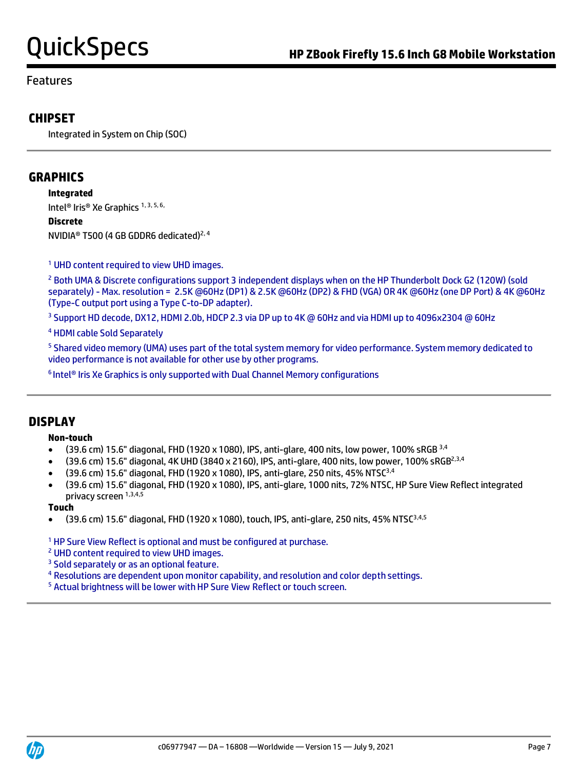## Features

### CHIPSET

Integrated in System on Chip (SOC)

### GRAPHICS

**Integrated**

Intel® Iris® Xe Graphics [1, 3, 5, 6,]

**Discrete**

NVIDIA® T500 (4 GB GDDR6 dedicated)[2, 4]

[1] UHD content required to view UHD images.

[2] Both UMA & Discrete configurations support 3 independent displays when on the HP Thunderbolt Dock G2 (120W) (sold separately) - Max. resolution = 2.5K @60Hz (DP1) & 2.5K @60Hz (DP2) & FHD (VGA) OR 4K @60Hz (one DP Port) & 4K @60Hz (Type-C output port using a Type C-to-DP adapter).

[3] Support HD decode, DX12, HDMI 2.0b, HDCP 2.3 via DP up to 4K @ 60Hz and via HDMI up to 4096x2304 @ 60Hz

[4] HDMI cable Sold Separately

[5] Shared video memory (UMA) uses part of the total system memory for video performance. System memory dedicated to video performance is not available for other use by other programs.

[6] Intel® Iris Xe Graphics is only supported with Dual Channel Memory configurations

### DISPLAY

**Non-touch**

- (39.6 cm) 15.6" diagonal, FHD (1920 x 1080), IPS, anti-glare, 400 nits, low power, 100% sRGB [3,4]
- (39.6 cm) 15.6" diagonal, 4K UHD (3840 x 2160), IPS, anti-glare, 400 nits, low power, 100% sRGB[2,3,4]
- (39.6 cm) 15.6" diagonal, FHD (1920 x 1080), IPS, anti-glare, 250 nits, 45% NTSC[3,4]
- (39.6 cm) 15.6" diagonal, FHD (1920 x 1080), IPS, anti-glare, 1000 nits, 72% NTSC, HP Sure View Reflect integrated privacy screen [1,3,4,5]

**Touch**

- (39.6 cm) 15.6" diagonal, FHD (1920 x 1080), touch, IPS, anti-glare, 250 nits, 45% NTSC[3,4,5]

[1] HP Sure View Reflect is optional and must be configured at purchase.
[2] UHD content required to view UHD images.
[3] Sold separately or as an optional feature.
[4] Resolutions are dependent upon monitor capability, and resolution and color depth settings.
[5] Actual brightness will be lower with HP Sure View Reflect or touch screen.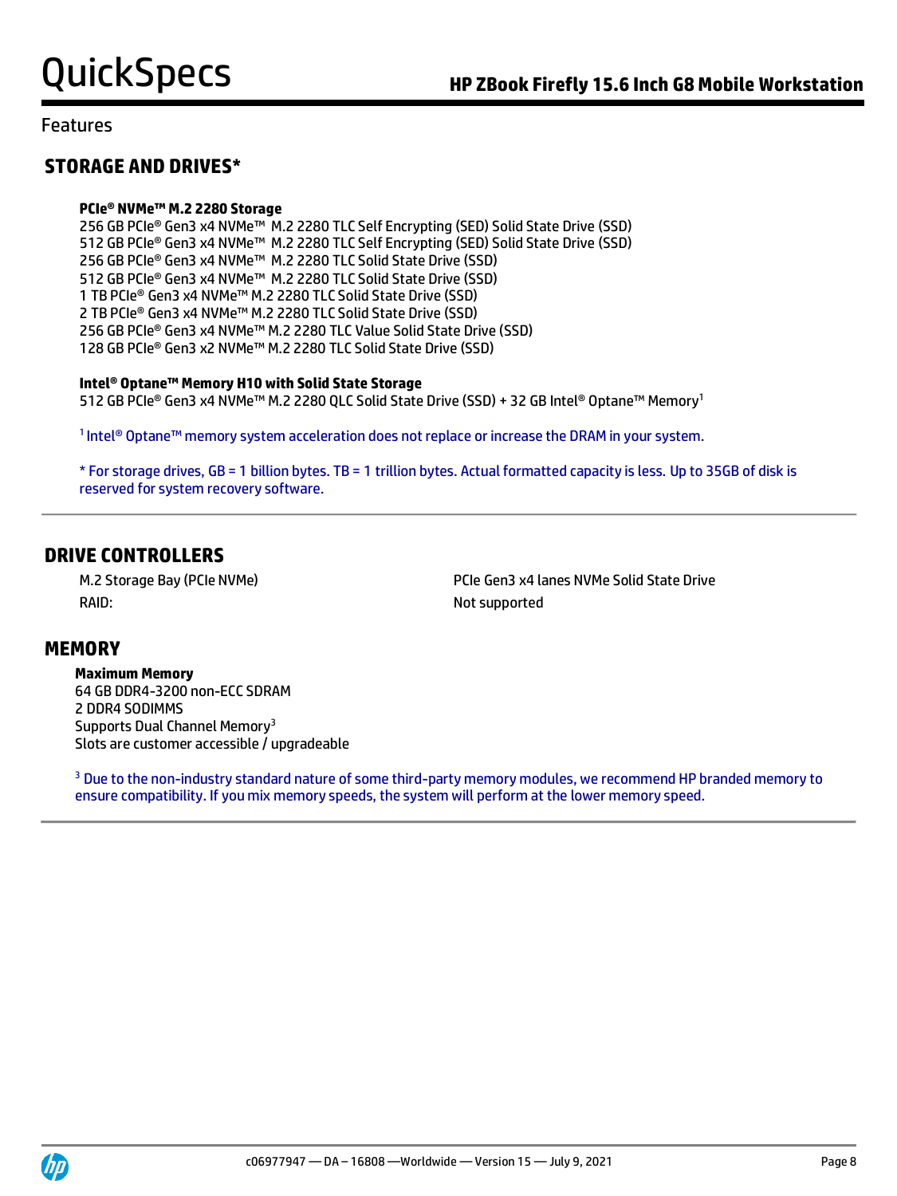Features

## STORAGE AND DRIVES*

**PCIe® NVMe™ M.2 2280 Storage**
256 GB PCIe® Gen3 x4 NVMe™ M.2 2280 TLC Self Encrypting (SED) Solid State Drive (SSD)
512 GB PCIe® Gen3 x4 NVMe™ M.2 2280 TLC Self Encrypting (SED) Solid State Drive (SSD)
256 GB PCIe® Gen3 x4 NVMe™ M.2 2280 TLC Solid State Drive (SSD)
512 GB PCIe® Gen3 x4 NVMe™ M.2 2280 TLC Solid State Drive (SSD)
1 TB PCIe® Gen3 x4 NVMe™ M.2 2280 TLC Solid State Drive (SSD)
2 TB PCIe® Gen3 x4 NVMe™ M.2 2280 TLC Solid State Drive (SSD)
256 GB PCIe® Gen3 x4 NVMe™ M.2 2280 TLC Value Solid State Drive (SSD)
128 GB PCIe® Gen3 x2 NVMe™ M.2 2280 TLC Solid State Drive (SSD)

**Intel® Optane™ Memory H10 with Solid State Storage**
512 GB PCIe® Gen3 x4 NVMe™ M.2 2280 QLC Solid State Drive (SSD) + 32 GB Intel® Optane™ Memory[1]

[1] Intel® Optane™ memory system acceleration does not replace or increase the DRAM in your system.

* For storage drives, GB = 1 billion bytes. TB = 1 trillion bytes. Actual formatted capacity is less. Up to 35GB of disk is reserved for system recovery software.

## DRIVE CONTROLLERS

| | |
|---|---|
| M.2 Storage Bay (PCIe NVMe) | PCIe Gen3 x4 lanes NVMe Solid State Drive |
| RAID: | Not supported |

## MEMORY

**Maximum Memory**
64 GB DDR4-3200 non-ECC SDRAM
2 DDR4 SODIMMS
Supports Dual Channel Memory[3]
Slots are customer accessible / upgradeable

[3] Due to the non-industry standard nature of some third-party memory modules, we recommend HP branded memory to ensure compatibility. If you mix memory speeds, the system will perform at the lower memory speed.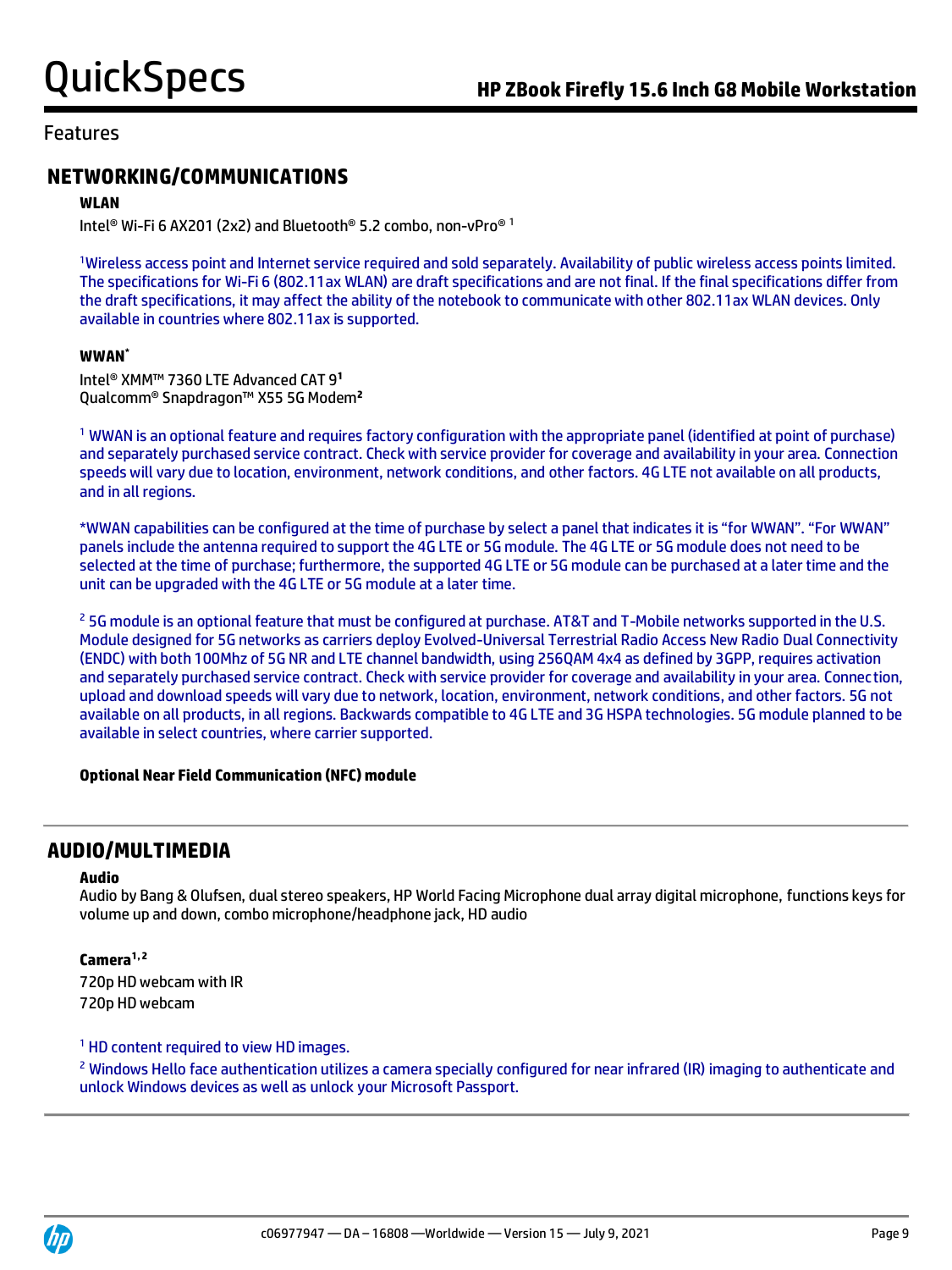## Features

## NETWORKING/COMMUNICATIONS

**WLAN**

Intel® Wi-Fi 6 AX201 (2x2) and Bluetooth® 5.2 combo, non-vPro® [1]

[1]Wireless access point and Internet service required and sold separately. Availability of public wireless access points limited. The specifications for Wi-Fi 6 (802.11ax WLAN) are draft specifications and are not final. If the final specifications differ from the draft specifications, it may affect the ability of the notebook to communicate with other 802.11ax WLAN devices. Only available in countries where 802.11ax is supported.

**WWAN***

Intel® XMM™ 7360 LTE Advanced CAT 9[1]
Qualcomm® Snapdragon™ X55 5G Modem[2]

[1] WWAN is an optional feature and requires factory configuration with the appropriate panel (identified at point of purchase) and separately purchased service contract. Check with service provider for coverage and availability in your area. Connection speeds will vary due to location, environment, network conditions, and other factors. 4G LTE not available on all products, and in all regions.

*WWAN capabilities can be configured at the time of purchase by select a panel that indicates it is "for WWAN". "For WWAN" panels include the antenna required to support the 4G LTE or 5G module. The 4G LTE or 5G module does not need to be selected at the time of purchase; furthermore, the supported 4G LTE or 5G module can be purchased at a later time and the unit can be upgraded with the 4G LTE or 5G module at a later time.

[2] 5G module is an optional feature that must be configured at purchase. AT&T and T-Mobile networks supported in the U.S. Module designed for 5G networks as carriers deploy Evolved-Universal Terrestrial Radio Access New Radio Dual Connectivity (ENDC) with both 100Mhz of 5G NR and LTE channel bandwidth, using 256QAM 4x4 as defined by 3GPP, requires activation and separately purchased service contract. Check with service provider for coverage and availability in your area. Connection, upload and download speeds will vary due to network, location, environment, network conditions, and other factors. 5G not available on all products, in all regions. Backwards compatible to 4G LTE and 3G HSPA technologies. 5G module planned to be available in select countries, where carrier supported.

**Optional Near Field Communication (NFC) module**

## AUDIO/MULTIMEDIA

**Audio**

Audio by Bang & Olufsen, dual stereo speakers, HP World Facing Microphone dual array digital microphone, functions keys for volume up and down, combo microphone/headphone jack, HD audio

**Camera[1,2]**

720p HD webcam with IR
720p HD webcam

[1] HD content required to view HD images.

[2] Windows Hello face authentication utilizes a camera specially configured for near infrared (IR) imaging to authenticate and unlock Windows devices as well as unlock your Microsoft Passport.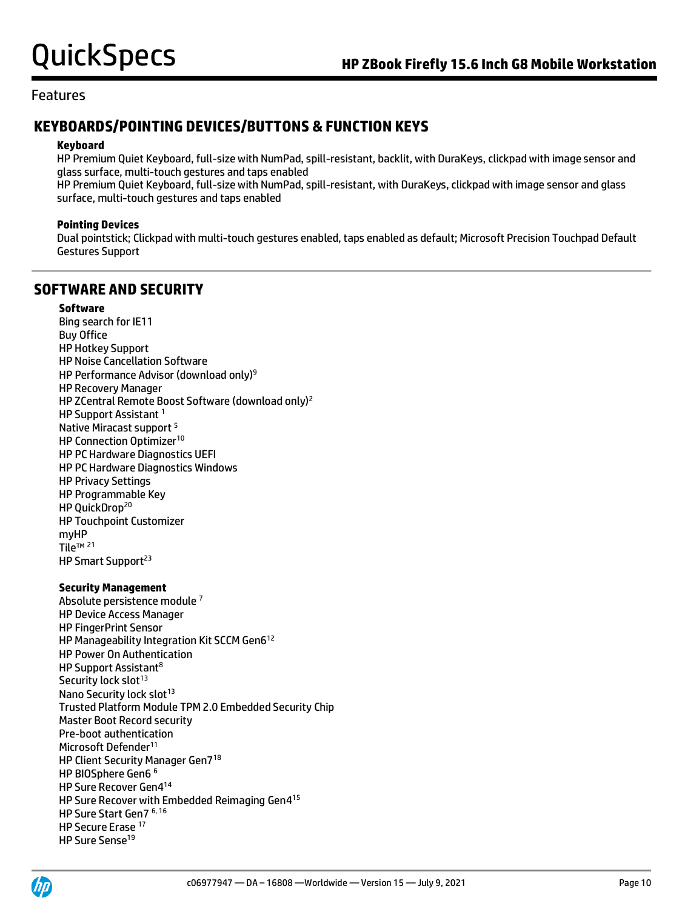## Features

## KEYBOARDS/POINTING DEVICES/BUTTONS & FUNCTION KEYS

**Keyboard**

HP Premium Quiet Keyboard, full-size with NumPad, spill-resistant, backlit, with DuraKeys, clickpad with image sensor and glass surface, multi-touch gestures and taps enabled

HP Premium Quiet Keyboard, full-size with NumPad, spill-resistant, with DuraKeys, clickpad with image sensor and glass surface, multi-touch gestures and taps enabled

**Pointing Devices**

Dual pointstick; Clickpad with multi-touch gestures enabled, taps enabled as default; Microsoft Precision Touchpad Default Gestures Support

## SOFTWARE AND SECURITY

**Software**

Bing search for IE11
Buy Office
HP Hotkey Support
HP Noise Cancellation Software
HP Performance Advisor (download only)[9]
HP Recovery Manager
HP ZCentral Remote Boost Software (download only)[2]
HP Support Assistant [1]
Native Miracast support [5]
HP Connection Optimizer[10]
HP PC Hardware Diagnostics UEFI
HP PC Hardware Diagnostics Windows
HP Privacy Settings
HP Programmable Key
HP QuickDrop[20]
HP Touchpoint Customizer
myHP
Tile™ [21]
HP Smart Support[23]

**Security Management**

Absolute persistence module [7]
HP Device Access Manager
HP FingerPrint Sensor
HP Manageability Integration Kit SCCM Gen6[12]
HP Power On Authentication
HP Support Assistant[8]
Security lock slot[13]
Nano Security lock slot[13]
Trusted Platform Module TPM 2.0 Embedded Security Chip
Master Boot Record security
Pre-boot authentication
Microsoft Defender[11]
HP Client Security Manager Gen7[18]
HP BIOSphere Gen6 [6]
HP Sure Recover Gen4[14]
HP Sure Recover with Embedded Reimaging Gen4[15]
HP Sure Start Gen7 [6, 16]
HP Secure Erase [17]
HP Sure Sense[19]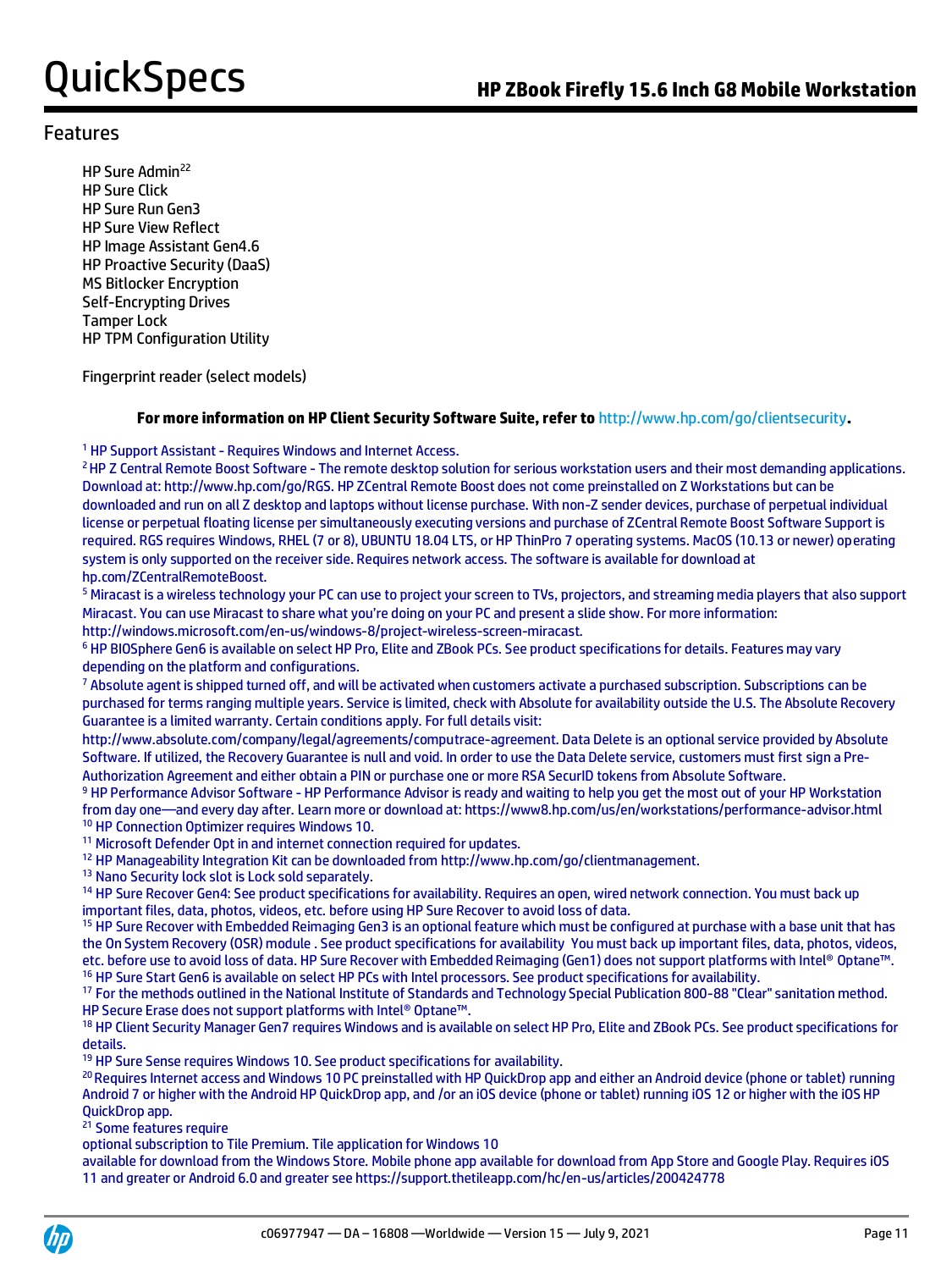## Features

HP Sure Admin[22]
HP Sure Click
HP Sure Run Gen3
HP Sure View Reflect
HP Image Assistant Gen4.6
HP Proactive Security (DaaS)
MS Bitlocker Encryption
Self-Encrypting Drives
Tamper Lock
HP TPM Configuration Utility

Fingerprint reader (select models)

**For more information on HP Client Security Software Suite, refer to http://www.hp.com/go/clientsecurity.**

[1] HP Support Assistant - Requires Windows and Internet Access.
[2] HP Z Central Remote Boost Software - The remote desktop solution for serious workstation users and their most demanding applications. Download at: http://www.hp.com/go/RGS. HP ZCentral Remote Boost does not come preinstalled on Z Workstations but can be downloaded and run on all Z desktop and laptops without license purchase. With non-Z sender devices, purchase of perpetual individual license or perpetual floating license per simultaneously executing versions and purchase of ZCentral Remote Boost Software Support is required. RGS requires Windows, RHEL (7 or 8), UBUNTU 18.04 LTS, or HP ThinPro 7 operating systems. MacOS (10.13 or newer) operating system is only supported on the receiver side. Requires network access. The software is available for download at hp.com/ZCentralRemoteBoost.
[5] Miracast is a wireless technology your PC can use to project your screen to TVs, projectors, and streaming media players that also support Miracast. You can use Miracast to share what you're doing on your PC and present a slide show. For more information: http://windows.microsoft.com/en-us/windows-8/project-wireless-screen-miracast.
[6] HP BIOSphere Gen6 is available on select HP Pro, Elite and ZBook PCs. See product specifications for details. Features may vary depending on the platform and configurations.
[7] Absolute agent is shipped turned off, and will be activated when customers activate a purchased subscription. Subscriptions can be purchased for terms ranging multiple years. Service is limited, check with Absolute for availability outside the U.S. The Absolute Recovery Guarantee is a limited warranty. Certain conditions apply. For full details visit: http://www.absolute.com/company/legal/agreements/computrace-agreement. Data Delete is an optional service provided by Absolute Software. If utilized, the Recovery Guarantee is null and void. In order to use the Data Delete service, customers must first sign a Pre-Authorization Agreement and either obtain a PIN or purchase one or more RSA SecurID tokens from Absolute Software.
[9] HP Performance Advisor Software - HP Performance Advisor is ready and waiting to help you get the most out of your HP Workstation from day one—and every day after. Learn more or download at: https://www8.hp.com/us/en/workstations/performance-advisor.html
[10] HP Connection Optimizer requires Windows 10.
[11] Microsoft Defender Opt in and internet connection required for updates.
[12] HP Manageability Integration Kit can be downloaded from http://www.hp.com/go/clientmanagement.
[13] Nano Security lock slot is Lock sold separately.
[14] HP Sure Recover Gen4: See product specifications for availability. Requires an open, wired network connection. You must back up important files, data, photos, videos, etc. before using HP Sure Recover to avoid loss of data.
[15] HP Sure Recover with Embedded Reimaging Gen3 is an optional feature which must be configured at purchase with a base unit that has the On System Recovery (OSR) module . See product specifications for availability You must back up important files, data, photos, videos, etc. before use to avoid loss of data. HP Sure Recover with Embedded Reimaging (Gen1) does not support platforms with Intel® Optane™.
[16] HP Sure Start Gen6 is available on select HP PCs with Intel processors. See product specifications for availability.
[17] For the methods outlined in the National Institute of Standards and Technology Special Publication 800-88 "Clear" sanitation method. HP Secure Erase does not support platforms with Intel® Optane™.
[18] HP Client Security Manager Gen7 requires Windows and is available on select HP Pro, Elite and ZBook PCs. See product specifications for details.
[19] HP Sure Sense requires Windows 10. See product specifications for availability.
[20] Requires Internet access and Windows 10 PC preinstalled with HP QuickDrop app and either an Android device (phone or tablet) running Android 7 or higher with the Android HP QuickDrop app, and /or an iOS device (phone or tablet) running iOS 12 or higher with the iOS HP QuickDrop app.
[21] Some features require optional subscription to Tile Premium. Tile application for Windows 10 available for download from the Windows Store. Mobile phone app available for download from App Store and Google Play. Requires iOS 11 and greater or Android 6.0 and greater see https://support.thetileapp.com/hc/en-us/articles/200424778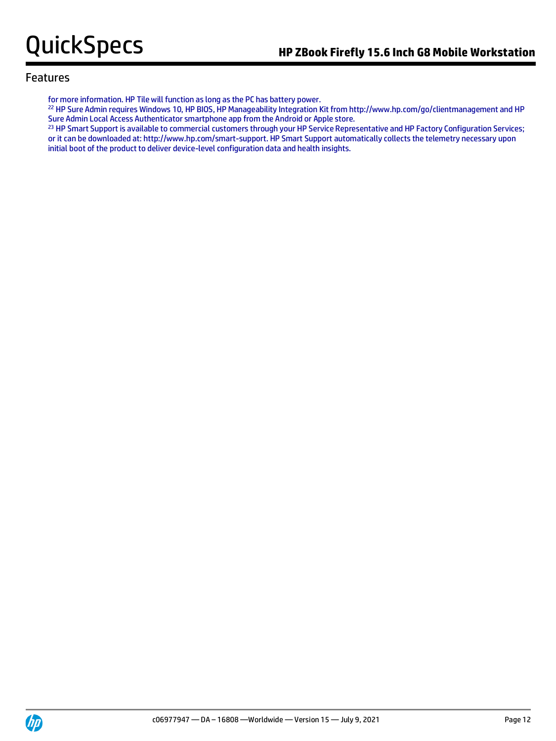## Features

for more information. HP Tile will function as long as the PC has battery power.

[22] HP Sure Admin requires Windows 10, HP BIOS, HP Manageability Integration Kit from http://www.hp.com/go/clientmanagement and HP Sure Admin Local Access Authenticator smartphone app from the Android or Apple store.

[23] HP Smart Support is available to commercial customers through your HP Service Representative and HP Factory Configuration Services; or it can be downloaded at: http://www.hp.com/smart-support. HP Smart Support automatically collects the telemetry necessary upon initial boot of the product to deliver device-level configuration data and health insights.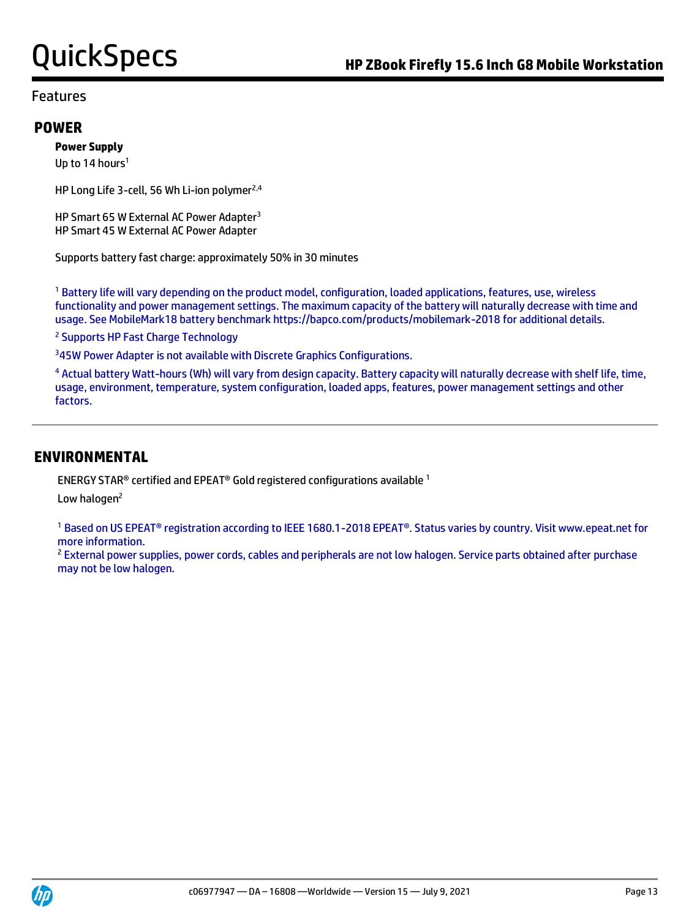## Features

### POWER

**Power Supply**

Up to 14 hours[1]

HP Long Life 3-cell, 56 Wh Li-ion polymer[2,4]

HP Smart 65 W External AC Power Adapter[3]
HP Smart 45 W External AC Power Adapter

Supports battery fast charge: approximately 50% in 30 minutes

[1] Battery life will vary depending on the product model, configuration, loaded applications, features, use, wireless functionality and power management settings. The maximum capacity of the battery will naturally decrease with time and usage. See MobileMark18 battery benchmark https://bapco.com/products/mobilemark-2018 for additional details.

[2] Supports HP Fast Charge Technology

[3] 45W Power Adapter is not available with Discrete Graphics Configurations.

[4] Actual battery Watt-hours (Wh) will vary from design capacity. Battery capacity will naturally decrease with shelf life, time, usage, environment, temperature, system configuration, loaded apps, features, power management settings and other factors.

---

### ENVIRONMENTAL

ENERGY STAR® certified and EPEAT® Gold registered configurations available [1]

Low halogen[2]

[1] Based on US EPEAT® registration according to IEEE 1680.1-2018 EPEAT®. Status varies by country. Visit www.epeat.net for more information.

[2] External power supplies, power cords, cables and peripherals are not low halogen. Service parts obtained after purchase may not be low halogen.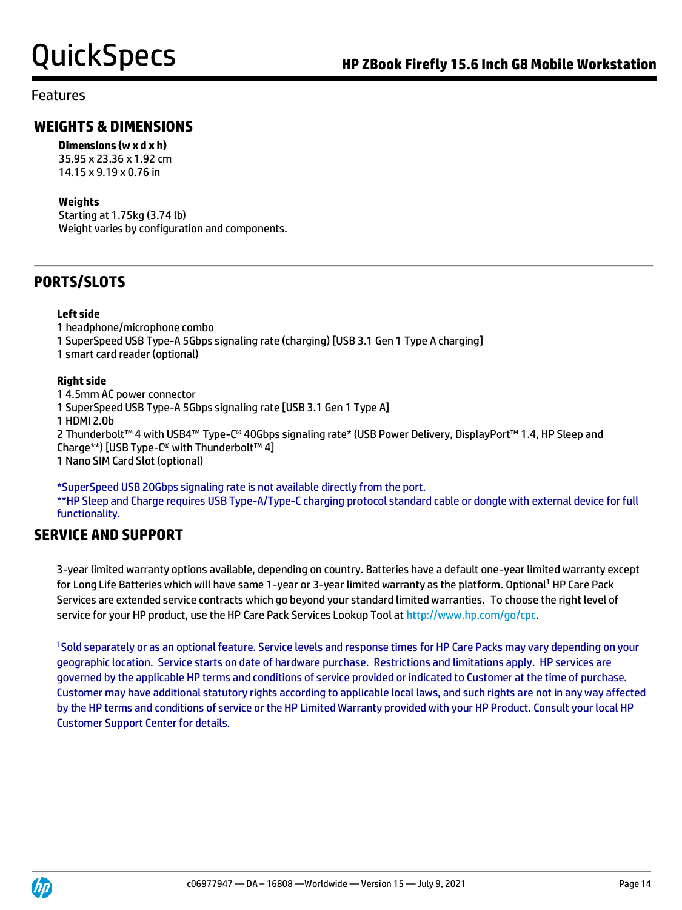Features

## WEIGHTS & DIMENSIONS

**Dimensions (w x d x h)**
35.95 x 23.36 x 1.92 cm
14.15 x 9.19 x 0.76 in

**Weights**
Starting at 1.75kg (3.74 lb)
Weight varies by configuration and components.

## PORTS/SLOTS

**Left side**
1 headphone/microphone combo
1 SuperSpeed USB Type-A 5Gbps signaling rate (charging) [USB 3.1 Gen 1 Type A charging]
1 smart card reader (optional)

**Right side**
1 4.5mm AC power connector
1 SuperSpeed USB Type-A 5Gbps signaling rate [USB 3.1 Gen 1 Type A]
1 HDMI 2.0b
2 Thunderbolt™ 4 with USB4™ Type-C® 40Gbps signaling rate* (USB Power Delivery, DisplayPort™ 1.4, HP Sleep and Charge**) [USB Type-C® with Thunderbolt™ 4]
1 Nano SIM Card Slot (optional)

*SuperSpeed USB 20Gbps signaling rate is not available directly from the port.
**HP Sleep and Charge requires USB Type-A/Type-C charging protocol standard cable or dongle with external device for full functionality.

## SERVICE AND SUPPORT

3-year limited warranty options available, depending on country. Batteries have a default one-year limited warranty except for Long Life Batteries which will have same 1-year or 3-year limited warranty as the platform. Optional[1] HP Care Pack Services are extended service contracts which go beyond your standard limited warranties. To choose the right level of service for your HP product, use the HP Care Pack Services Lookup Tool at http://www.hp.com/go/cpc.

[1]Sold separately or as an optional feature. Service levels and response times for HP Care Packs may vary depending on your geographic location. Service starts on date of hardware purchase. Restrictions and limitations apply. HP services are governed by the applicable HP terms and conditions of service provided or indicated to Customer at the time of purchase. Customer may have additional statutory rights according to applicable local laws, and such rights are not in any way affected by the HP terms and conditions of service or the HP Limited Warranty provided with your HP Product. Consult your local HP Customer Support Center for details.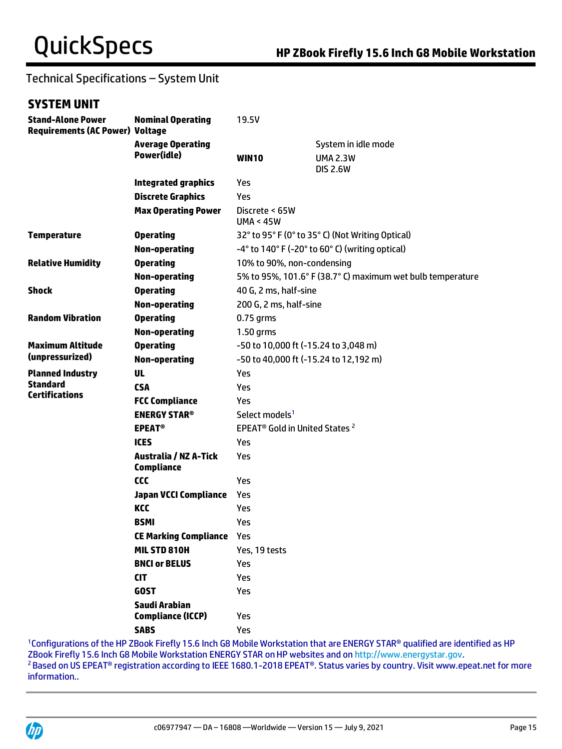## Technical Specifications – System Unit

### SYSTEM UNIT

| | | | |
|---|---|---|---|
| **Stand-Alone Power Requirements (AC Power)** | **Nominal Operating Voltage** | 19.5V | |
| | **Average Operating Power(idle)** | **WIN10** | System in idle mode<br>UMA 2.3W<br>DIS 2.6W |
| | **Integrated graphics** | Yes | |
| | **Discrete Graphics** | Yes | |
| | **Max Operating Power** | Discrete < 65W<br>UMA < 45W | |
| **Temperature** | **Operating** | 32° to 95° F (0° to 35° C) (Not Writing Optical) | |
| | **Non-operating** | -4° to 140° F (-20° to 60° C) (writing optical) | |
| **Relative Humidity** | **Operating** | 10% to 90%, non-condensing | |
| | **Non-operating** | 5% to 95%, 101.6° F (38.7° C) maximum wet bulb temperature | |
| **Shock** | **Operating** | 40 G, 2 ms, half-sine | |
| | **Non-operating** | 200 G, 2 ms, half-sine | |
| **Random Vibration** | **Operating** | 0.75 grms | |
| | **Non-operating** | 1.50 grms | |
| **Maximum Altitude (unpressurized)** | **Operating** | -50 to 10,000 ft (-15.24 to 3,048 m) | |
| | **Non-operating** | -50 to 40,000 ft (-15.24 to 12,192 m) | |
| **Planned Industry Standard Certifications** | **UL** | Yes | |
| | **CSA** | Yes | |
| | **FCC Compliance** | Yes | |
| | **ENERGY STAR®** | Select models[1] | |
| | **EPEAT®** | EPEAT® Gold in United States [2] | |
| | **ICES** | Yes | |
| | **Australia / NZ A-Tick Compliance** | Yes | |
| | **CCC** | Yes | |
| | **Japan VCCI Compliance** | Yes | |
| | **KCC** | Yes | |
| | **BSMI** | Yes | |
| | **CE Marking Compliance** | Yes | |
| | **MIL STD 810H** | Yes, 19 tests | |
| | **BNCI or BELUS** | Yes | |
| | **CIT** | Yes | |
| | **GOST** | Yes | |
| | **Saudi Arabian Compliance (ICCP)** | Yes | |
| | **SABS** | Yes | |

[1] Configurations of the HP ZBook Firefly 15.6 Inch G8 Mobile Workstation that are ENERGY STAR® qualified are identified as HP ZBook Firefly 15.6 Inch G8 Mobile Workstation ENERGY STAR on HP websites and on http://www.energystar.gov.

[2] Based on US EPEAT® registration according to IEEE 1680.1-2018 EPEAT®. Status varies by country. Visit www.epeat.net for more information..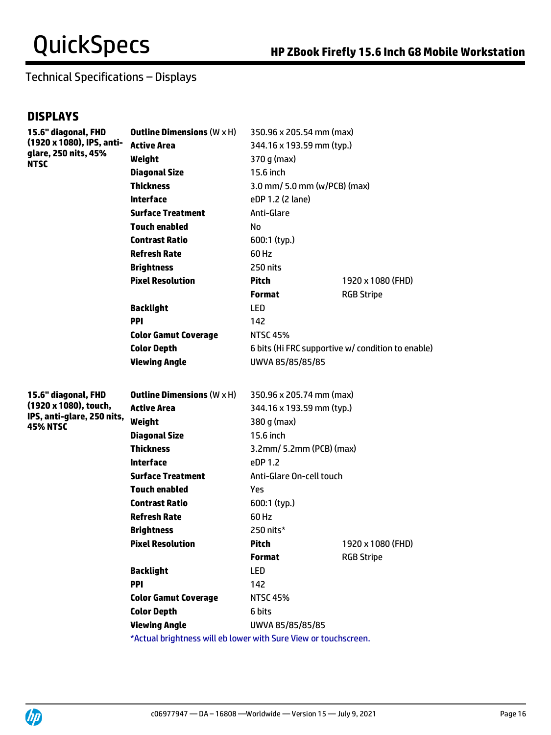Technical Specifications – Displays

## DISPLAYS

| | | | |
|---|---|---|---|
| **15.6" diagonal, FHD (1920 x 1080), IPS, anti-glare, 250 nits, 45% NTSC** | **Outline Dimensions** (W x H) | 350.96 x 205.54 mm (max) | |
| | **Active Area** | 344.16 x 193.59 mm (typ.) | |
| | **Weight** | 370 g (max) | |
| | **Diagonal Size** | 15.6 inch | |
| | **Thickness** | 3.0 mm/ 5.0 mm (w/PCB) (max) | |
| | **Interface** | eDP 1.2 (2 lane) | |
| | **Surface Treatment** | Anti-Glare | |
| | **Touch enabled** | No | |
| | **Contrast Ratio** | 600:1 (typ.) | |
| | **Refresh Rate** | 60 Hz | |
| | **Brightness** | 250 nits | |
| | **Pixel Resolution** | **Pitch** | 1920 x 1080 (FHD) |
| | | **Format** | RGB Stripe |
| | **Backlight** | LED | |
| | **PPI** | 142 | |
| | **Color Gamut Coverage** | NTSC 45% | |
| | **Color Depth** | 6 bits (Hi FRC supportive w/ condition to enable) | |
| | **Viewing Angle** | UWVA 85/85/85/85 | |

| | | | |
|---|---|---|---|
| **15.6" diagonal, FHD (1920 x 1080), touch, IPS, anti-glare, 250 nits, 45% NTSC** | **Outline Dimensions** (W x H) | 350.96 x 205.74 mm (max) | |
| | **Active Area** | 344.16 x 193.59 mm (typ.) | |
| | **Weight** | 380 g (max) | |
| | **Diagonal Size** | 15.6 inch | |
| | **Thickness** | 3.2mm/ 5.2mm (PCB) (max) | |
| | **Interface** | eDP 1.2 | |
| | **Surface Treatment** | Anti-Glare On-cell touch | |
| | **Touch enabled** | Yes | |
| | **Contrast Ratio** | 600:1 (typ.) | |
| | **Refresh Rate** | 60 Hz | |
| | **Brightness** | 250 nits* | |
| | **Pixel Resolution** | **Pitch** | 1920 x 1080 (FHD) |
| | | **Format** | RGB Stripe |
| | **Backlight** | LED | |
| | **PPI** | 142 | |
| | **Color Gamut Coverage** | NTSC 45% | |
| | **Color Depth** | 6 bits | |
| | **Viewing Angle** | UWVA 85/85/85/85 | |

*Actual brightness will eb lower with Sure View or touchscreen.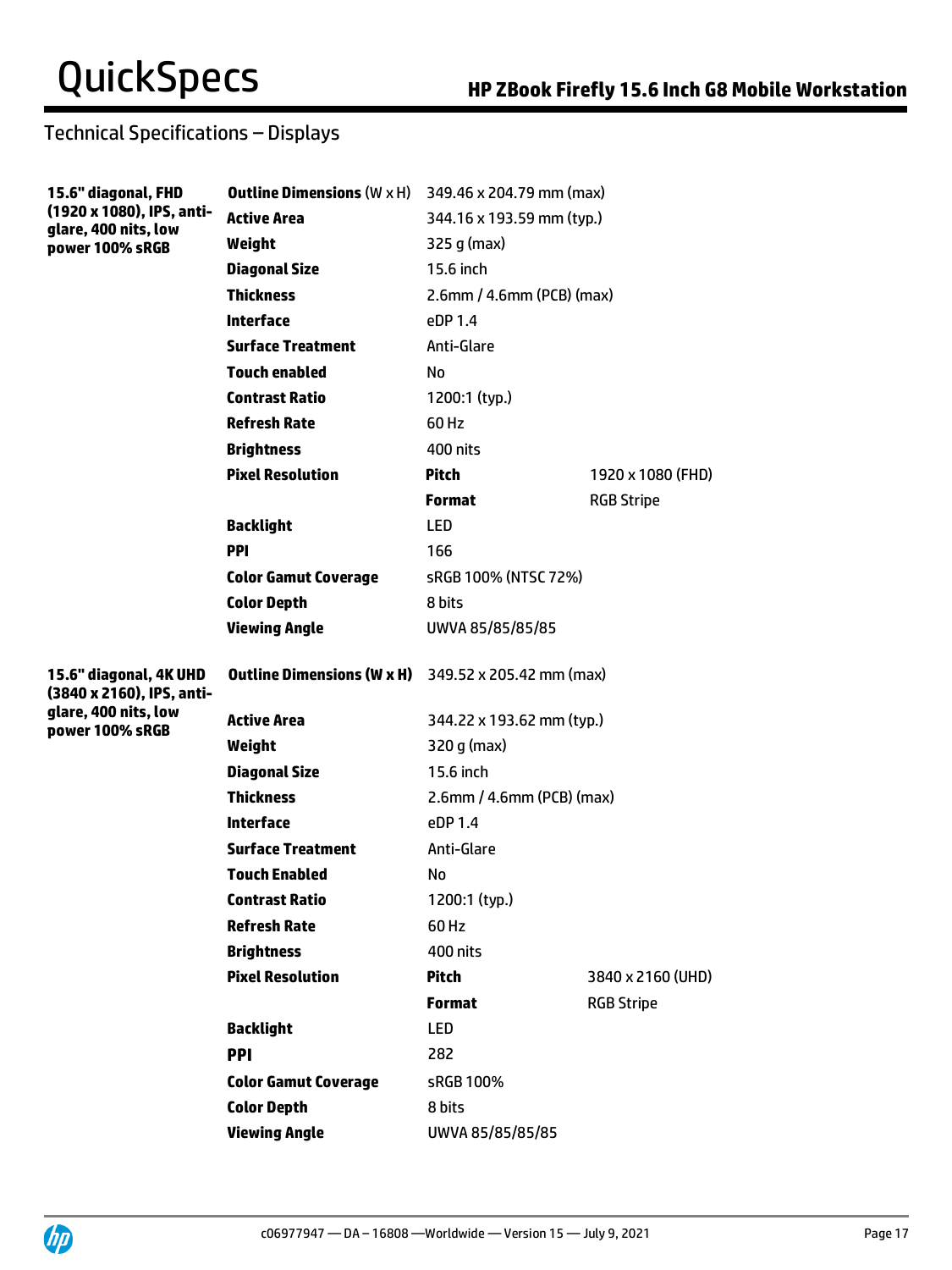## Technical Specifications – Displays

| | | | |
|---|---|---|---|
| **15.6" diagonal, FHD (1920 x 1080), IPS, anti-glare, 400 nits, low power 100% sRGB** | **Outline Dimensions** (W x H) | 349.46 x 204.79 mm (max) | |
| | **Active Area** | 344.16 x 193.59 mm (typ.) | |
| | **Weight** | 325 g (max) | |
| | **Diagonal Size** | 15.6 inch | |
| | **Thickness** | 2.6mm / 4.6mm (PCB) (max) | |
| | **Interface** | eDP 1.4 | |
| | **Surface Treatment** | Anti-Glare | |
| | **Touch enabled** | No | |
| | **Contrast Ratio** | 1200:1 (typ.) | |
| | **Refresh Rate** | 60 Hz | |
| | **Brightness** | 400 nits | |
| | **Pixel Resolution** | **Pitch** | 1920 x 1080 (FHD) |
| | | **Format** | RGB Stripe |
| | **Backlight** | LED | |
| | **PPI** | 166 | |
| | **Color Gamut Coverage** | sRGB 100% (NTSC 72%) | |
| | **Color Depth** | 8 bits | |
| | **Viewing Angle** | UWVA 85/85/85/85 | |
| **15.6" diagonal, 4K UHD (3840 x 2160), IPS, anti-glare, 400 nits, low power 100% sRGB** | **Outline Dimensions (W x H)** | 349.52 x 205.42 mm (max) | |
| | **Active Area** | 344.22 x 193.62 mm (typ.) | |
| | **Weight** | 320 g (max) | |
| | **Diagonal Size** | 15.6 inch | |
| | **Thickness** | 2.6mm / 4.6mm (PCB) (max) | |
| | **Interface** | eDP 1.4 | |
| | **Surface Treatment** | Anti-Glare | |
| | **Touch Enabled** | No | |
| | **Contrast Ratio** | 1200:1 (typ.) | |
| | **Refresh Rate** | 60 Hz | |
| | **Brightness** | 400 nits | |
| | **Pixel Resolution** | **Pitch** | 3840 x 2160 (UHD) |
| | | **Format** | RGB Stripe |
| | **Backlight** | LED | |
| | **PPI** | 282 | |
| | **Color Gamut Coverage** | sRGB 100% | |
| | **Color Depth** | 8 bits | |
| | **Viewing Angle** | UWVA 85/85/85/85 | |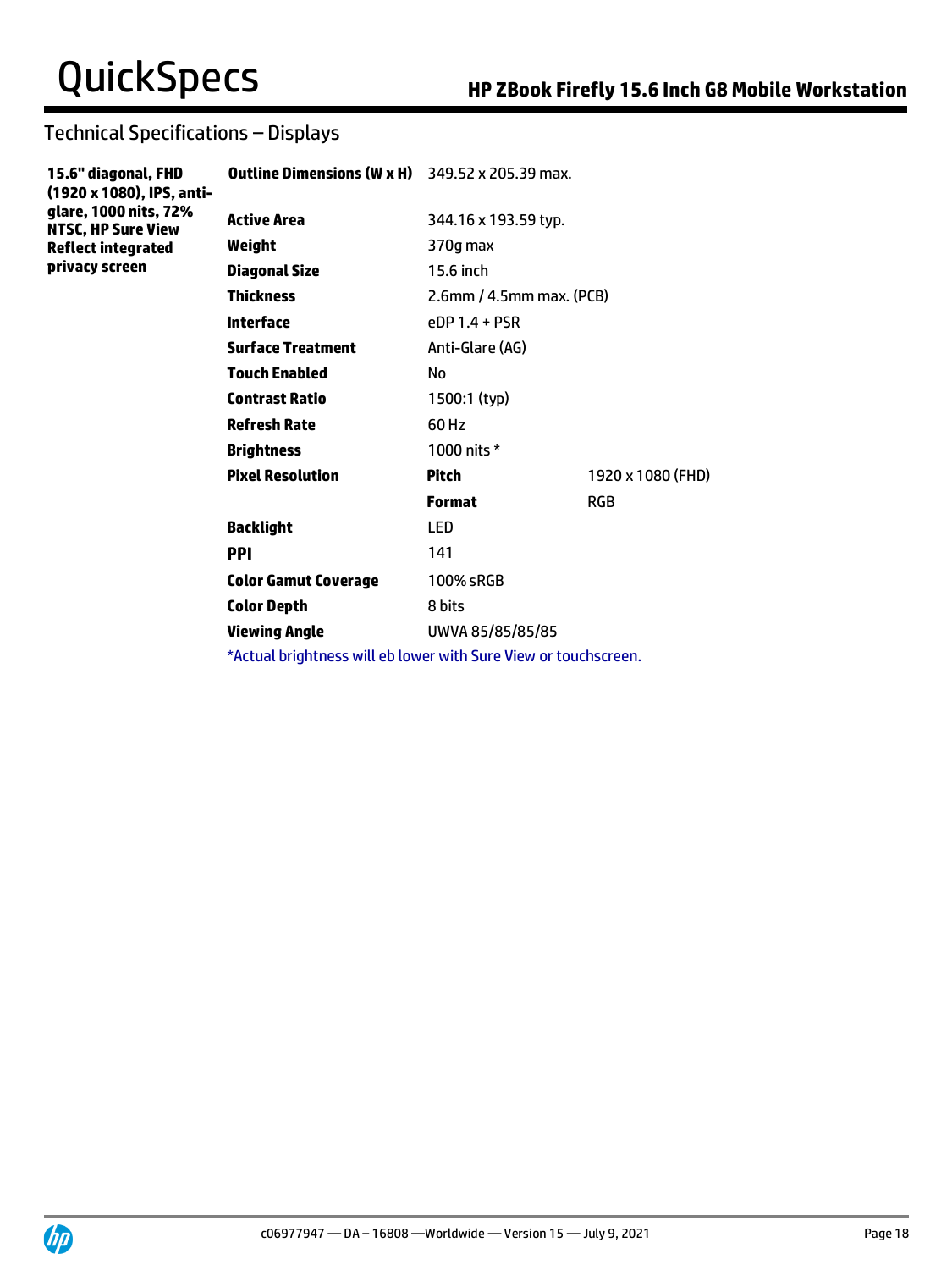## Technical Specifications – Displays

| | | | |
|---|---|---|---|
| **15.6" diagonal, FHD (1920 x 1080), IPS, anti-glare, 1000 nits, 72% NTSC, HP Sure View Reflect integrated privacy screen** | **Outline Dimensions (W x H)** | 349.52 x 205.39 max. | |
| | **Active Area** | 344.16 x 193.59 typ. | |
| | **Weight** | 370g max | |
| | **Diagonal Size** | 15.6 inch | |
| | **Thickness** | 2.6mm / 4.5mm max. (PCB) | |
| | **Interface** | eDP 1.4 + PSR | |
| | **Surface Treatment** | Anti-Glare (AG) | |
| | **Touch Enabled** | No | |
| | **Contrast Ratio** | 1500:1 (typ) | |
| | **Refresh Rate** | 60 Hz | |
| | **Brightness** | 1000 nits * | |
| | **Pixel Resolution** | **Pitch** | 1920 x 1080 (FHD) |
| | | **Format** | RGB |
| | **Backlight** | LED | |
| | **PPI** | 141 | |
| | **Color Gamut Coverage** | 100% sRGB | |
| | **Color Depth** | 8 bits | |
| | **Viewing Angle** | UWVA 85/85/85/85 | |

*Actual brightness will eb lower with Sure View or touchscreen.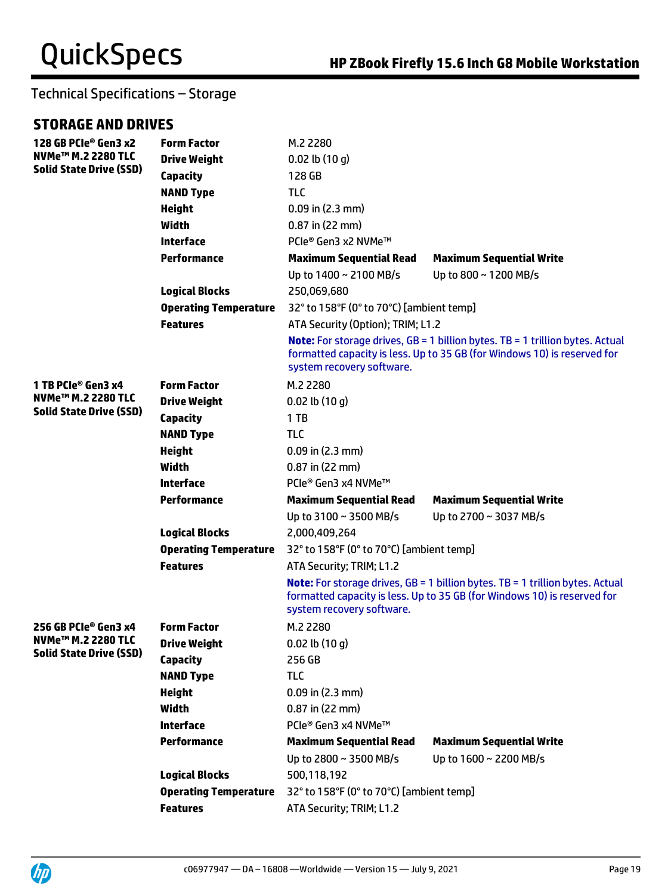## Technical Specifications – Storage

### STORAGE AND DRIVES

| | | | |
|---|---|---|---|
| **128 GB PCIe® Gen3 x2 NVMe™ M.2 2280 TLC Solid State Drive (SSD)** | **Form Factor** | M.2 2280 | |
| | **Drive Weight** | 0.02 lb (10 g) | |
| | **Capacity** | 128 GB | |
| | **NAND Type** | TLC | |
| | **Height** | 0.09 in (2.3 mm) | |
| | **Width** | 0.87 in (22 mm) | |
| | **Interface** | PCIe® Gen3 x2 NVMe™ | |
| | **Performance** | **Maximum Sequential Read** | **Maximum Sequential Write** |
| | | Up to 1400 ~ 2100 MB/s | Up to 800 ~ 1200 MB/s |
| | **Logical Blocks** | 250,069,680 | |
| | **Operating Temperature** | 32° to 158°F (0° to 70°C) [ambient temp] | |
| | **Features** | ATA Security (Option); TRIM; L1.2 | |
| | | **Note:** For storage drives, GB = 1 billion bytes. TB = 1 trillion bytes. Actual formatted capacity is less. Up to 35 GB (for Windows 10) is reserved for system recovery software. | |
| **1 TB PCIe® Gen3 x4 NVMe™ M.2 2280 TLC Solid State Drive (SSD)** | **Form Factor** | M.2 2280 | |
| | **Drive Weight** | 0.02 lb (10 g) | |
| | **Capacity** | 1 TB | |
| | **NAND Type** | TLC | |
| | **Height** | 0.09 in (2.3 mm) | |
| | **Width** | 0.87 in (22 mm) | |
| | **Interface** | PCIe® Gen3 x4 NVMe™ | |
| | **Performance** | **Maximum Sequential Read** | **Maximum Sequential Write** |
| | | Up to 3100 ~ 3500 MB/s | Up to 2700 ~ 3037 MB/s |
| | **Logical Blocks** | 2,000,409,264 | |
| | **Operating Temperature** | 32° to 158°F (0° to 70°C) [ambient temp] | |
| | **Features** | ATA Security; TRIM; L1.2 | |
| | | **Note:** For storage drives, GB = 1 billion bytes. TB = 1 trillion bytes. Actual formatted capacity is less. Up to 35 GB (for Windows 10) is reserved for system recovery software. | |
| **256 GB PCIe® Gen3 x4 NVMe™ M.2 2280 TLC Solid State Drive (SSD)** | **Form Factor** | M.2 2280 | |
| | **Drive Weight** | 0.02 lb (10 g) | |
| | **Capacity** | 256 GB | |
| | **NAND Type** | TLC | |
| | **Height** | 0.09 in (2.3 mm) | |
| | **Width** | 0.87 in (22 mm) | |
| | **Interface** | PCIe® Gen3 x4 NVMe™ | |
| | **Performance** | **Maximum Sequential Read** | **Maximum Sequential Write** |
| | | Up to 2800 ~ 3500 MB/s | Up to 1600 ~ 2200 MB/s |
| | **Logical Blocks** | 500,118,192 | |
| | **Operating Temperature** | 32° to 158°F (0° to 70°C) [ambient temp] | |
| | **Features** | ATA Security; TRIM; L1.2 | |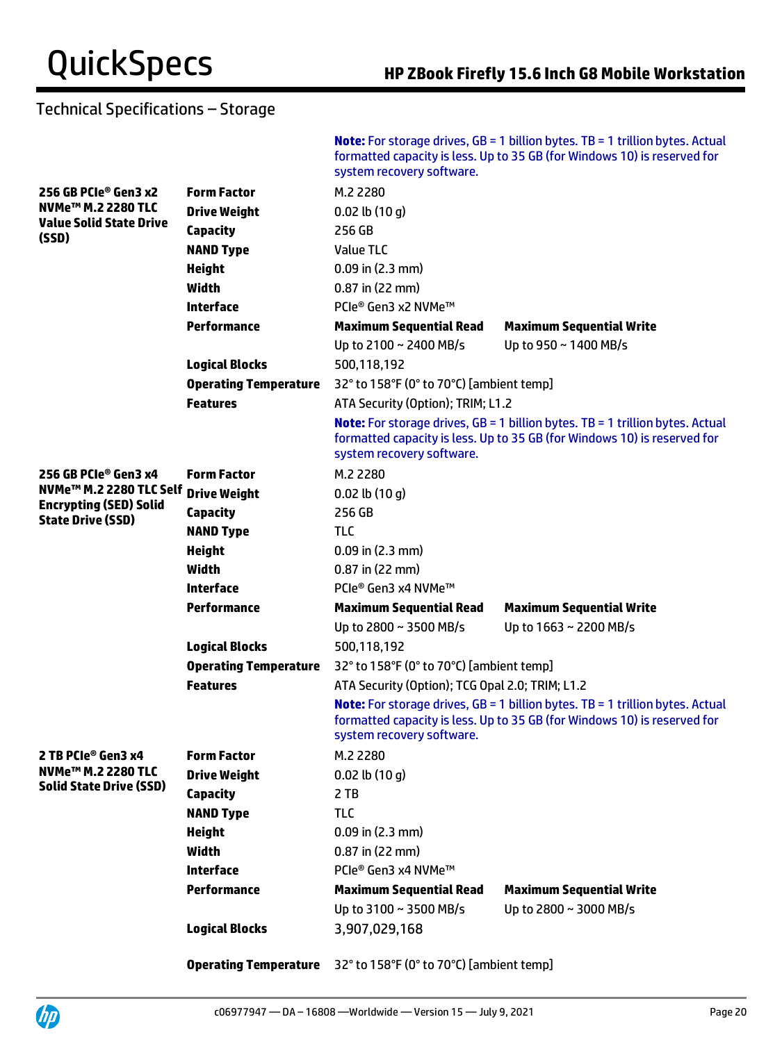## Technical Specifications – Storage

**Note:** For storage drives, GB = 1 billion bytes. TB = 1 trillion bytes. Actual formatted capacity is less. Up to 35 GB (for Windows 10) is reserved for system recovery software.

| | | | |
|---|---|---|---|
| **256 GB PCIe® Gen3 x2 NVMe™ M.2 2280 TLC Value Solid State Drive (SSD)** | **Form Factor** | M.2 2280 | |
| | **Drive Weight** | 0.02 lb (10 g) | |
| | **Capacity** | 256 GB | |
| | **NAND Type** | Value TLC | |
| | **Height** | 0.09 in (2.3 mm) | |
| | **Width** | 0.87 in (22 mm) | |
| | **Interface** | PCIe® Gen3 x2 NVMe™ | |
| | **Performance** | **Maximum Sequential Read** | **Maximum Sequential Write** |
| | | Up to 2100 ~ 2400 MB/s | Up to 950 ~ 1400 MB/s |
| | **Logical Blocks** | 500,118,192 | |
| | **Operating Temperature** | 32° to 158°F (0° to 70°C) [ambient temp] | |
| | **Features** | ATA Security (Option); TRIM; L1.2 | |
| | | **Note:** For storage drives, GB = 1 billion bytes. TB = 1 trillion bytes. Actual formatted capacity is less. Up to 35 GB (for Windows 10) is reserved for system recovery software. | |
| **256 GB PCIe® Gen3 x4 NVMe™ M.2 2280 TLC Self Encrypting (SED) Solid State Drive (SSD)** | **Form Factor** | M.2 2280 | |
| | **Drive Weight** | 0.02 lb (10 g) | |
| | **Capacity** | 256 GB | |
| | **NAND Type** | TLC | |
| | **Height** | 0.09 in (2.3 mm) | |
| | **Width** | 0.87 in (22 mm) | |
| | **Interface** | PCIe® Gen3 x4 NVMe™ | |
| | **Performance** | **Maximum Sequential Read** | **Maximum Sequential Write** |
| | | Up to 2800 ~ 3500 MB/s | Up to 1663 ~ 2200 MB/s |
| | **Logical Blocks** | 500,118,192 | |
| | **Operating Temperature** | 32° to 158°F (0° to 70°C) [ambient temp] | |
| | **Features** | ATA Security (Option); TCG Opal 2.0; TRIM; L1.2 | |
| | | **Note:** For storage drives, GB = 1 billion bytes. TB = 1 trillion bytes. Actual formatted capacity is less. Up to 35 GB (for Windows 10) is reserved for system recovery software. | |
| **2 TB PCIe® Gen3 x4 NVMe™ M.2 2280 TLC Solid State Drive (SSD)** | **Form Factor** | M.2 2280 | |
| | **Drive Weight** | 0.02 lb (10 g) | |
| | **Capacity** | 2 TB | |
| | **NAND Type** | TLC | |
| | **Height** | 0.09 in (2.3 mm) | |
| | **Width** | 0.87 in (22 mm) | |
| | **Interface** | PCIe® Gen3 x4 NVMe™ | |
| | **Performance** | **Maximum Sequential Read** | **Maximum Sequential Write** |
| | | Up to 3100 ~ 3500 MB/s | Up to 2800 ~ 3000 MB/s |
| | **Logical Blocks** | 3,907,029,168 | |
| | **Operating Temperature** | 32° to 158°F (0° to 70°C) [ambient temp] | |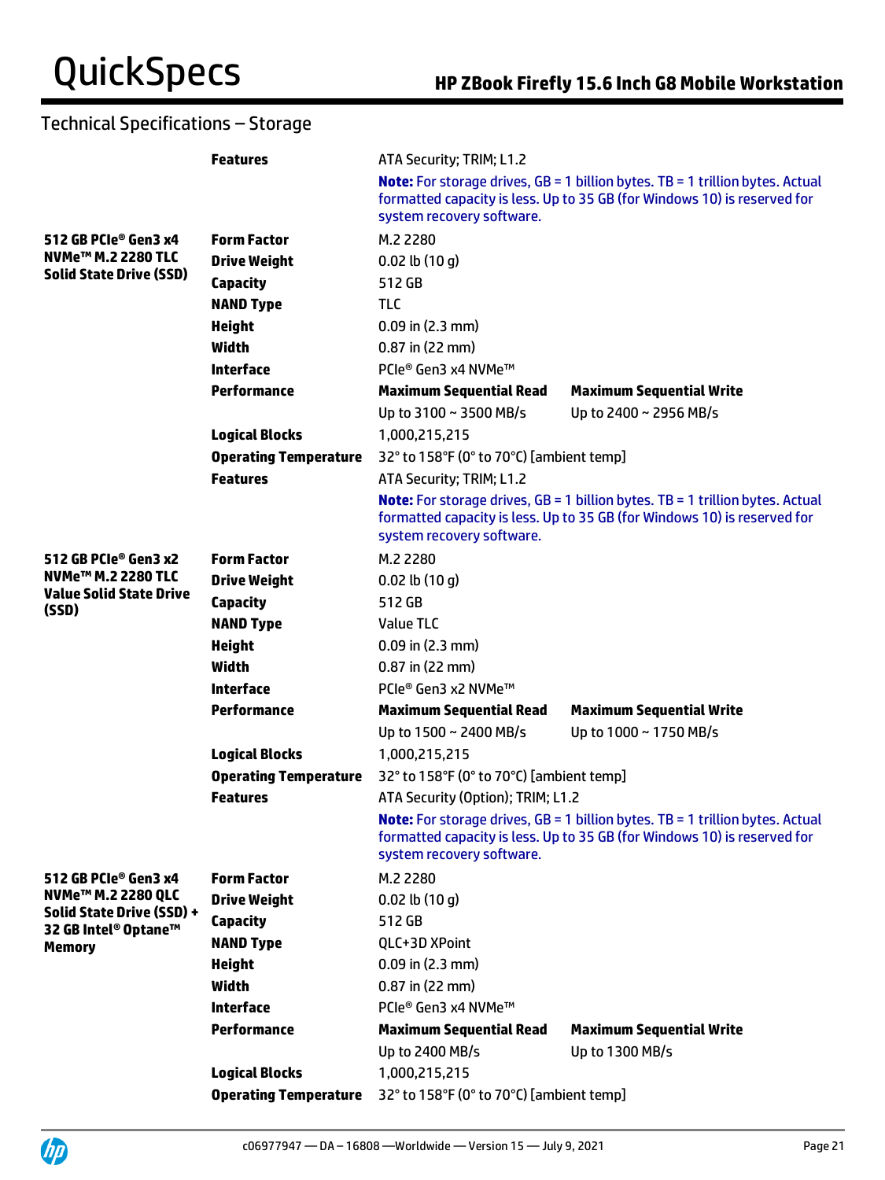## Technical Specifications – Storage

| | | | |
|---|---|---|---|
| | **Features** | ATA Security; TRIM; L1.2 | |
| | | **Note:** For storage drives, GB = 1 billion bytes. TB = 1 trillion bytes. Actual formatted capacity is less. Up to 35 GB (for Windows 10) is reserved for system recovery software. | |
| **512 GB PCIe® Gen3 x4 NVMe™ M.2 2280 TLC Solid State Drive (SSD)** | **Form Factor** | M.2 2280 | |
| | **Drive Weight** | 0.02 lb (10 g) | |
| | **Capacity** | 512 GB | |
| | **NAND Type** | TLC | |
| | **Height** | 0.09 in (2.3 mm) | |
| | **Width** | 0.87 in (22 mm) | |
| | **Interface** | PCIe® Gen3 x4 NVMe™ | |
| | **Performance** | **Maximum Sequential Read** | **Maximum Sequential Write** |
| | | Up to 3100 ~ 3500 MB/s | Up to 2400 ~ 2956 MB/s |
| | **Logical Blocks** | 1,000,215,215 | |
| | **Operating Temperature** | 32° to 158°F (0° to 70°C) [ambient temp] | |
| | **Features** | ATA Security; TRIM; L1.2 | |
| | | **Note:** For storage drives, GB = 1 billion bytes. TB = 1 trillion bytes. Actual formatted capacity is less. Up to 35 GB (for Windows 10) is reserved for system recovery software. | |
| **512 GB PCIe® Gen3 x2 NVMe™ M.2 2280 TLC Value Solid State Drive (SSD)** | **Form Factor** | M.2 2280 | |
| | **Drive Weight** | 0.02 lb (10 g) | |
| | **Capacity** | 512 GB | |
| | **NAND Type** | Value TLC | |
| | **Height** | 0.09 in (2.3 mm) | |
| | **Width** | 0.87 in (22 mm) | |
| | **Interface** | PCIe® Gen3 x2 NVMe™ | |
| | **Performance** | **Maximum Sequential Read** | **Maximum Sequential Write** |
| | | Up to 1500 ~ 2400 MB/s | Up to 1000 ~ 1750 MB/s |
| | **Logical Blocks** | 1,000,215,215 | |
| | **Operating Temperature** | 32° to 158°F (0° to 70°C) [ambient temp] | |
| | **Features** | ATA Security (Option); TRIM; L1.2 | |
| | | **Note:** For storage drives, GB = 1 billion bytes. TB = 1 trillion bytes. Actual formatted capacity is less. Up to 35 GB (for Windows 10) is reserved for system recovery software. | |
| **512 GB PCIe® Gen3 x4 NVMe™ M.2 2280 QLC Solid State Drive (SSD) + 32 GB Intel® Optane™ Memory** | **Form Factor** | M.2 2280 | |
| | **Drive Weight** | 0.02 lb (10 g) | |
| | **Capacity** | 512 GB | |
| | **NAND Type** | QLC+3D XPoint | |
| | **Height** | 0.09 in (2.3 mm) | |
| | **Width** | 0.87 in (22 mm) | |
| | **Interface** | PCIe® Gen3 x4 NVMe™ | |
| | **Performance** | **Maximum Sequential Read** | **Maximum Sequential Write** |
| | | Up to 2400 MB/s | Up to 1300 MB/s |
| | **Logical Blocks** | 1,000,215,215 | |
| | **Operating Temperature** | 32° to 158°F (0° to 70°C) [ambient temp] | |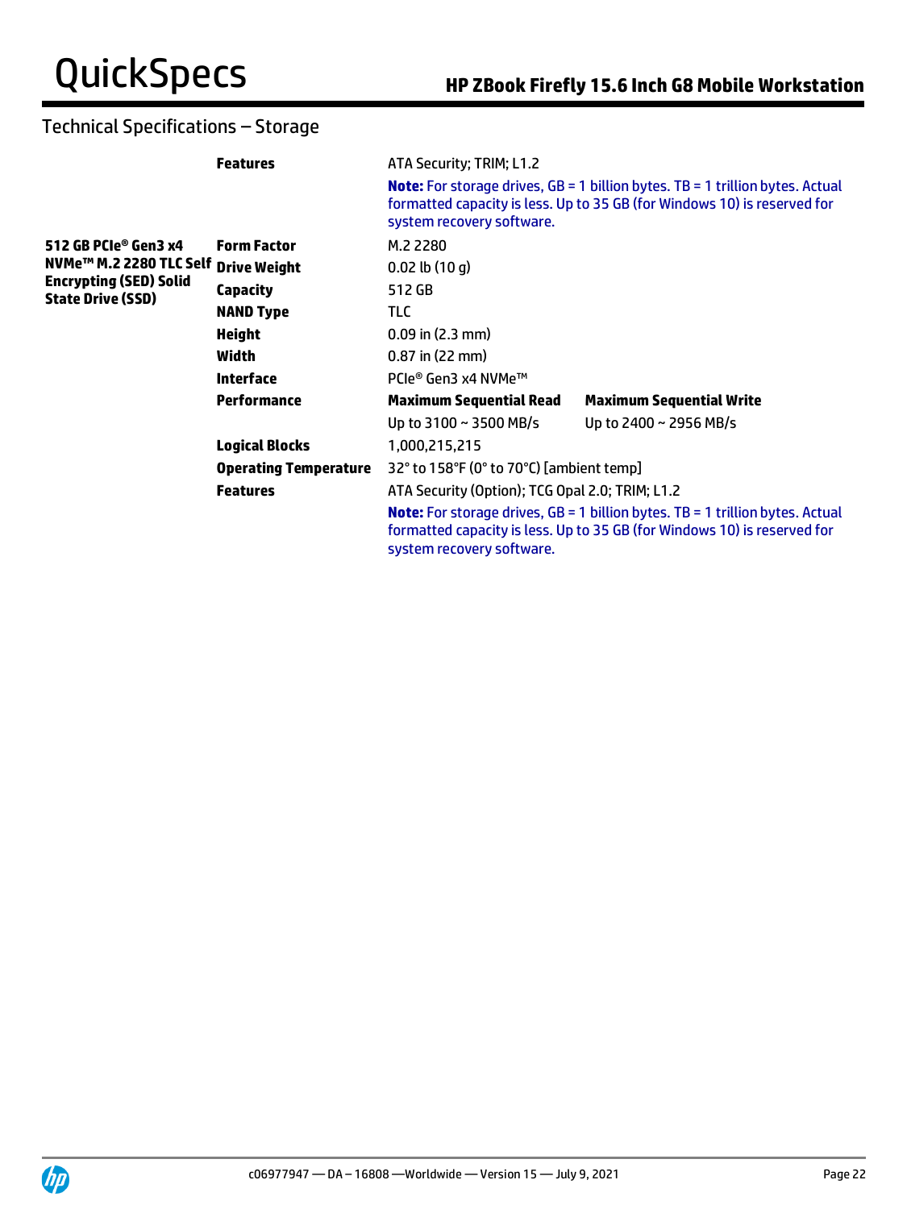## Technical Specifications – Storage

| | | | |
|---|---|---|---|
| | **Features** | ATA Security; TRIM; L1.2 | |
| | | **Note:** For storage drives, GB = 1 billion bytes. TB = 1 trillion bytes. Actual formatted capacity is less. Up to 35 GB (for Windows 10) is reserved for system recovery software. | |
| **512 GB PCIe® Gen3 x4 NVMe™ M.2 2280 TLC Self Encrypting (SED) Solid State Drive (SSD)** | **Form Factor** | M.2 2280 | |
| | **Drive Weight** | 0.02 lb (10 g) | |
| | **Capacity** | 512 GB | |
| | **NAND Type** | TLC | |
| | **Height** | 0.09 in (2.3 mm) | |
| | **Width** | 0.87 in (22 mm) | |
| | **Interface** | PCIe® Gen3 x4 NVMe™ | |
| | **Performance** | **Maximum Sequential Read** | **Maximum Sequential Write** |
| | | Up to 3100 ~ 3500 MB/s | Up to 2400 ~ 2956 MB/s |
| | **Logical Blocks** | 1,000,215,215 | |
| | **Operating Temperature** | 32° to 158°F (0° to 70°C) [ambient temp] | |
| | **Features** | ATA Security (Option); TCG Opal 2.0; TRIM; L1.2 | |
| | | **Note:** For storage drives, GB = 1 billion bytes. TB = 1 trillion bytes. Actual formatted capacity is less. Up to 35 GB (for Windows 10) is reserved for system recovery software. | |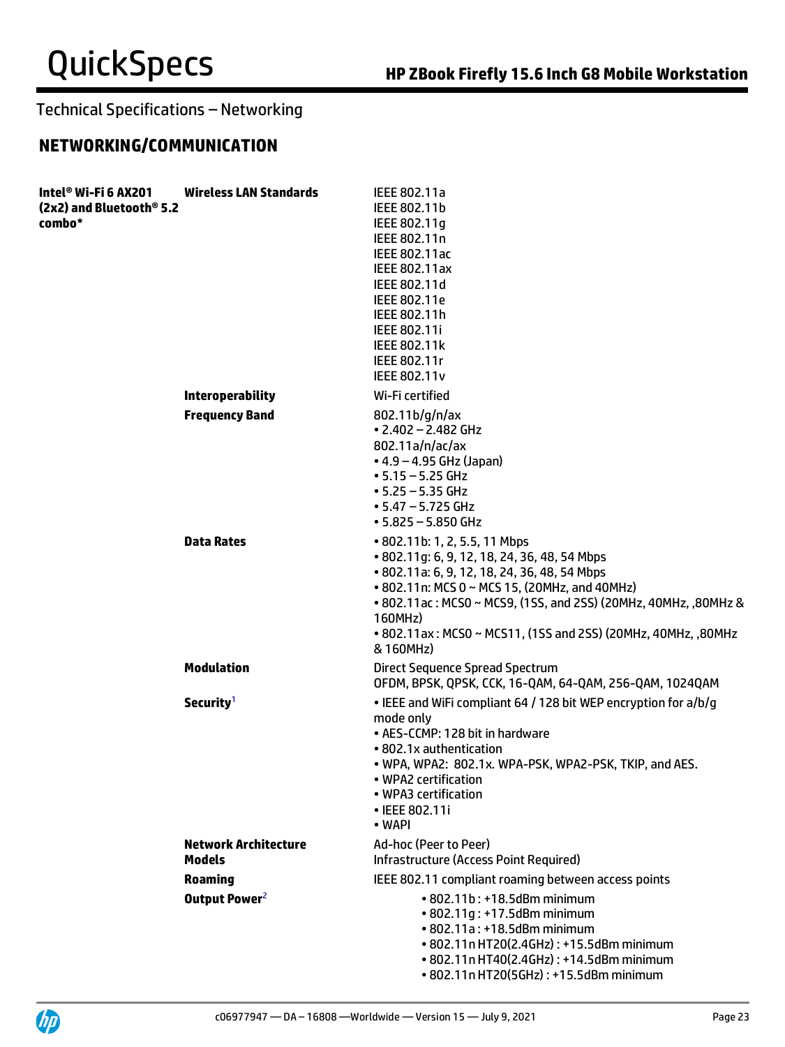Technical Specifications – Networking

## NETWORKING/COMMUNICATION

| | | |
|---|---|---|
| **Intel® Wi-Fi 6 AX201 (2x2) and Bluetooth® 5.2 combo*** | **Wireless LAN Standards** | IEEE 802.11a<br>IEEE 802.11b<br>IEEE 802.11g<br>IEEE 802.11n<br>IEEE 802.11ac<br>IEEE 802.11ax<br>IEEE 802.11d<br>IEEE 802.11e<br>IEEE 802.11h<br>IEEE 802.11i<br>IEEE 802.11k<br>IEEE 802.11r<br>IEEE 802.11v |
| | **Interoperability** | Wi-Fi certified |
| | **Frequency Band** | 802.11b/g/n/ax<br>• 2.402 – 2.482 GHz<br>802.11a/n/ac/ax<br>• 4.9 – 4.95 GHz (Japan)<br>• 5.15 – 5.25 GHz<br>• 5.25 – 5.35 GHz<br>• 5.47 – 5.725 GHz<br>• 5.825 – 5.850 GHz |
| | **Data Rates** | • 802.11b: 1, 2, 5.5, 11 Mbps<br>• 802.11g: 6, 9, 12, 18, 24, 36, 48, 54 Mbps<br>• 802.11a: 6, 9, 12, 18, 24, 36, 48, 54 Mbps<br>• 802.11n: MCS 0 ~ MCS 15, (20MHz, and 40MHz)<br>• 802.11ac : MCS0 ~ MCS9, (1SS, and 2SS) (20MHz, 40MHz, ,80MHz & 160MHz)<br>• 802.11ax : MCS0 ~ MCS11, (1SS and 2SS) (20MHz, 40MHz, ,80MHz & 160MHz) |
| | **Modulation** | Direct Sequence Spread Spectrum<br>OFDM, BPSK, QPSK, CCK, 16-QAM, 64-QAM, 256-QAM, 1024QAM |
| | **Security**[1] | • IEEE and WiFi compliant 64 / 128 bit WEP encryption for a/b/g mode only<br>• AES-CCMP: 128 bit in hardware<br>• 802.1x authentication<br>• WPA, WPA2: 802.1x. WPA-PSK, WPA2-PSK, TKIP, and AES.<br>• WPA2 certification<br>• WPA3 certification<br>• IEEE 802.11i<br>• WAPI |
| | **Network Architecture Models** | Ad-hoc (Peer to Peer)<br>Infrastructure (Access Point Required) |
| | **Roaming** | IEEE 802.11 compliant roaming between access points |
| | **Output Power**[2] | • 802.11b : +18.5dBm minimum<br>• 802.11g : +17.5dBm minimum<br>• 802.11a : +18.5dBm minimum<br>• 802.11n HT20(2.4GHz) : +15.5dBm minimum<br>• 802.11n HT40(2.4GHz) : +14.5dBm minimum<br>• 802.11n HT20(5GHz) : +15.5dBm minimum |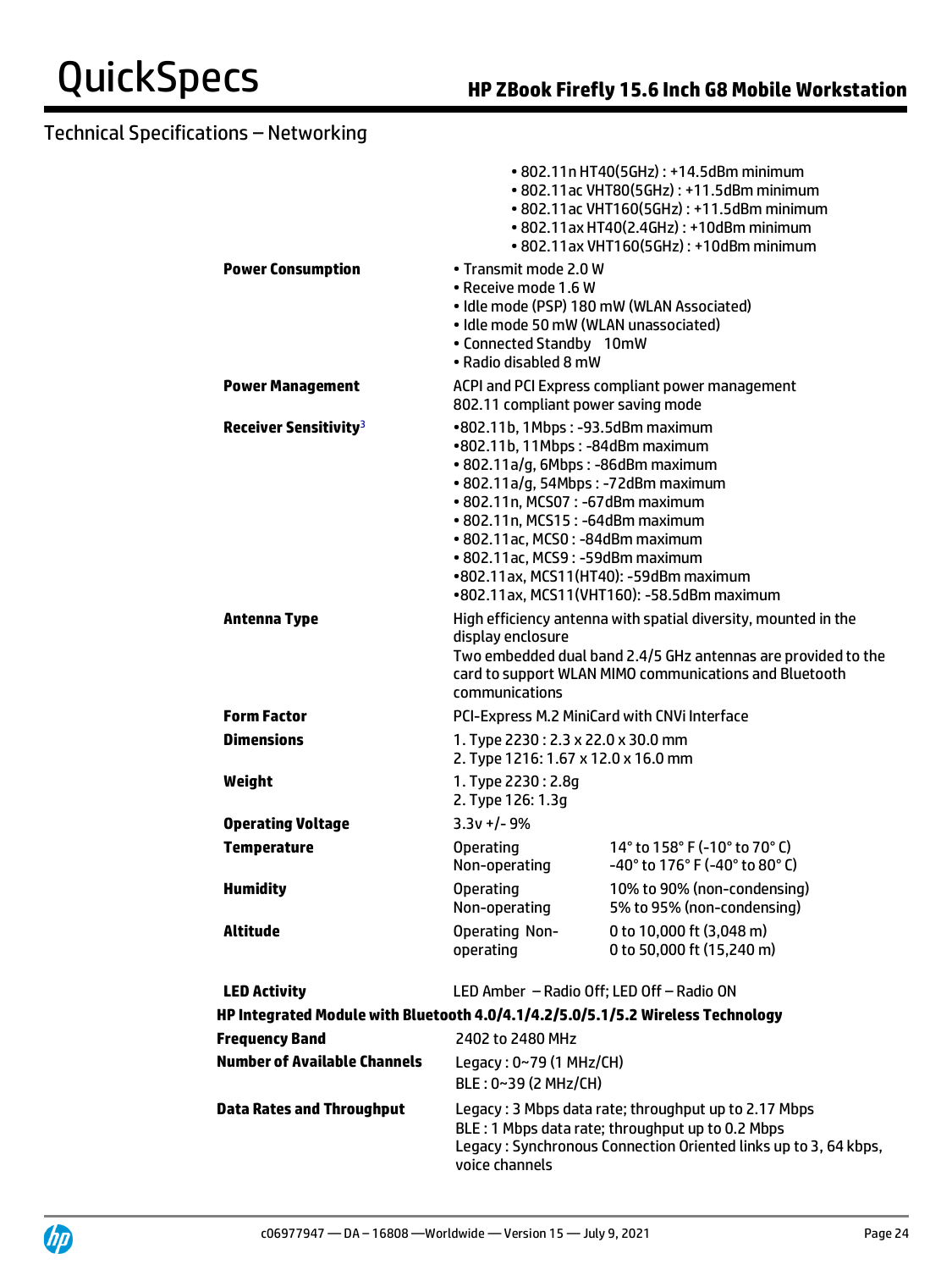## Technical Specifications – Networking

| | |
|---|---|
| | • 802.11n HT40(5GHz) : +14.5dBm minimum<br>• 802.11ac VHT80(5GHz) : +11.5dBm minimum<br>• 802.11ac VHT160(5GHz) : +11.5dBm minimum<br>• 802.11ax HT40(2.4GHz) : +10dBm minimum<br>• 802.11ax VHT160(5GHz) : +10dBm minimum |
| **Power Consumption** | • Transmit mode 2.0 W<br>• Receive mode 1.6 W<br>• Idle mode (PSP) 180 mW (WLAN Associated)<br>• Idle mode 50 mW (WLAN unassociated)<br>• Connected Standby 10mW<br>• Radio disabled 8 mW |
| **Power Management** | ACPI and PCI Express compliant power management<br>802.11 compliant power saving mode |
| **Receiver Sensitivity**[3] | •802.11b, 1Mbps : -93.5dBm maximum<br>•802.11b, 11Mbps : -84dBm maximum<br>• 802.11a/g, 6Mbps : -86dBm maximum<br>• 802.11a/g, 54Mbps : -72dBm maximum<br>• 802.11n, MCS07 : -67dBm maximum<br>• 802.11n, MCS15 : -64dBm maximum<br>• 802.11ac, MCS0 : -84dBm maximum<br>• 802.11ac, MCS9 : -59dBm maximum<br>•802.11ax, MCS11(HT40): -59dBm maximum<br>•802.11ax, MCS11(VHT160): -58.5dBm maximum |
| **Antenna Type** | High efficiency antenna with spatial diversity, mounted in the display enclosure<br>Two embedded dual band 2.4/5 GHz antennas are provided to the card to support WLAN MIMO communications and Bluetooth communications |
| **Form Factor** | PCI-Express M.2 MiniCard with CNVi Interface |
| **Dimensions** | 1. Type 2230 : 2.3 x 22.0 x 30.0 mm<br>2. Type 1216: 1.67 x 12.0 x 16.0 mm |
| **Weight** | 1. Type 2230 : 2.8g<br>2. Type 126: 1.3g |
| **Operating Voltage** | 3.3v +/- 9% |
| **Temperature** | Operating: 14° to 158° F (-10° to 70° C)<br>Non-operating: -40° to 176° F (-40° to 80° C) |
| **Humidity** | Operating: 10% to 90% (non-condensing)<br>Non-operating: 5% to 95% (non-condensing) |
| **Altitude** | Operating: 0 to 10,000 ft (3,048 m)<br>Non-operating: 0 to 50,000 ft (15,240 m) |
| **LED Activity** | LED Amber – Radio Off; LED Off – Radio ON |

**HP Integrated Module with Bluetooth 4.0/4.1/4.2/5.0/5.1/5.2 Wireless Technology**

| | |
|---|---|
| **Frequency Band** | 2402 to 2480 MHz |
| **Number of Available Channels** | Legacy : 0~79 (1 MHz/CH)<br>BLE : 0~39 (2 MHz/CH) |
| **Data Rates and Throughput** | Legacy : 3 Mbps data rate; throughput up to 2.17 Mbps<br>BLE : 1 Mbps data rate; throughput up to 0.2 Mbps<br>Legacy : Synchronous Connection Oriented links up to 3, 64 kbps, voice channels |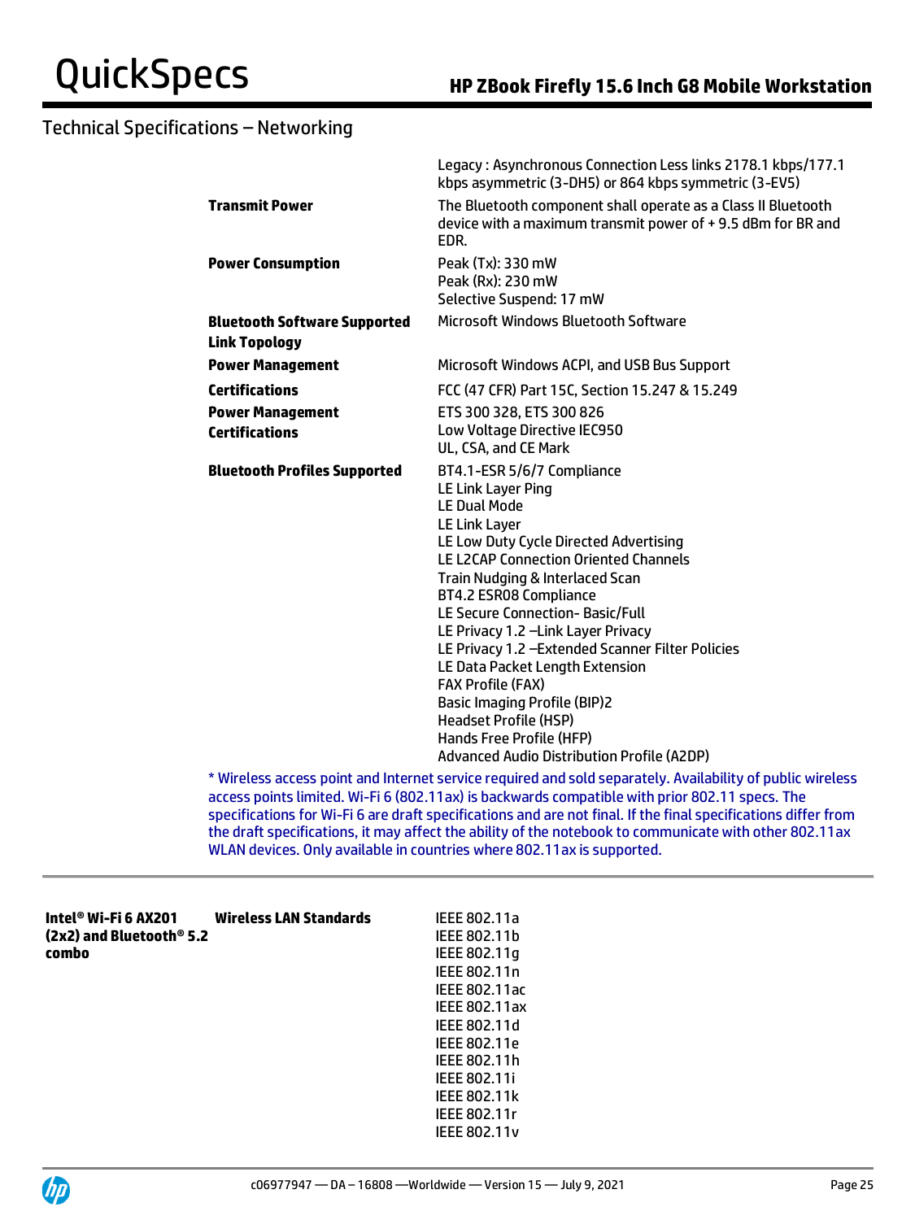## Technical Specifications – Networking

| | |
|---|---|
| | Legacy : Asynchronous Connection Less links 2178.1 kbps/177.1 kbps asymmetric (3-DH5) or 864 kbps symmetric (3-EV5) |
| **Transmit Power** | The Bluetooth component shall operate as a Class II Bluetooth device with a maximum transmit power of + 9.5 dBm for BR and EDR. |
| **Power Consumption** | Peak (Tx): 330 mW<br>Peak (Rx): 230 mW<br>Selective Suspend: 17 mW |
| **Bluetooth Software Supported** | Microsoft Windows Bluetooth Software |
| **Link Topology** | |
| **Power Management** | Microsoft Windows ACPI, and USB Bus Support |
| **Certifications** | FCC (47 CFR) Part 15C, Section 15.247 & 15.249 |
| **Power Management Certifications** | ETS 300 328, ETS 300 826<br>Low Voltage Directive IEC950<br>UL, CSA, and CE Mark |
| **Bluetooth Profiles Supported** | BT4.1-ESR 5/6/7 Compliance<br>LE Link Layer Ping<br>LE Dual Mode<br>LE Link Layer<br>LE Low Duty Cycle Directed Advertising<br>LE L2CAP Connection Oriented Channels<br>Train Nudging & Interlaced Scan<br>BT4.2 ESR08 Compliance<br>LE Secure Connection- Basic/Full<br>LE Privacy 1.2 –Link Layer Privacy<br>LE Privacy 1.2 –Extended Scanner Filter Policies<br>LE Data Packet Length Extension<br>FAX Profile (FAX)<br>Basic Imaging Profile (BIP)2<br>Headset Profile (HSP)<br>Hands Free Profile (HFP)<br>Advanced Audio Distribution Profile (A2DP) |

* Wireless access point and Internet service required and sold separately. Availability of public wireless access points limited. Wi-Fi 6 (802.11ax) is backwards compatible with prior 802.11 specs. The specifications for Wi-Fi 6 are draft specifications and are not final. If the final specifications differ from the draft specifications, it may affect the ability of the notebook to communicate with other 802.11ax WLAN devices. Only available in countries where 802.11ax is supported.

---

| | | |
|---|---|---|
| **Intel® Wi-Fi 6 AX201 (2x2) and Bluetooth® 5.2 combo** | **Wireless LAN Standards** | IEEE 802.11a<br>IEEE 802.11b<br>IEEE 802.11g<br>IEEE 802.11n<br>IEEE 802.11ac<br>IEEE 802.11ax<br>IEEE 802.11d<br>IEEE 802.11e<br>IEEE 802.11h<br>IEEE 802.11i<br>IEEE 802.11k<br>IEEE 802.11r<br>IEEE 802.11v |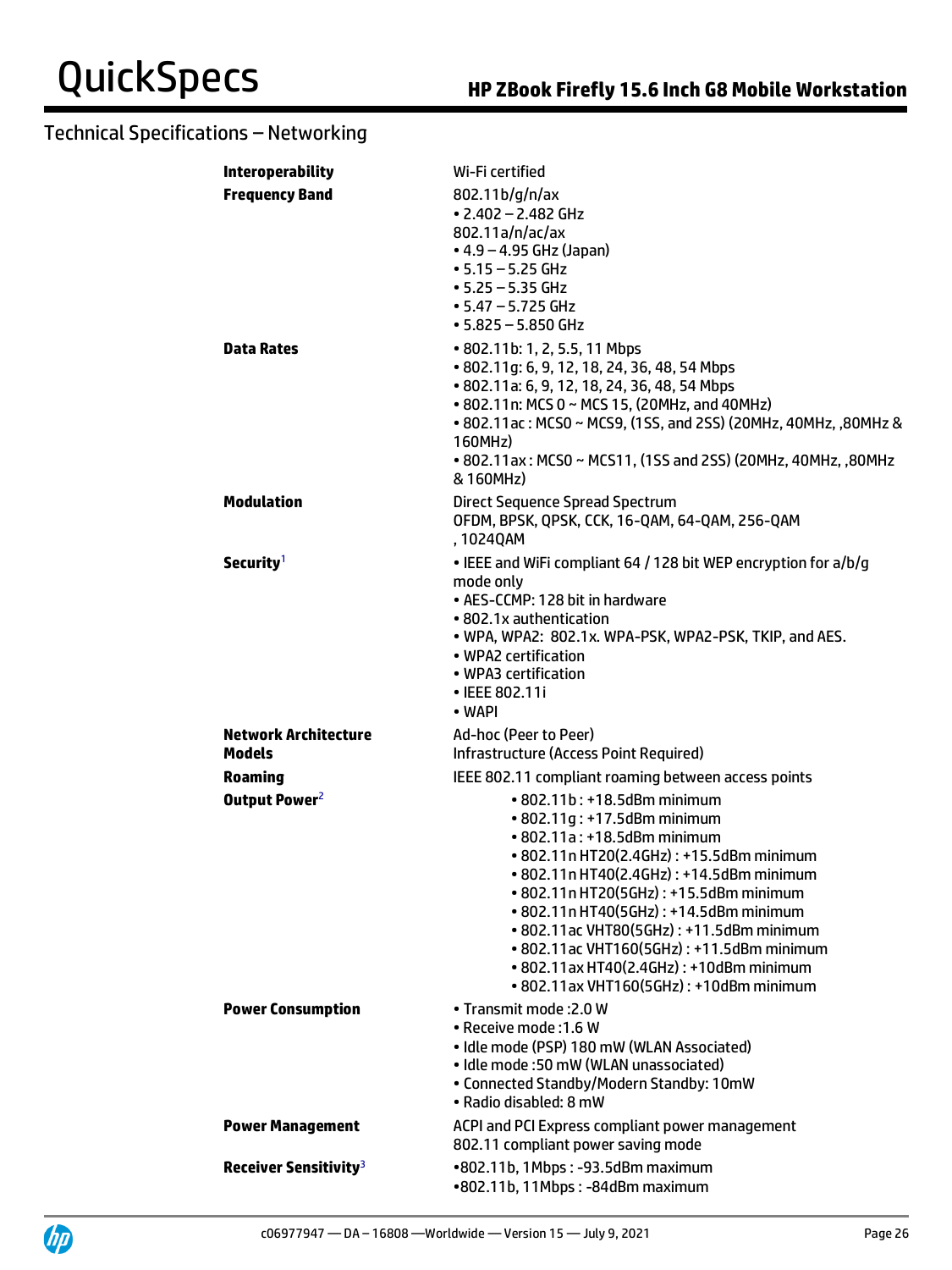## Technical Specifications – Networking

| | |
|---|---|
| **Interoperability** | Wi-Fi certified |
| **Frequency Band** | 802.11b/g/n/ax<br>• 2.402 – 2.482 GHz<br>802.11a/n/ac/ax<br>• 4.9 – 4.95 GHz (Japan)<br>• 5.15 – 5.25 GHz<br>• 5.25 – 5.35 GHz<br>• 5.47 – 5.725 GHz<br>• 5.825 – 5.850 GHz |
| **Data Rates** | • 802.11b: 1, 2, 5.5, 11 Mbps<br>• 802.11g: 6, 9, 12, 18, 24, 36, 48, 54 Mbps<br>• 802.11a: 6, 9, 12, 18, 24, 36, 48, 54 Mbps<br>• 802.11n: MCS 0 ~ MCS 15, (20MHz, and 40MHz)<br>• 802.11ac : MCS0 ~ MCS9, (1SS, and 2SS) (20MHz, 40MHz, ,80MHz & 160MHz)<br>• 802.11ax : MCS0 ~ MCS11, (1SS and 2SS) (20MHz, 40MHz, ,80MHz & 160MHz) |
| **Modulation** | Direct Sequence Spread Spectrum<br>OFDM, BPSK, QPSK, CCK, 16-QAM, 64-QAM, 256-QAM , 1024QAM |
| **Security**[1] | • IEEE and WiFi compliant 64 / 128 bit WEP encryption for a/b/g mode only<br>• AES-CCMP: 128 bit in hardware<br>• 802.1x authentication<br>• WPA, WPA2: 802.1x. WPA-PSK, WPA2-PSK, TKIP, and AES.<br>• WPA2 certification<br>• WPA3 certification<br>• IEEE 802.11i<br>• WAPI |
| **Network Architecture Models** | Ad-hoc (Peer to Peer)<br>Infrastructure (Access Point Required) |
| **Roaming** | IEEE 802.11 compliant roaming between access points |
| **Output Power**[2] | • 802.11b : +18.5dBm minimum<br>• 802.11g : +17.5dBm minimum<br>• 802.11a : +18.5dBm minimum<br>• 802.11n HT20(2.4GHz) : +15.5dBm minimum<br>• 802.11n HT40(2.4GHz) : +14.5dBm minimum<br>• 802.11n HT20(5GHz) : +15.5dBm minimum<br>• 802.11n HT40(5GHz) : +14.5dBm minimum<br>• 802.11ac VHT80(5GHz) : +11.5dBm minimum<br>• 802.11ac VHT160(5GHz) : +11.5dBm minimum<br>• 802.11ax HT40(2.4GHz) : +10dBm minimum<br>• 802.11ax VHT160(5GHz) : +10dBm minimum |
| **Power Consumption** | • Transmit mode :2.0 W<br>• Receive mode :1.6 W<br>• Idle mode (PSP) 180 mW (WLAN Associated)<br>• Idle mode :50 mW (WLAN unassociated)<br>• Connected Standby/Modern Standby: 10mW<br>• Radio disabled: 8 mW |
| **Power Management** | ACPI and PCI Express compliant power management<br>802.11 compliant power saving mode |
| **Receiver Sensitivity**[3] | •802.11b, 1Mbps : -93.5dBm maximum<br>•802.11b, 11Mbps : -84dBm maximum |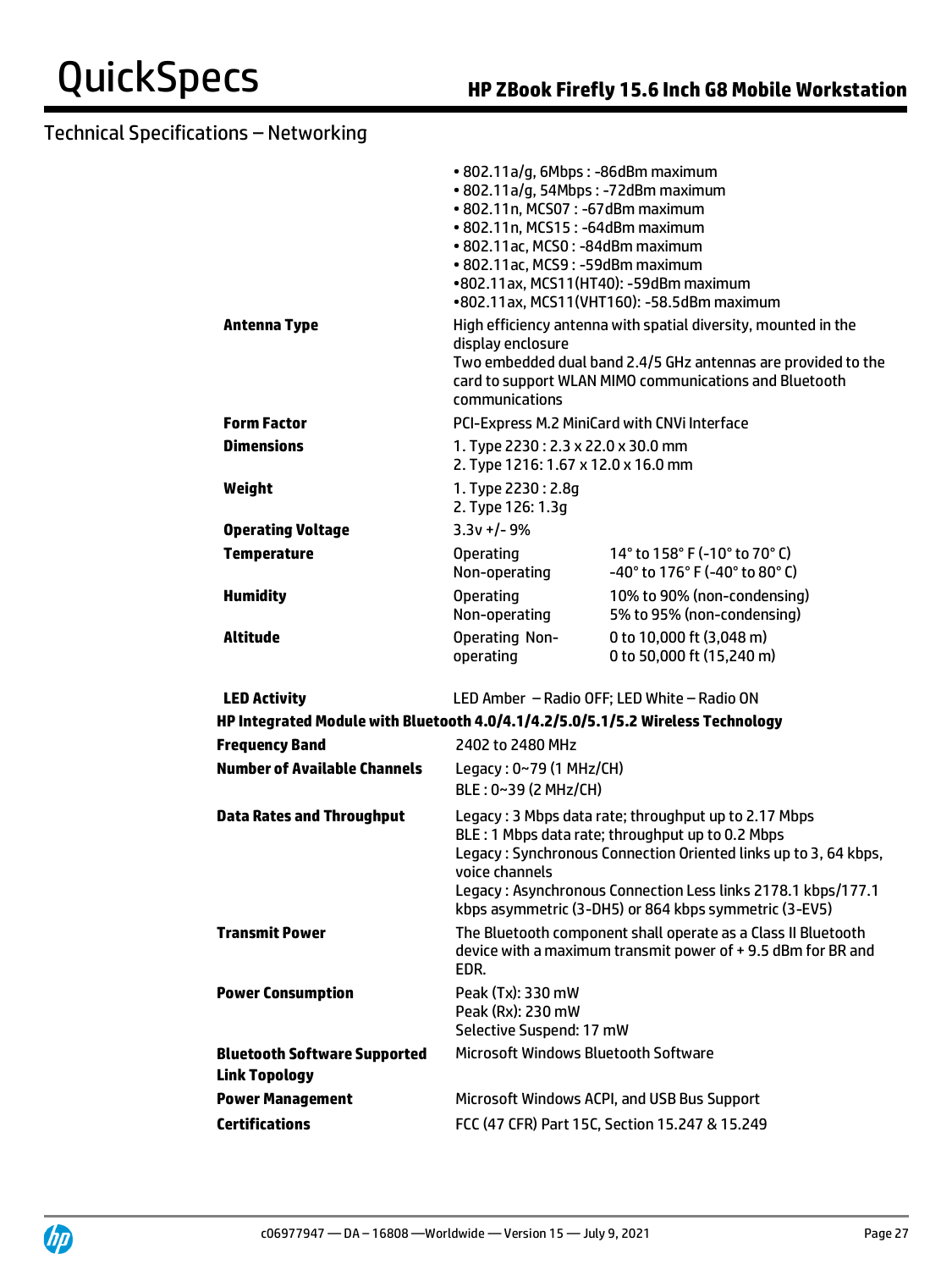## Technical Specifications – Networking

| | | |
|---|---|---|
| | • 802.11a/g, 6Mbps : -86dBm maximum<br>• 802.11a/g, 54Mbps : -72dBm maximum<br>• 802.11n, MCS07 : -67dBm maximum<br>• 802.11n, MCS15 : -64dBm maximum<br>• 802.11ac, MCS0 : -84dBm maximum<br>• 802.11ac, MCS9 : -59dBm maximum<br>•802.11ax, MCS11(HT40): -59dBm maximum<br>•802.11ax, MCS11(VHT160): -58.5dBm maximum | |
| **Antenna Type** | High efficiency antenna with spatial diversity, mounted in the display enclosure<br>Two embedded dual band 2.4/5 GHz antennas are provided to the card to support WLAN MIMO communications and Bluetooth communications | |
| **Form Factor** | PCI-Express M.2 MiniCard with CNVi Interface | |
| **Dimensions** | 1. Type 2230 : 2.3 x 22.0 x 30.0 mm<br>2. Type 1216: 1.67 x 12.0 x 16.0 mm | |
| **Weight** | 1. Type 2230 : 2.8g<br>2. Type 126: 1.3g | |
| **Operating Voltage** | 3.3v +/- 9% | |
| **Temperature** | Operating<br>Non-operating | 14° to 158° F (-10° to 70° C)<br>-40° to 176° F (-40° to 80° C) |
| **Humidity** | Operating<br>Non-operating | 10% to 90% (non-condensing)<br>5% to 95% (non-condensing) |
| **Altitude** | Operating Non-operating | 0 to 10,000 ft (3,048 m)<br>0 to 50,000 ft (15,240 m) |
| **LED Activity** | LED Amber – Radio OFF; LED White – Radio ON | |

### HP Integrated Module with Bluetooth 4.0/4.1/4.2/5.0/5.1/5.2 Wireless Technology

| | |
|---|---|
| **Frequency Band** | 2402 to 2480 MHz |
| **Number of Available Channels** | Legacy : 0~79 (1 MHz/CH)<br>BLE : 0~39 (2 MHz/CH) |
| **Data Rates and Throughput** | Legacy : 3 Mbps data rate; throughput up to 2.17 Mbps<br>BLE : 1 Mbps data rate; throughput up to 0.2 Mbps<br>Legacy : Synchronous Connection Oriented links up to 3, 64 kbps, voice channels<br>Legacy : Asynchronous Connection Less links 2178.1 kbps/177.1 kbps asymmetric (3-DH5) or 864 kbps symmetric (3-EV5) |
| **Transmit Power** | The Bluetooth component shall operate as a Class II Bluetooth device with a maximum transmit power of + 9.5 dBm for BR and EDR. |
| **Power Consumption** | Peak (Tx): 330 mW<br>Peak (Rx): 230 mW<br>Selective Suspend: 17 mW |
| **Bluetooth Software Supported** | Microsoft Windows Bluetooth Software |
| **Link Topology** | |
| **Power Management** | Microsoft Windows ACPI, and USB Bus Support |
| **Certifications** | FCC (47 CFR) Part 15C, Section 15.247 & 15.249 |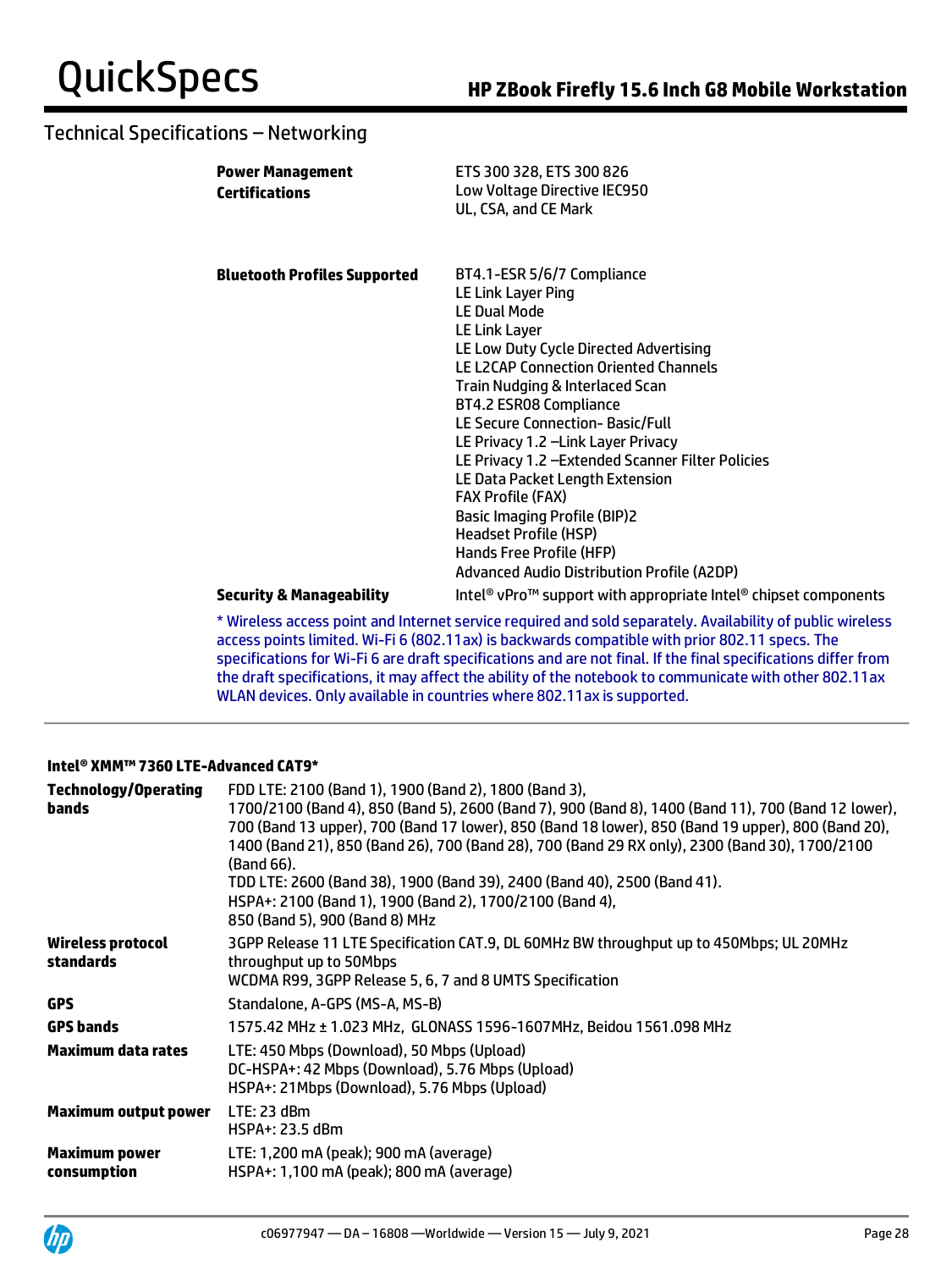## Technical Specifications – Networking

| | |
|---|---|
| **Power Management Certifications** | ETS 300 328, ETS 300 826<br>Low Voltage Directive IEC950<br>UL, CSA, and CE Mark |
| **Bluetooth Profiles Supported** | BT4.1-ESR 5/6/7 Compliance<br>LE Link Layer Ping<br>LE Dual Mode<br>LE Link Layer<br>LE Low Duty Cycle Directed Advertising<br>LE L2CAP Connection Oriented Channels<br>Train Nudging & Interlaced Scan<br>BT4.2 ESR08 Compliance<br>LE Secure Connection- Basic/Full<br>LE Privacy 1.2 –Link Layer Privacy<br>LE Privacy 1.2 –Extended Scanner Filter Policies<br>LE Data Packet Length Extension<br>FAX Profile (FAX)<br>Basic Imaging Profile (BIP)2<br>Headset Profile (HSP)<br>Hands Free Profile (HFP)<br>Advanced Audio Distribution Profile (A2DP) |
| **Security & Manageability** | Intel® vPro™ support with appropriate Intel® chipset components |

* Wireless access point and Internet service required and sold separately. Availability of public wireless access points limited. Wi-Fi 6 (802.11ax) is backwards compatible with prior 802.11 specs. The specifications for Wi-Fi 6 are draft specifications and are not final. If the final specifications differ from the draft specifications, it may affect the ability of the notebook to communicate with other 802.11ax WLAN devices. Only available in countries where 802.11ax is supported.

---

**Intel® XMM™ 7360 LTE-Advanced CAT9***

| | |
|---|---|
| **Technology/Operating bands** | FDD LTE: 2100 (Band 1), 1900 (Band 2), 1800 (Band 3), 1700/2100 (Band 4), 850 (Band 5), 2600 (Band 7), 900 (Band 8), 1400 (Band 11), 700 (Band 12 lower), 700 (Band 13 upper), 700 (Band 17 lower), 850 (Band 18 lower), 850 (Band 19 upper), 800 (Band 20), 1400 (Band 21), 850 (Band 26), 700 (Band 28), 700 (Band 29 RX only), 2300 (Band 30), 1700/2100 (Band 66).<br>TDD LTE: 2600 (Band 38), 1900 (Band 39), 2400 (Band 40), 2500 (Band 41).<br>HSPA+: 2100 (Band 1), 1900 (Band 2), 1700/2100 (Band 4), 850 (Band 5), 900 (Band 8) MHz |
| **Wireless protocol standards** | 3GPP Release 11 LTE Specification CAT.9, DL 60MHz BW throughput up to 450Mbps; UL 20MHz throughput up to 50Mbps<br>WCDMA R99, 3GPP Release 5, 6, 7 and 8 UMTS Specification |
| **GPS** | Standalone, A-GPS (MS-A, MS-B) |
| **GPS bands** | 1575.42 MHz ± 1.023 MHz, GLONASS 1596-1607MHz, Beidou 1561.098 MHz |
| **Maximum data rates** | LTE: 450 Mbps (Download), 50 Mbps (Upload)<br>DC-HSPA+: 42 Mbps (Download), 5.76 Mbps (Upload)<br>HSPA+: 21Mbps (Download), 5.76 Mbps (Upload) |
| **Maximum output power** | LTE: 23 dBm<br>HSPA+: 23.5 dBm |
| **Maximum power consumption** | LTE: 1,200 mA (peak); 900 mA (average)<br>HSPA+: 1,100 mA (peak); 800 mA (average) |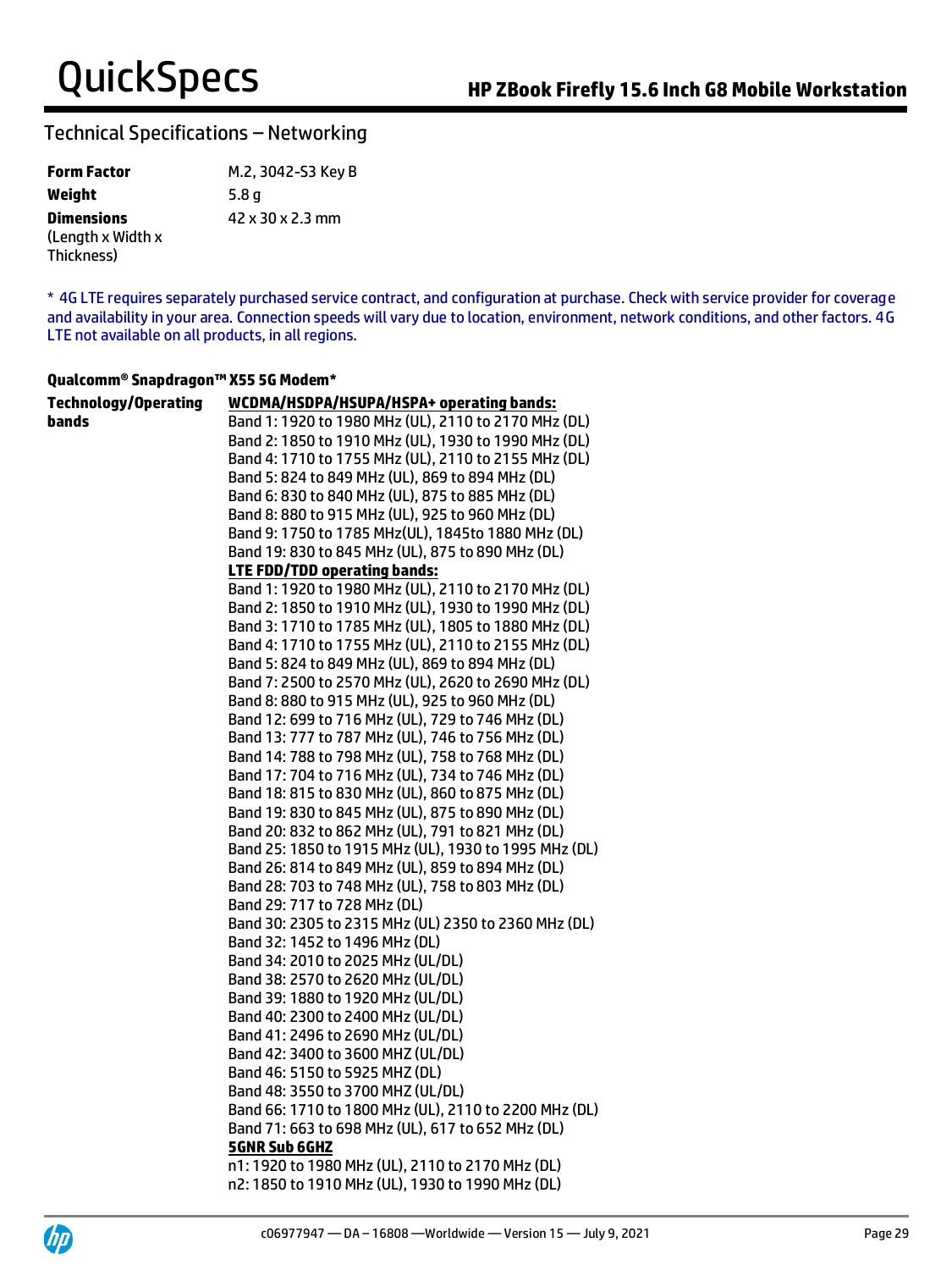## Technical Specifications – Networking

| | |
|---|---|
| **Form Factor** | M.2, 3042-S3 Key B |
| **Weight** | 5.8 g |
| **Dimensions** (Length x Width x Thickness) | 42 x 30 x 2.3 mm |

* 4G LTE requires separately purchased service contract, and configuration at purchase. Check with service provider for coverage and availability in your area. Connection speeds will vary due to location, environment, network conditions, and other factors. 4G LTE not available on all products, in all regions.

**Qualcomm® Snapdragon™ X55 5G Modem***

| | |
|---|---|
| **Technology/Operating bands** | **WCDMA/HSDPA/HSUPA/HSPA+ operating bands:**<br>Band 1: 1920 to 1980 MHz (UL), 2110 to 2170 MHz (DL)<br>Band 2: 1850 to 1910 MHz (UL), 1930 to 1990 MHz (DL)<br>Band 4: 1710 to 1755 MHz (UL), 2110 to 2155 MHz (DL)<br>Band 5: 824 to 849 MHz (UL), 869 to 894 MHz (DL)<br>Band 6: 830 to 840 MHz (UL), 875 to 885 MHz (DL)<br>Band 8: 880 to 915 MHz (UL), 925 to 960 MHz (DL)<br>Band 9: 1750 to 1785 MHz(UL), 1845to 1880 MHz (DL)<br>Band 19: 830 to 845 MHz (UL), 875 to 890 MHz (DL)<br>**LTE FDD/TDD operating bands:**<br>Band 1: 1920 to 1980 MHz (UL), 2110 to 2170 MHz (DL)<br>Band 2: 1850 to 1910 MHz (UL), 1930 to 1990 MHz (DL)<br>Band 3: 1710 to 1785 MHz (UL), 1805 to 1880 MHz (DL)<br>Band 4: 1710 to 1755 MHz (UL), 2110 to 2155 MHz (DL)<br>Band 5: 824 to 849 MHz (UL), 869 to 894 MHz (DL)<br>Band 7: 2500 to 2570 MHz (UL), 2620 to 2690 MHz (DL)<br>Band 8: 880 to 915 MHz (UL), 925 to 960 MHz (DL)<br>Band 12: 699 to 716 MHz (UL), 729 to 746 MHz (DL)<br>Band 13: 777 to 787 MHz (UL), 746 to 756 MHz (DL)<br>Band 14: 788 to 798 MHz (UL), 758 to 768 MHz (DL)<br>Band 17: 704 to 716 MHz (UL), 734 to 746 MHz (DL)<br>Band 18: 815 to 830 MHz (UL), 860 to 875 MHz (DL)<br>Band 19: 830 to 845 MHz (UL), 875 to 890 MHz (DL)<br>Band 20: 832 to 862 MHz (UL), 791 to 821 MHz (DL)<br>Band 25: 1850 to 1915 MHz (UL), 1930 to 1995 MHz (DL)<br>Band 26: 814 to 849 MHz (UL), 859 to 894 MHz (DL)<br>Band 28: 703 to 748 MHz (UL), 758 to 803 MHz (DL)<br>Band 29: 717 to 728 MHz (DL)<br>Band 30: 2305 to 2315 MHz (UL) 2350 to 2360 MHz (DL)<br>Band 32: 1452 to 1496 MHz (DL)<br>Band 34: 2010 to 2025 MHz (UL/DL)<br>Band 38: 2570 to 2620 MHz (UL/DL)<br>Band 39: 1880 to 1920 MHz (UL/DL)<br>Band 40: 2300 to 2400 MHz (UL/DL)<br>Band 41: 2496 to 2690 MHz (UL/DL)<br>Band 42: 3400 to 3600 MHZ (UL/DL)<br>Band 46: 5150 to 5925 MHZ (DL)<br>Band 48: 3550 to 3700 MHZ (UL/DL)<br>Band 66: 1710 to 1800 MHz (UL), 2110 to 2200 MHz (DL)<br>Band 71: 663 to 698 MHz (UL), 617 to 652 MHz (DL)<br>**5GNR Sub 6GHZ**<br>n1: 1920 to 1980 MHz (UL), 2110 to 2170 MHz (DL)<br>n2: 1850 to 1910 MHz (UL), 1930 to 1990 MHz (DL) |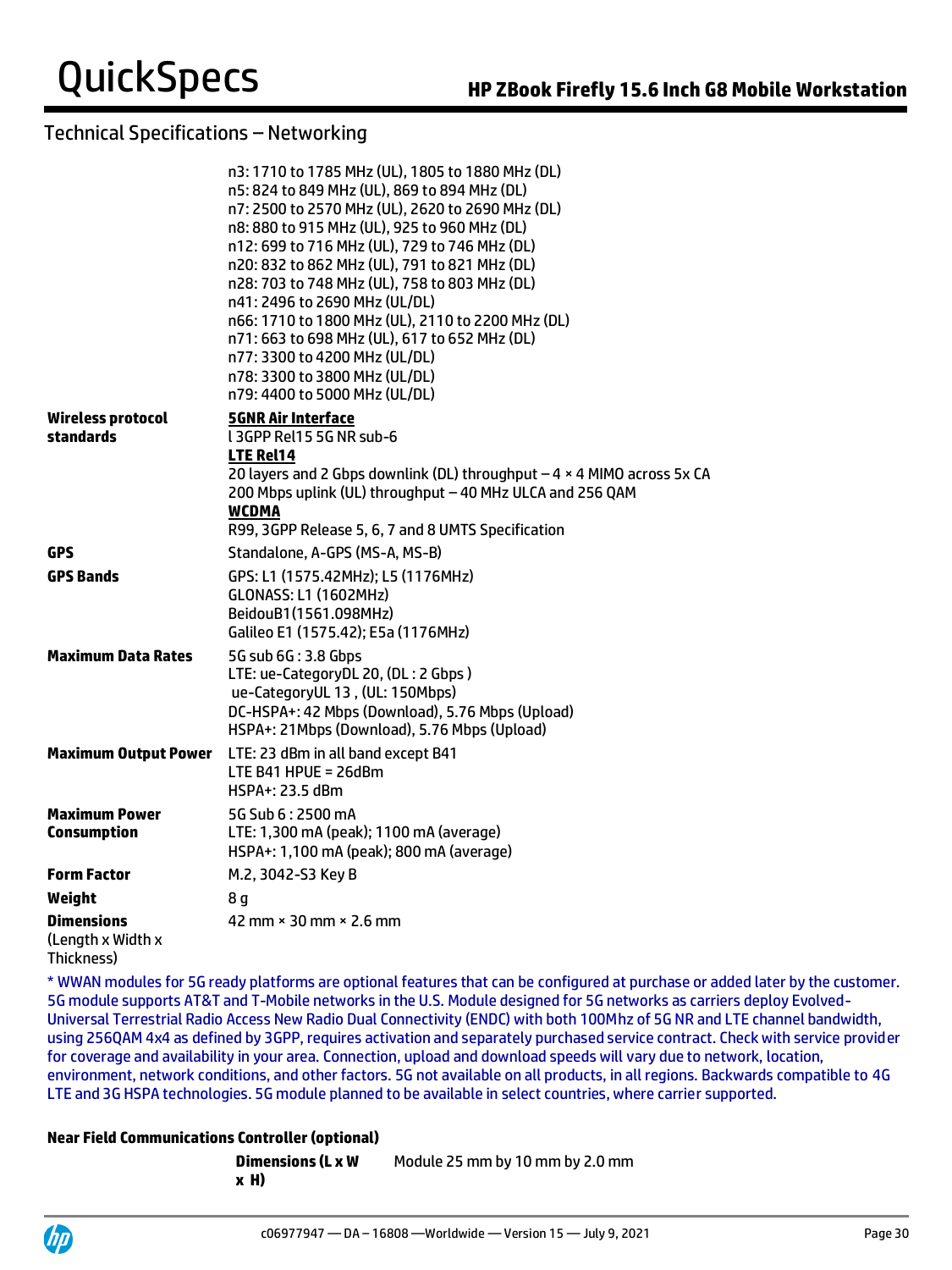## Technical Specifications – Networking

| | |
|---|---|
| | n3: 1710 to 1785 MHz (UL), 1805 to 1880 MHz (DL)<br>n5: 824 to 849 MHz (UL), 869 to 894 MHz (DL)<br>n7: 2500 to 2570 MHz (UL), 2620 to 2690 MHz (DL)<br>n8: 880 to 915 MHz (UL), 925 to 960 MHz (DL)<br>n12: 699 to 716 MHz (UL), 729 to 746 MHz (DL)<br>n20: 832 to 862 MHz (UL), 791 to 821 MHz (DL)<br>n28: 703 to 748 MHz (UL), 758 to 803 MHz (DL)<br>n41: 2496 to 2690 MHz (UL/DL)<br>n66: 1710 to 1800 MHz (UL), 2110 to 2200 MHz (DL)<br>n71: 663 to 698 MHz (UL), 617 to 652 MHz (DL)<br>n77: 3300 to 4200 MHz (UL/DL)<br>n78: 3300 to 3800 MHz (UL/DL)<br>n79: 4400 to 5000 MHz (UL/DL) |
| **Wireless protocol standards** | **5GNR Air Interface**<br>l 3GPP Rel15 5G NR sub-6<br>**LTE Rel14**<br>20 layers and 2 Gbps downlink (DL) throughput – 4 × 4 MIMO across 5x CA<br>200 Mbps uplink (UL) throughput – 40 MHz ULCA and 256 QAM<br>**WCDMA**<br>R99, 3GPP Release 5, 6, 7 and 8 UMTS Specification |
| **GPS** | Standalone, A-GPS (MS-A, MS-B) |
| **GPS Bands** | GPS: L1 (1575.42MHz); L5 (1176MHz)<br>GLONASS: L1 (1602MHz)<br>BeidouB1(1561.098MHz)<br>Galileo E1 (1575.42); E5a (1176MHz) |
| **Maximum Data Rates** | 5G sub 6G : 3.8 Gbps<br>LTE: ue-CategoryDL 20, (DL : 2 Gbps )<br>ue-CategoryUL 13 , (UL: 150Mbps)<br>DC-HSPA+: 42 Mbps (Download), 5.76 Mbps (Upload)<br>HSPA+: 21Mbps (Download), 5.76 Mbps (Upload) |
| **Maximum Output Power** | LTE: 23 dBm in all band except B41<br>LTE B41 HPUE = 26dBm<br>HSPA+: 23.5 dBm |
| **Maximum Power Consumption** | 5G Sub 6 : 2500 mA<br>LTE: 1,300 mA (peak); 1100 mA (average)<br>HSPA+: 1,100 mA (peak); 800 mA (average) |
| **Form Factor** | M.2, 3042-S3 Key B |
| **Weight** | 8 g |
| **Dimensions** (Length x Width x Thickness) | 42 mm × 30 mm × 2.6 mm |

* WWAN modules for 5G ready platforms are optional features that can be configured at purchase or added later by the customer. 5G module supports AT&T and T-Mobile networks in the U.S. Module designed for 5G networks as carriers deploy Evolved-Universal Terrestrial Radio Access New Radio Dual Connectivity (ENDC) with both 100Mhz of 5G NR and LTE channel bandwidth, using 256QAM 4x4 as defined by 3GPP, requires activation and separately purchased service contract. Check with service provider for coverage and availability in your area. Connection, upload and download speeds will vary due to network, location, environment, network conditions, and other factors. 5G not available on all products, in all regions. Backwards compatible to 4G LTE and 3G HSPA technologies. 5G module planned to be available in select countries, where carrier supported.

**Near Field Communications Controller (optional)**

| | |
|---|---|
| **Dimensions (L x W x H)** | Module 25 mm by 10 mm by 2.0 mm |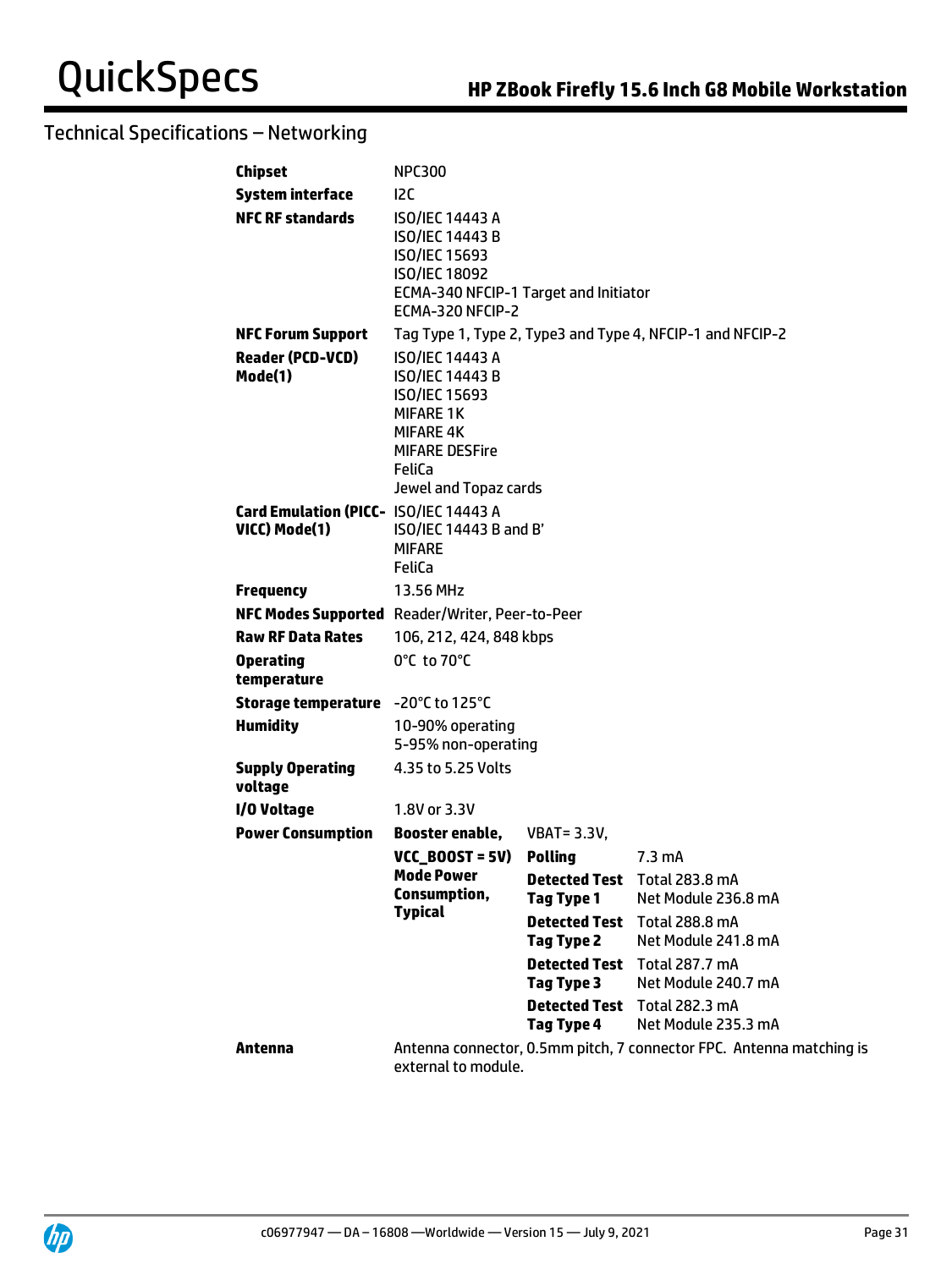## Technical Specifications – Networking

| | | | |
|---|---|---|---|
| **Chipset** | NPC300 | | |
| **System interface** | I2C | | |
| **NFC RF standards** | ISO/IEC 14443 A<br>ISO/IEC 14443 B<br>ISO/IEC 15693<br>ISO/IEC 18092<br>ECMA-340 NFCIP-1 Target and Initiator<br>ECMA-320 NFCIP-2 | | |
| **NFC Forum Support** | Tag Type 1, Type 2, Type3 and Type 4, NFCIP-1 and NFCIP-2 | | |
| **Reader (PCD-VCD) Mode(1)** | ISO/IEC 14443 A<br>ISO/IEC 14443 B<br>ISO/IEC 15693<br>MIFARE 1K<br>MIFARE 4K<br>MIFARE DESFire<br>FeliCa<br>Jewel and Topaz cards | | |
| **Card Emulation (PICC-VICC) Mode(1)** | ISO/IEC 14443 A<br>ISO/IEC 14443 B and B'<br>MIFARE<br>FeliCa | | |
| **Frequency** | 13.56 MHz | | |
| **NFC Modes Supported** | Reader/Writer, Peer-to-Peer | | |
| **Raw RF Data Rates** | 106, 212, 424, 848 kbps | | |
| **Operating temperature** | 0°C to 70°C | | |
| **Storage temperature** | -20°C to 125°C | | |
| **Humidity** | 10-90% operating<br>5-95% non-operating | | |
| **Supply Operating voltage** | 4.35 to 5.25 Volts | | |
| **I/O Voltage** | 1.8V or 3.3V | | |
| **Power Consumption** | **Booster enable, VCC_BOOST = 5V) Mode Power Consumption, Typical** | VBAT= 3.3V, | |
| | | **Polling** | 7.3 mA |
| | | **Detected Test Tag Type 1** | Total 283.8 mA<br>Net Module 236.8 mA |
| | | **Detected Test Tag Type 2** | Total 288.8 mA<br>Net Module 241.8 mA |
| | | **Detected Test Tag Type 3** | Total 287.7 mA<br>Net Module 240.7 mA |
| | | **Detected Test Tag Type 4** | Total 282.3 mA<br>Net Module 235.3 mA |
| **Antenna** | Antenna connector, 0.5mm pitch, 7 connector FPC. Antenna matching is external to module. | | |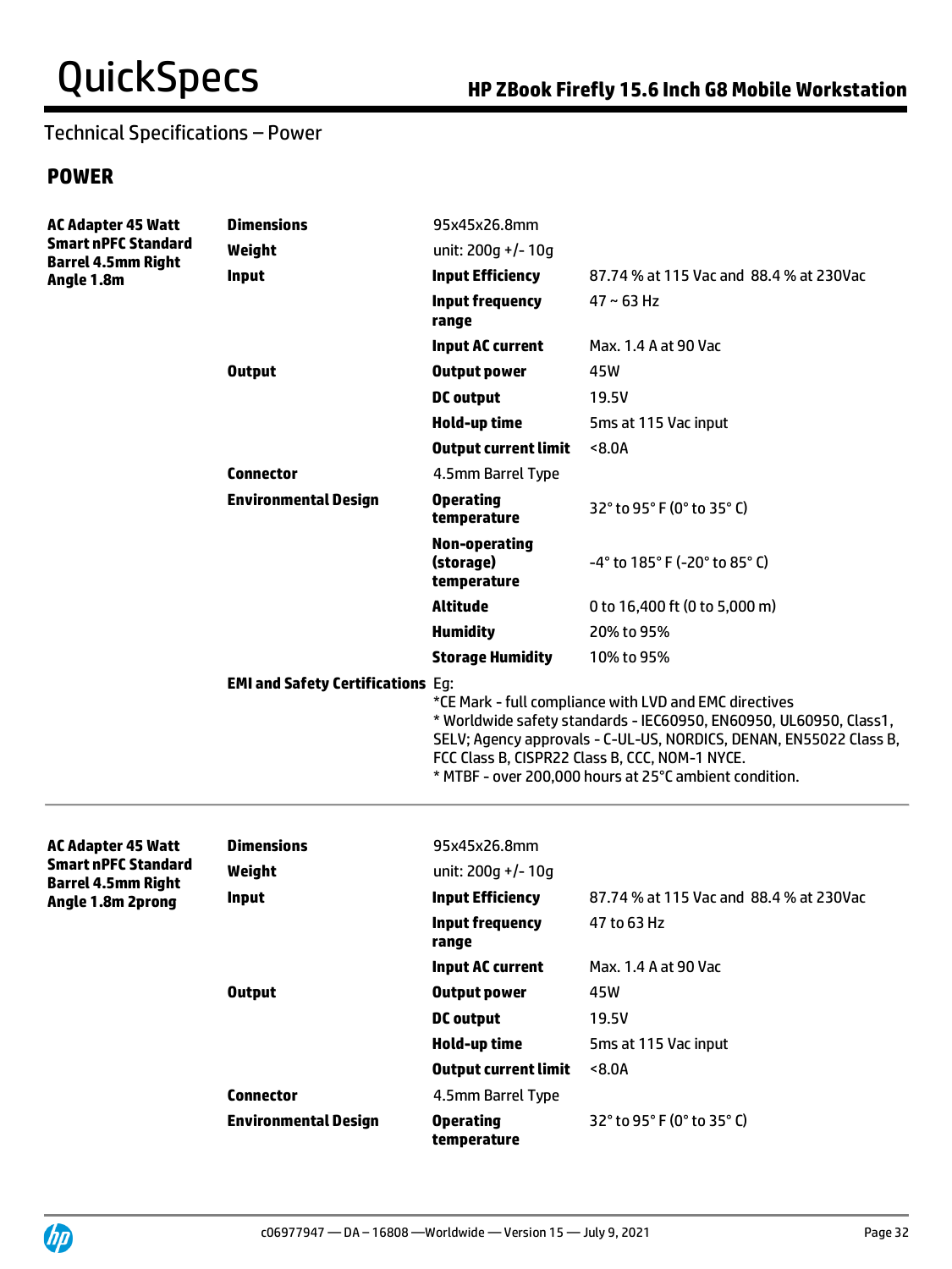## Technical Specifications – Power

### POWER

| | | | |
|---|---|---|---|
| **AC Adapter 45 Watt Smart nPFC Standard Barrel 4.5mm Right Angle 1.8m** | **Dimensions** | 95x45x26.8mm | |
| | **Weight** | unit: 200g +/- 10g | |
| | **Input** | **Input Efficiency** | 87.74 % at 115 Vac and 88.4 % at 230Vac |
| | | **Input frequency range** | 47 ~ 63 Hz |
| | | **Input AC current** | Max. 1.4 A at 90 Vac |
| | **Output** | **Output power** | 45W |
| | | **DC output** | 19.5V |
| | | **Hold-up time** | 5ms at 115 Vac input |
| | | **Output current limit** | <8.0A |
| | **Connector** | 4.5mm Barrel Type | |
| | **Environmental Design** | **Operating temperature** | 32° to 95° F (0° to 35° C) |
| | | **Non-operating (storage) temperature** | -4° to 185° F (-20° to 85° C) |
| | | **Altitude** | 0 to 16,400 ft (0 to 5,000 m) |
| | | **Humidity** | 20% to 95% |
| | | **Storage Humidity** | 10% to 95% |
| | **EMI and Safety Certifications** | Eg:<br>*CE Mark - full compliance with LVD and EMC directives<br>* Worldwide safety standards - IEC60950, EN60950, UL60950, Class1, SELV; Agency approvals - C-UL-US, NORDICS, DENAN, EN55022 Class B, FCC Class B, CISPR22 Class B, CCC, NOM-1 NYCE.<br>* MTBF - over 200,000 hours at 25°C ambient condition. | |

| | | | |
|---|---|---|---|
| **AC Adapter 45 Watt Smart nPFC Standard Barrel 4.5mm Right Angle 1.8m 2prong** | **Dimensions** | 95x45x26.8mm | |
| | **Weight** | unit: 200g +/- 10g | |
| | **Input** | **Input Efficiency** | 87.74 % at 115 Vac and 88.4 % at 230Vac |
| | | **Input frequency range** | 47 to 63 Hz |
| | | **Input AC current** | Max. 1.4 A at 90 Vac |
| | **Output** | **Output power** | 45W |
| | | **DC output** | 19.5V |
| | | **Hold-up time** | 5ms at 115 Vac input |
| | | **Output current limit** | <8.0A |
| | **Connector** | 4.5mm Barrel Type | |
| | **Environmental Design** | **Operating temperature** | 32° to 95° F (0° to 35° C) |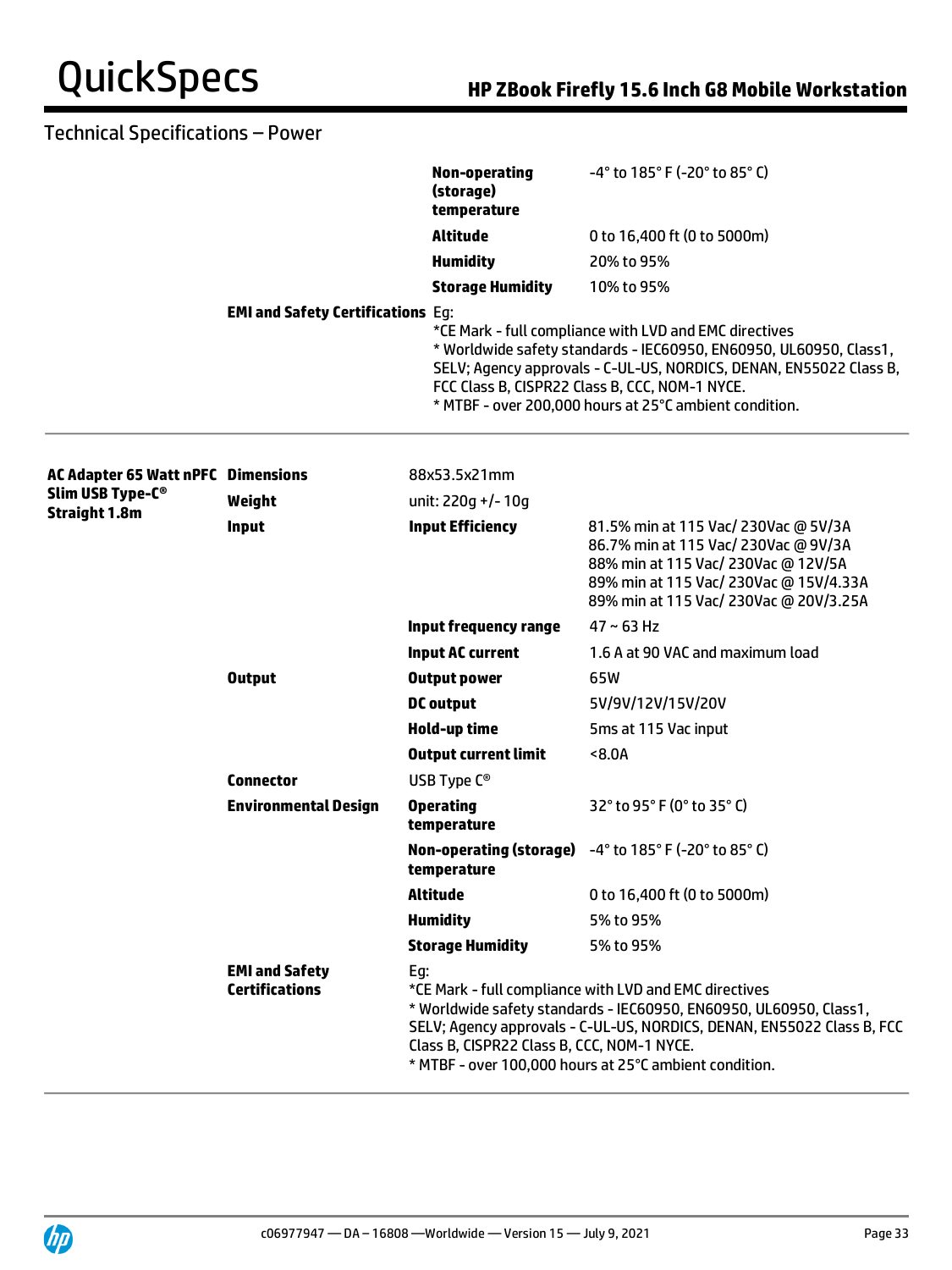## Technical Specifications – Power

| | | | |
|---|---|---|---|
| | | **Non-operating (storage) temperature** | -4° to 185° F (-20° to 85° C) |
| | | **Altitude** | 0 to 16,400 ft (0 to 5000m) |
| | | **Humidity** | 20% to 95% |
| | | **Storage Humidity** | 10% to 95% |
| | **EMI and Safety Certifications** | Eg:<br>*CE Mark - full compliance with LVD and EMC directives<br>* Worldwide safety standards - IEC60950, EN60950, UL60950, Class1, SELV; Agency approvals - C-UL-US, NORDICS, DENAN, EN55022 Class B, FCC Class B, CISPR22 Class B, CCC, NOM-1 NYCE.<br>* MTBF - over 200,000 hours at 25°C ambient condition. | |

| | | | |
|---|---|---|---|
| **AC Adapter 65 Watt nPFC Slim USB Type-C® Straight 1.8m** | **Dimensions** | 88x53.5x21mm | |
| | **Weight** | unit: 220g +/- 10g | |
| | **Input** | **Input Efficiency** | 81.5% min at 115 Vac/ 230Vac @ 5V/3A<br>86.7% min at 115 Vac/ 230Vac @ 9V/3A<br>88% min at 115 Vac/ 230Vac @ 12V/5A<br>89% min at 115 Vac/ 230Vac @ 15V/4.33A<br>89% min at 115 Vac/ 230Vac @ 20V/3.25A |
| | | **Input frequency range** | 47 ~ 63 Hz |
| | | **Input AC current** | 1.6 A at 90 VAC and maximum load |
| | **Output** | **Output power** | 65W |
| | | **DC output** | 5V/9V/12V/15V/20V |
| | | **Hold-up time** | 5ms at 115 Vac input |
| | | **Output current limit** | <8.0A |
| | **Connector** | USB Type C® | |
| | **Environmental Design** | **Operating temperature** | 32° to 95° F (0° to 35° C) |
| | | **Non-operating (storage) temperature** | -4° to 185° F (-20° to 85° C) |
| | | **Altitude** | 0 to 16,400 ft (0 to 5000m) |
| | | **Humidity** | 5% to 95% |
| | | **Storage Humidity** | 5% to 95% |
| | **EMI and Safety Certifications** | Eg:<br>*CE Mark - full compliance with LVD and EMC directives<br>* Worldwide safety standards - IEC60950, EN60950, UL60950, Class1, SELV; Agency approvals - C-UL-US, NORDICS, DENAN, EN55022 Class B, FCC Class B, CISPR22 Class B, CCC, NOM-1 NYCE.<br>* MTBF - over 100,000 hours at 25°C ambient condition. | |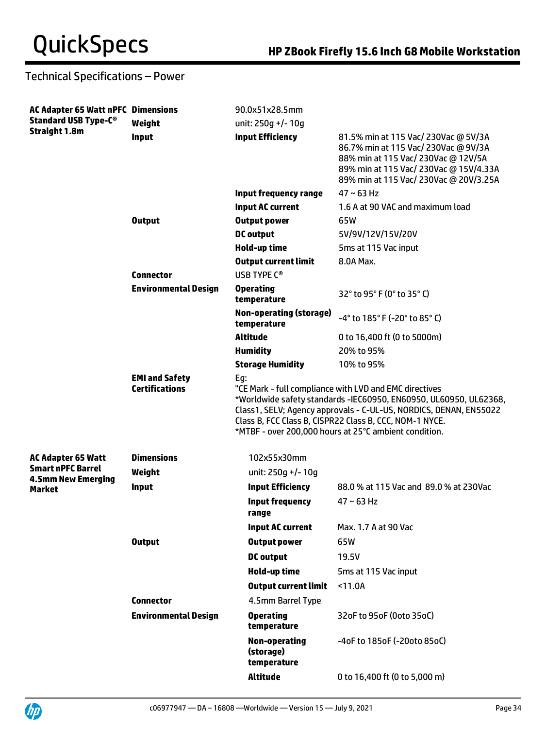## Technical Specifications – Power

| | | | |
|---|---|---|---|
| **AC Adapter 65 Watt nPFC Standard USB Type-C® Straight 1.8m** | **Dimensions** | 90.0x51x28.5mm | |
| | **Weight** | unit: 250g +/- 10g | |
| | **Input** | **Input Efficiency** | 81.5% min at 115 Vac/ 230Vac @ 5V/3A<br>86.7% min at 115 Vac/ 230Vac @ 9V/3A<br>88% min at 115 Vac/ 230Vac @ 12V/5A<br>89% min at 115 Vac/ 230Vac @ 15V/4.33A<br>89% min at 115 Vac/ 230Vac @ 20V/3.25A |
| | | **Input frequency range** | 47 ~ 63 Hz |
| | | **Input AC current** | 1.6 A at 90 VAC and maximum load |
| | **Output** | **Output power** | 65W |
| | | **DC output** | 5V/9V/12V/15V/20V |
| | | **Hold-up time** | 5ms at 115 Vac input |
| | | **Output current limit** | 8.0A Max. |
| | **Connector** | USB TYPE C® | |
| | **Environmental Design** | **Operating temperature** | 32° to 95° F (0° to 35° C) |
| | | **Non-operating (storage) temperature** | -4° to 185° F (-20° to 85° C) |
| | | **Altitude** | 0 to 16,400 ft (0 to 5000m) |
| | | **Humidity** | 20% to 95% |
| | | **Storage Humidity** | 10% to 95% |
| | **EMI and Safety Certifications** | Eg:<br>"CE Mark - full compliance with LVD and EMC directives<br>*Worldwide safety standards -IEC60950, EN60950, UL60950, UL62368, Class1, SELV; Agency approvals - C-UL-US, NORDICS, DENAN, EN55022 Class B, FCC Class B, CISPR22 Class B, CCC, NOM-1 NYCE.<br>*MTBF - over 200,000 hours at 25°C ambient condition. | |
| **AC Adapter 65 Watt Smart nPFC Barrel 4.5mm New Emerging Market** | **Dimensions** | 102x55x30mm | |
| | **Weight** | unit: 250g +/- 10g | |
| | **Input** | **Input Efficiency** | 88.0 % at 115 Vac and 89.0 % at 230Vac |
| | | **Input frequency range** | 47 ~ 63 Hz |
| | | **Input AC current** | Max. 1.7 A at 90 Vac |
| | **Output** | **Output power** | 65W |
| | | **DC output** | 19.5V |
| | | **Hold-up time** | 5ms at 115 Vac input |
| | | **Output current limit** | <11.0A |
| | **Connector** | 4.5mm Barrel Type | |
| | **Environmental Design** | **Operating temperature** | 32oF to 95oF (0oto 35oC) |
| | | **Non-operating (storage) temperature** | -4oF to 185oF (-20oto 85oC) |
| | | **Altitude** | 0 to 16,400 ft (0 to 5,000 m) |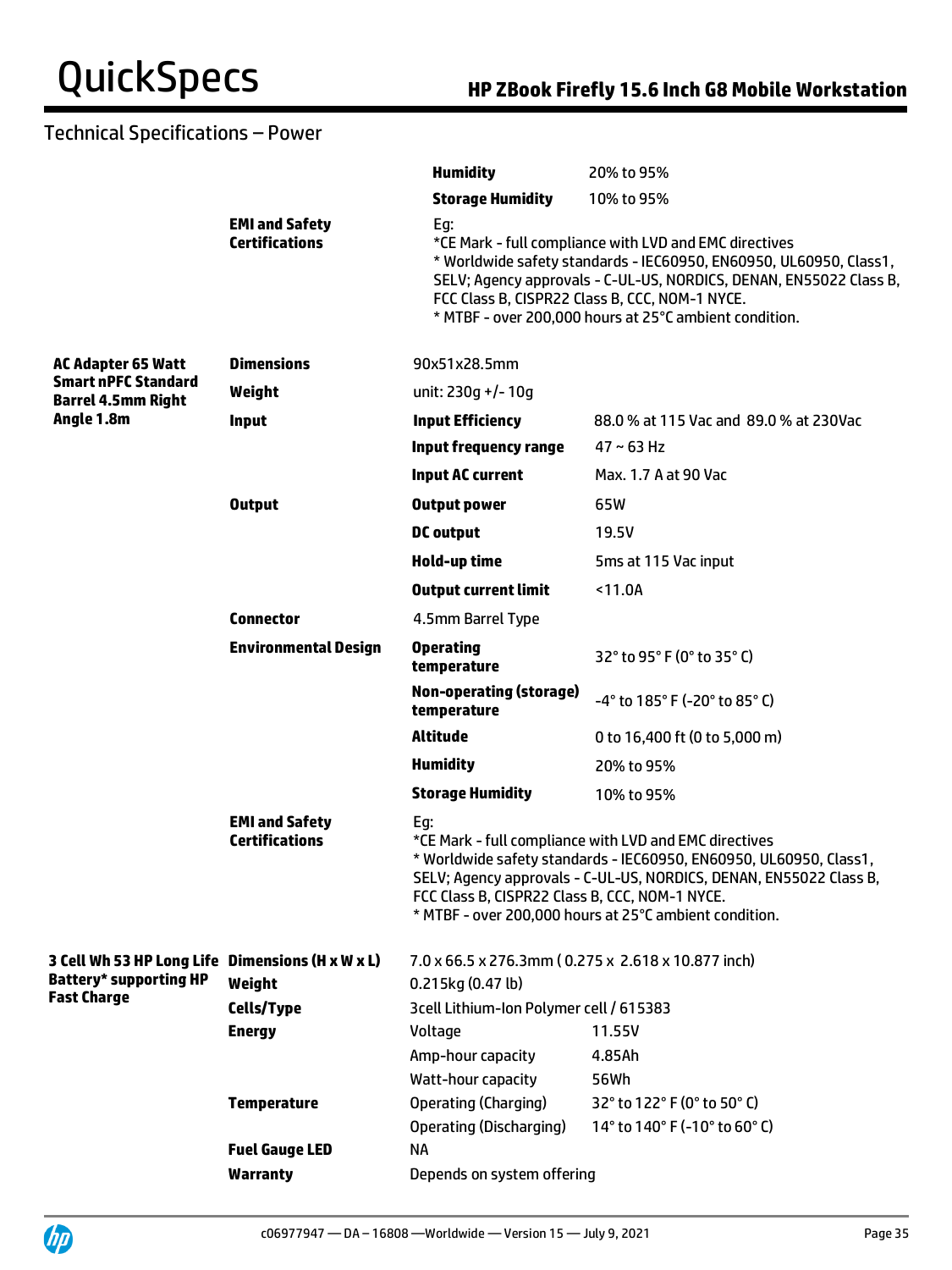## Technical Specifications – Power

| | | | |
|---|---|---|---|
| | | **Humidity** | 20% to 95% |
| | | **Storage Humidity** | 10% to 95% |
| | **EMI and Safety Certifications** | Eg:<br>*CE Mark - full compliance with LVD and EMC directives<br>* Worldwide safety standards - IEC60950, EN60950, UL60950, Class1, SELV; Agency approvals - C-UL-US, NORDICS, DENAN, EN55022 Class B, FCC Class B, CISPR22 Class B, CCC, NOM-1 NYCE.<br>* MTBF - over 200,000 hours at 25°C ambient condition. | |
| **AC Adapter 65 Watt Smart nPFC Standard Barrel 4.5mm Right Angle 1.8m** | **Dimensions** | 90x51x28.5mm | |
| | **Weight** | unit: 230g +/- 10g | |
| | **Input** | **Input Efficiency** | 88.0 % at 115 Vac and 89.0 % at 230Vac |
| | | **Input frequency range** | 47 ~ 63 Hz |
| | | **Input AC current** | Max. 1.7 A at 90 Vac |
| | **Output** | **Output power** | 65W |
| | | **DC output** | 19.5V |
| | | **Hold-up time** | 5ms at 115 Vac input |
| | | **Output current limit** | <11.0A |
| | **Connector** | 4.5mm Barrel Type | |
| | **Environmental Design** | **Operating temperature** | 32° to 95° F (0° to 35° C) |
| | | **Non-operating (storage) temperature** | -4° to 185° F (-20° to 85° C) |
| | | **Altitude** | 0 to 16,400 ft (0 to 5,000 m) |
| | | **Humidity** | 20% to 95% |
| | | **Storage Humidity** | 10% to 95% |
| | **EMI and Safety Certifications** | Eg:<br>*CE Mark - full compliance with LVD and EMC directives<br>* Worldwide safety standards - IEC60950, EN60950, UL60950, Class1, SELV; Agency approvals - C-UL-US, NORDICS, DENAN, EN55022 Class B, FCC Class B, CISPR22 Class B, CCC, NOM-1 NYCE.<br>* MTBF - over 200,000 hours at 25°C ambient condition. | |
| **3 Cell Wh 53 HP Long Life Battery* supporting HP Fast Charge** | **Dimensions (H x W x L)** | 7.0 x 66.5 x 276.3mm ( 0.275 x 2.618 x 10.877 inch) | |
| | **Weight** | 0.215kg (0.47 lb) | |
| | **Cells/Type** | 3cell Lithium-Ion Polymer cell / 615383 | |
| | **Energy** | Voltage | 11.55V |
| | | Amp-hour capacity | 4.85Ah |
| | | Watt-hour capacity | 56Wh |
| | **Temperature** | Operating (Charging) | 32° to 122° F (0° to 50° C) |
| | | Operating (Discharging) | 14° to 140° F (-10° to 60° C) |
| | **Fuel Gauge LED** | NA | |
| | **Warranty** | Depends on system offering | |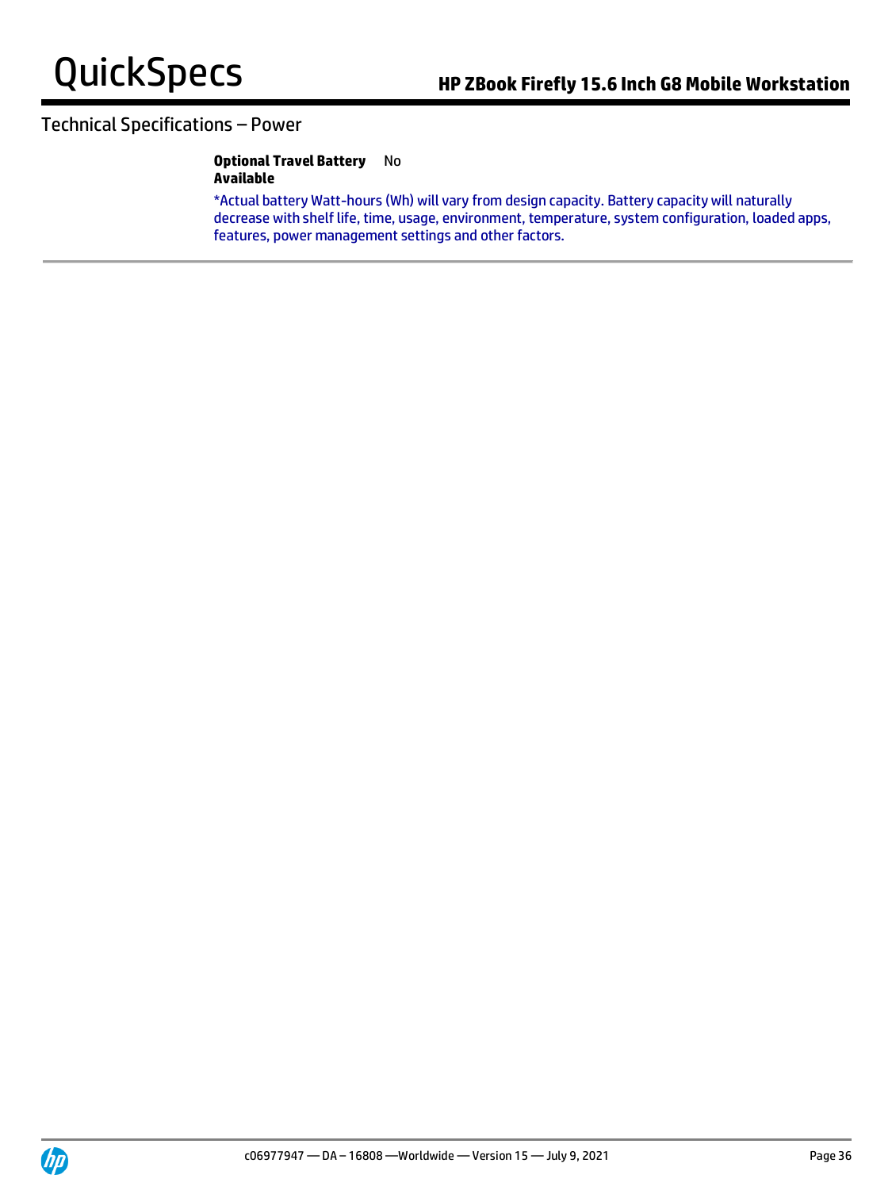## Technical Specifications – Power

| | |
|---|---|
| **Optional Travel Battery Available** | No |

*Actual battery Watt-hours (Wh) will vary from design capacity. Battery capacity will naturally decrease with shelf life, time, usage, environment, temperature, system configuration, loaded apps, features, power management settings and other factors.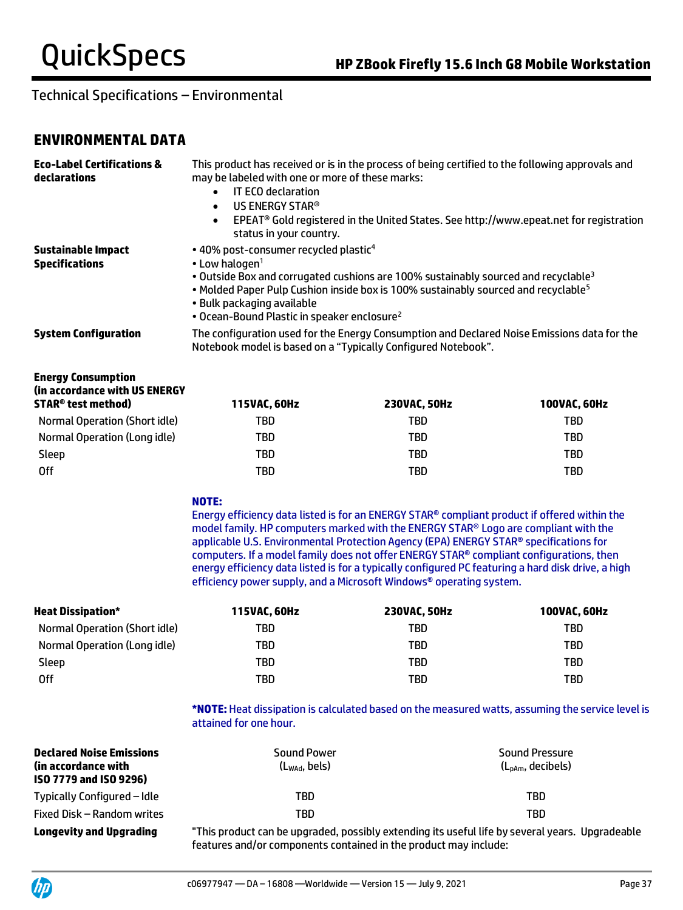## Technical Specifications – Environmental

## ENVIRONMENTAL DATA

**Eco-Label Certifications & declarations**

This product has received or is in the process of being certified to the following approvals and may be labeled with one or more of these marks:

- IT ECO declaration
- US ENERGY STAR®
- EPEAT® Gold registered in the United States. See http://www.epeat.net for registration status in your country.

**Sustainable Impact Specifications**

- 40% post-consumer recycled plastic[4]
- Low halogen[1]
- Outside Box and corrugated cushions are 100% sustainably sourced and recyclable[3]
- Molded Paper Pulp Cushion inside box is 100% sustainably sourced and recyclable[5]
- Bulk packaging available
- Ocean-Bound Plastic in speaker enclosure[2]

**System Configuration**

The configuration used for the Energy Consumption and Declared Noise Emissions data for the Notebook model is based on a "Typically Configured Notebook".

| Energy Consumption (in accordance with US ENERGY STAR® test method) | 115VAC, 60Hz | 230VAC, 50Hz | 100VAC, 60Hz |
|---|---|---|---|
| Normal Operation (Short idle) | TBD | TBD | TBD |
| Normal Operation (Long idle) | TBD | TBD | TBD |
| Sleep | TBD | TBD | TBD |
| Off | TBD | TBD | TBD |

**NOTE:**
Energy efficiency data listed is for an ENERGY STAR® compliant product if offered within the model family. HP computers marked with the ENERGY STAR® Logo are compliant with the applicable U.S. Environmental Protection Agency (EPA) ENERGY STAR® specifications for computers. If a model family does not offer ENERGY STAR® compliant configurations, then energy efficiency data listed is for a typically configured PC featuring a hard disk drive, a high efficiency power supply, and a Microsoft Windows® operating system.

| Heat Dissipation* | 115VAC, 60Hz | 230VAC, 50Hz | 100VAC, 60Hz |
|---|---|---|---|
| Normal Operation (Short idle) | TBD | TBD | TBD |
| Normal Operation (Long idle) | TBD | TBD | TBD |
| Sleep | TBD | TBD | TBD |
| Off | TBD | TBD | TBD |

***NOTE:** Heat dissipation is calculated based on the measured watts, assuming the service level is attained for one hour.

| Declared Noise Emissions (in accordance with ISO 7779 and ISO 9296) | Sound Power ($L_{WAd}$, bels) | Sound Pressure ($L_{pAm}$, decibels) |
|---|---|---|
| Typically Configured – Idle | TBD | TBD |
| Fixed Disk – Random writes | TBD | TBD |

**Longevity and Upgrading**

"This product can be upgraded, possibly extending its useful life by several years. Upgradeable features and/or components contained in the product may include: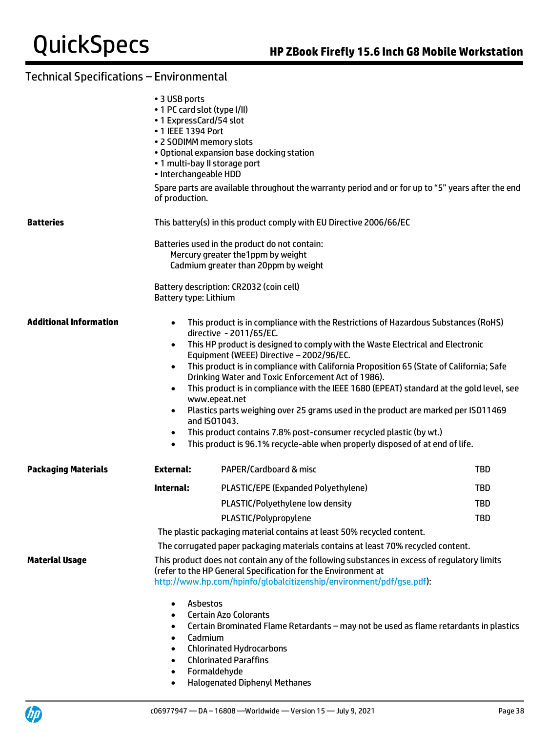## Technical Specifications – Environmental

- 3 USB ports
- 1 PC card slot (type I/II)
- 1 ExpressCard/54 slot
- 1 IEEE 1394 Port
- 2 SODIMM memory slots
- Optional expansion base docking station
- 1 multi-bay II storage port
- Interchangeable HDD

Spare parts are available throughout the warranty period and or for up to "5" years after the end of production.

**Batteries**

This battery(s) in this product comply with EU Directive 2006/66/EC

Batteries used in the product do not contain:
Mercury greater the1ppm by weight
Cadmium greater than 20ppm by weight

Battery description: CR2032 (coin cell)
Battery type: Lithium

**Additional Information**

- This product is in compliance with the Restrictions of Hazardous Substances (RoHS) directive - 2011/65/EC.
- This HP product is designed to comply with the Waste Electrical and Electronic Equipment (WEEE) Directive – 2002/96/EC.
- This product is in compliance with California Proposition 65 (State of California; Safe Drinking Water and Toxic Enforcement Act of 1986).
- This product is in compliance with the IEEE 1680 (EPEAT) standard at the gold level, see www.epeat.net
- Plastics parts weighing over 25 grams used in the product are marked per ISO11469 and ISO1043.
- This product contains 7.8% post-consumer recycled plastic (by wt.)
- This product is 96.1% recycle-able when properly disposed of at end of life.

**Packaging Materials**

| | | |
|---|---|---|
| **External:** | PAPER/Cardboard & misc | TBD |
| **Internal:** | PLASTIC/EPE (Expanded Polyethylene) | TBD |
| | PLASTIC/Polyethylene low density | TBD |
| | PLASTIC/Polypropylene | TBD |

The plastic packaging material contains at least 50% recycled content.

The corrugated paper packaging materials contains at least 70% recycled content.

**Material Usage**

This product does not contain any of the following substances in excess of regulatory limits (refer to the HP General Specification for the Environment at http://www.hp.com/hpinfo/globalcitizenship/environment/pdf/gse.pdf):

- Asbestos
- Certain Azo Colorants
- Certain Brominated Flame Retardants – may not be used as flame retardants in plastics
- Cadmium
- Chlorinated Hydrocarbons
- Chlorinated Paraffins
- Formaldehyde
- Halogenated Diphenyl Methanes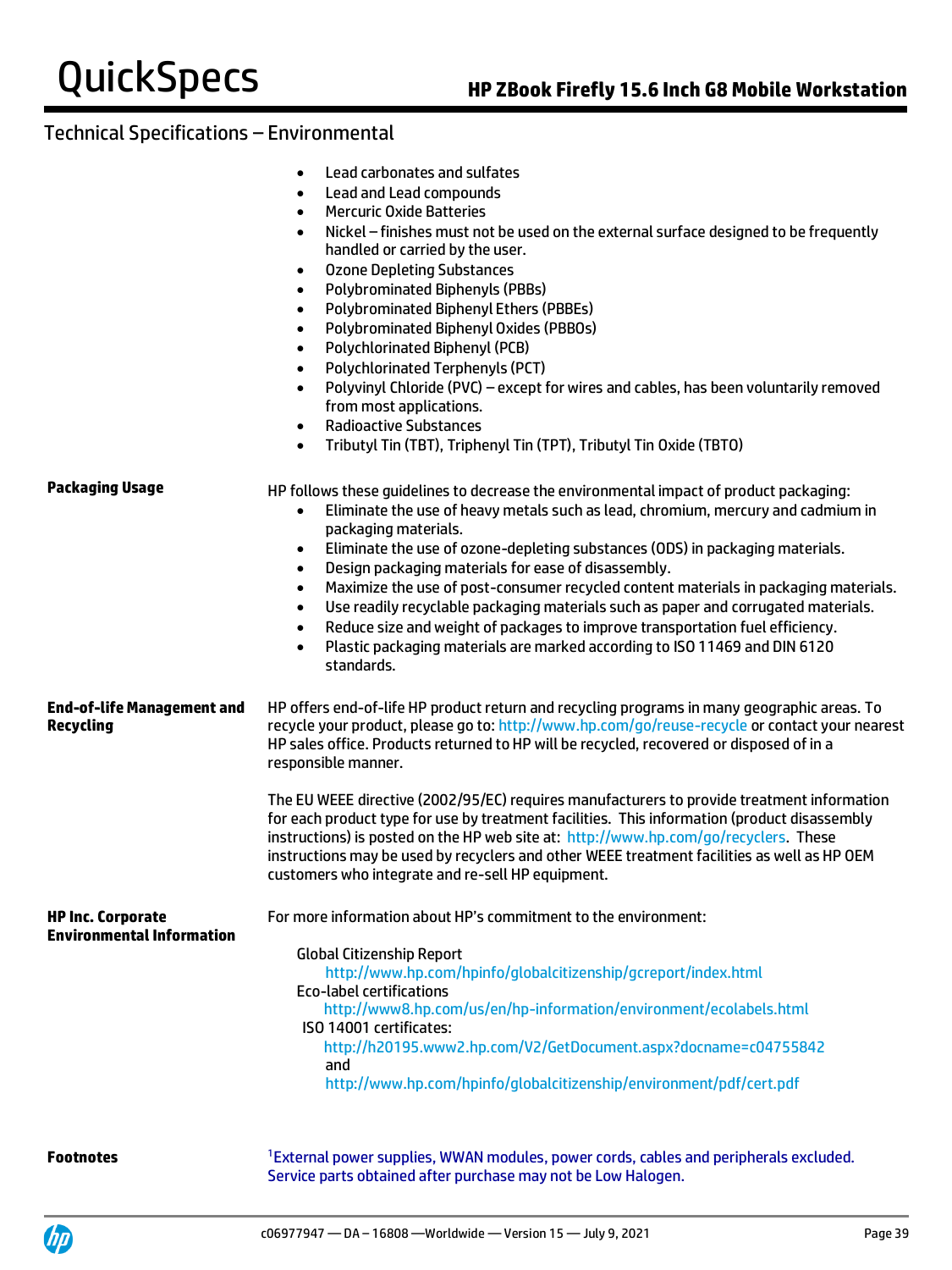## Technical Specifications – Environmental

- Lead carbonates and sulfates
- Lead and Lead compounds
- Mercuric Oxide Batteries
- Nickel – finishes must not be used on the external surface designed to be frequently handled or carried by the user.
- Ozone Depleting Substances
- Polybrominated Biphenyls (PBBs)
- Polybrominated Biphenyl Ethers (PBBEs)
- Polybrominated Biphenyl Oxides (PBBOs)
- Polychlorinated Biphenyl (PCB)
- Polychlorinated Terphenyls (PCT)
- Polyvinyl Chloride (PVC) – except for wires and cables, has been voluntarily removed from most applications.
- Radioactive Substances
- Tributyl Tin (TBT), Triphenyl Tin (TPT), Tributyl Tin Oxide (TBTO)

**Packaging Usage**

HP follows these guidelines to decrease the environmental impact of product packaging:

- Eliminate the use of heavy metals such as lead, chromium, mercury and cadmium in packaging materials.
- Eliminate the use of ozone-depleting substances (ODS) in packaging materials.
- Design packaging materials for ease of disassembly.
- Maximize the use of post-consumer recycled content materials in packaging materials.
- Use readily recyclable packaging materials such as paper and corrugated materials.
- Reduce size and weight of packages to improve transportation fuel efficiency.
- Plastic packaging materials are marked according to ISO 11469 and DIN 6120 standards.

**End-of-life Management and Recycling**

HP offers end-of-life HP product return and recycling programs in many geographic areas. To recycle your product, please go to: http://www.hp.com/go/reuse-recycle or contact your nearest HP sales office. Products returned to HP will be recycled, recovered or disposed of in a responsible manner.

The EU WEEE directive (2002/95/EC) requires manufacturers to provide treatment information for each product type for use by treatment facilities. This information (product disassembly instructions) is posted on the HP web site at: http://www.hp.com/go/recyclers. These instructions may be used by recyclers and other WEEE treatment facilities as well as HP OEM customers who integrate and re-sell HP equipment.

**HP Inc. Corporate Environmental Information**

For more information about HP's commitment to the environment:

Global Citizenship Report
http://www.hp.com/hpinfo/globalcitizenship/gcreport/index.html

Eco-label certifications
http://www8.hp.com/us/en/hp-information/environment/ecolabels.html

ISO 14001 certificates:
http://h20195.www2.hp.com/V2/GetDocument.aspx?docname=c04755842
and
http://www.hp.com/hpinfo/globalcitizenship/environment/pdf/cert.pdf

**Footnotes**

[1]External power supplies, WWAN modules, power cords, cables and peripherals excluded. Service parts obtained after purchase may not be Low Halogen.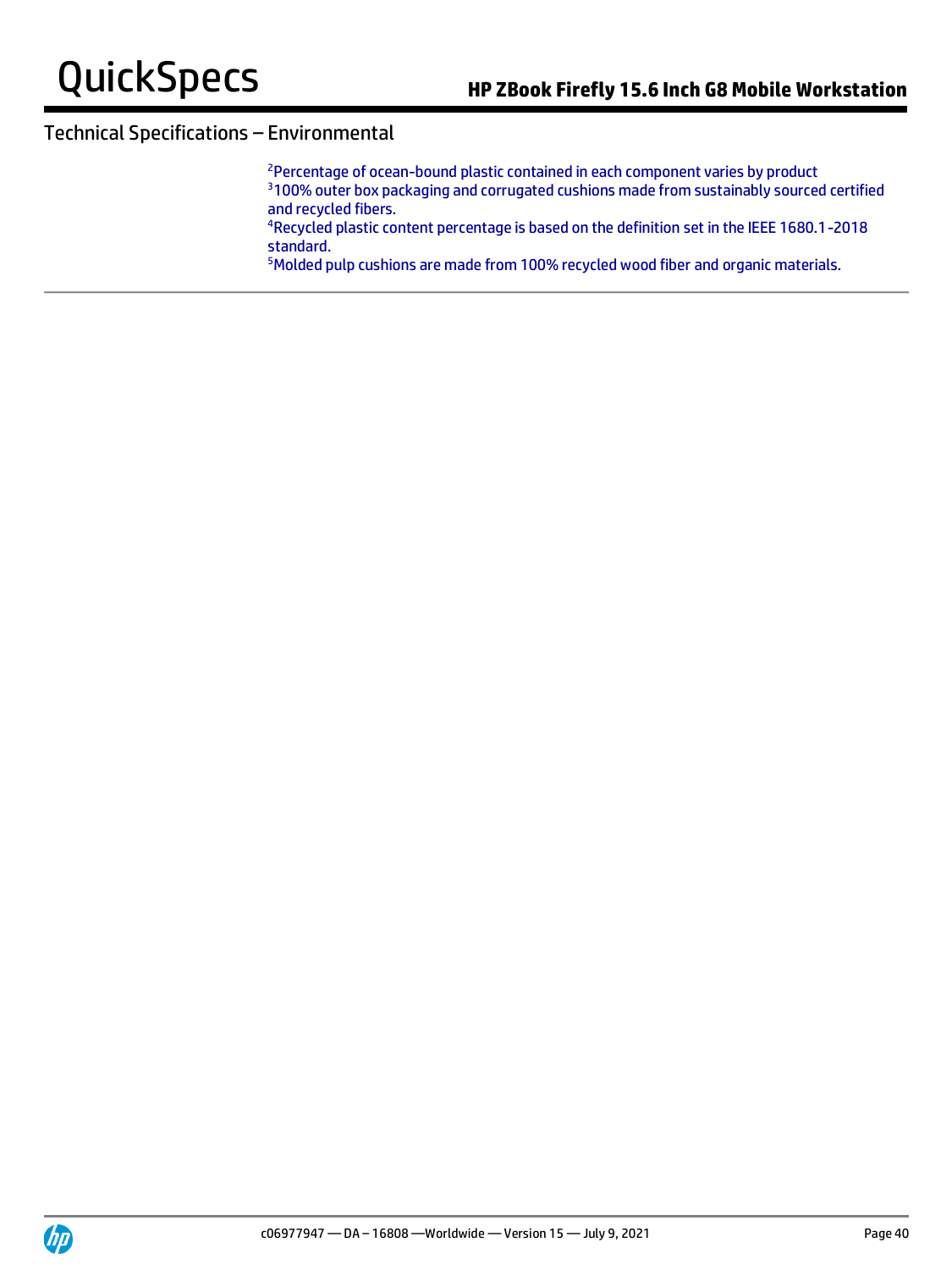## Technical Specifications – Environmental

[2]Percentage of ocean-bound plastic contained in each component varies by product
[3]100% outer box packaging and corrugated cushions made from sustainably sourced certified and recycled fibers.
[4]Recycled plastic content percentage is based on the definition set in the IEEE 1680.1-2018 standard.
[5]Molded pulp cushions are made from 100% recycled wood fiber and organic materials.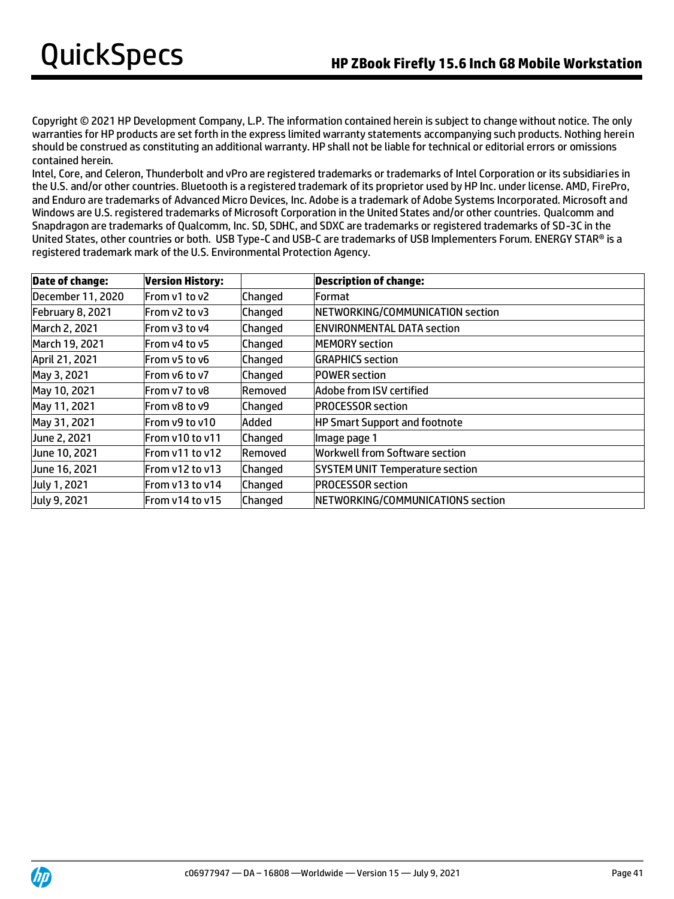Copyright © 2021 HP Development Company, L.P. The information contained herein is subject to change without notice. The only warranties for HP products are set forth in the express limited warranty statements accompanying such products. Nothing herein should be construed as constituting an additional warranty. HP shall not be liable for technical or editorial errors or omissions contained herein.

Intel, Core, and Celeron, Thunderbolt and vPro are registered trademarks or trademarks of Intel Corporation or its subsidiaries in the U.S. and/or other countries. Bluetooth is a registered trademark of its proprietor used by HP Inc. under license. AMD, FirePro, and Enduro are trademarks of Advanced Micro Devices, Inc. Adobe is a trademark of Adobe Systems Incorporated. Microsoft and Windows are U.S. registered trademarks of Microsoft Corporation in the United States and/or other countries. Qualcomm and Snapdragon are trademarks of Qualcomm, Inc. SD, SDHC, and SDXC are trademarks or registered trademarks of SD-3C in the United States, other countries or both. USB Type-C and USB-C are trademarks of USB Implementers Forum. ENERGY STAR® is a registered trademark mark of the U.S. Environmental Protection Agency.

| **Date of change:** | **Version History:** | | **Description of change:** |
|---|---|---|---|
| December 11, 2020 | From v1 to v2 | Changed | Format |
| February 8, 2021 | From v2 to v3 | Changed | NETWORKING/COMMUNICATION section |
| March 2, 2021 | From v3 to v4 | Changed | ENVIRONMENTAL DATA section |
| March 19, 2021 | From v4 to v5 | Changed | MEMORY section |
| April 21, 2021 | From v5 to v6 | Changed | GRAPHICS section |
| May 3, 2021 | From v6 to v7 | Changed | POWER section |
| May 10, 2021 | From v7 to v8 | Removed | Adobe from ISV certified |
| May 11, 2021 | From v8 to v9 | Changed | PROCESSOR section |
| May 31, 2021 | From v9 to v10 | Added | HP Smart Support and footnote |
| June 2, 2021 | From v10 to v11 | Changed | Image page 1 |
| June 10, 2021 | From v11 to v12 | Removed | Workwell from Software section |
| June 16, 2021 | From v12 to v13 | Changed | SYSTEM UNIT Temperature section |
| July 1, 2021 | From v13 to v14 | Changed | PROCESSOR section |
| July 9, 2021 | From v14 to v15 | Changed | NETWORKING/COMMUNICATIONS section |